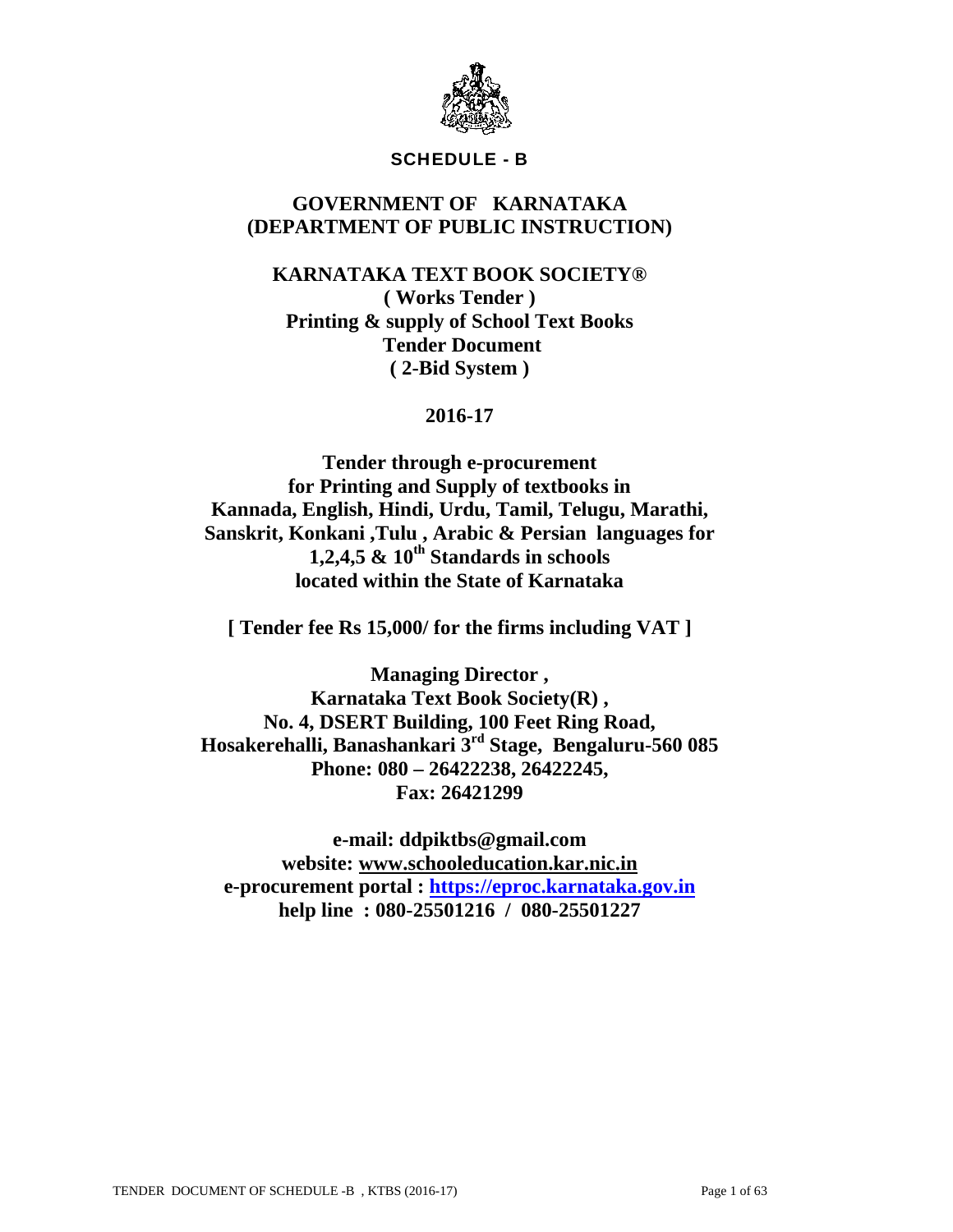**SCHEDULE - B**

# GOVERNMENT OF KARNATAKA (DEPARTMENT OF PUBLIC INSTRUCTION)

## KARNATAKA TEXT BOOK SOCIETY®

**( Works Tender )**
**Printing & supply of School Text Books**
**Tender Document**
**( 2-Bid System )**

**2016-17**

**Tender through e-procurement for Printing and Supply of textbooks in Kannada, English, Hindi, Urdu, Tamil, Telugu, Marathi, Sanskrit, Konkani ,Tulu , Arabic & Persian languages for 1,2,4,5 & 10th Standards in schools located within the State of Karnataka**

**[ Tender fee Rs 15,000/ for the firms including VAT ]**

**Managing Director ,**
**Karnataka Text Book Society(R) ,**
**No. 4, DSERT Building, 100 Feet Ring Road,**
**Hosakerehalli, Banashankari 3rd Stage, Bengaluru-560 085**
**Phone: 080 – 26422238, 26422245,**
**Fax: 26421299**

**e-mail: ddpiktbs@gmail.com**
**website: www.schooleducation.kar.nic.in**
**e-procurement portal : https://eproc.karnataka.gov.in**
**help line : 080-25501216 / 080-25501227**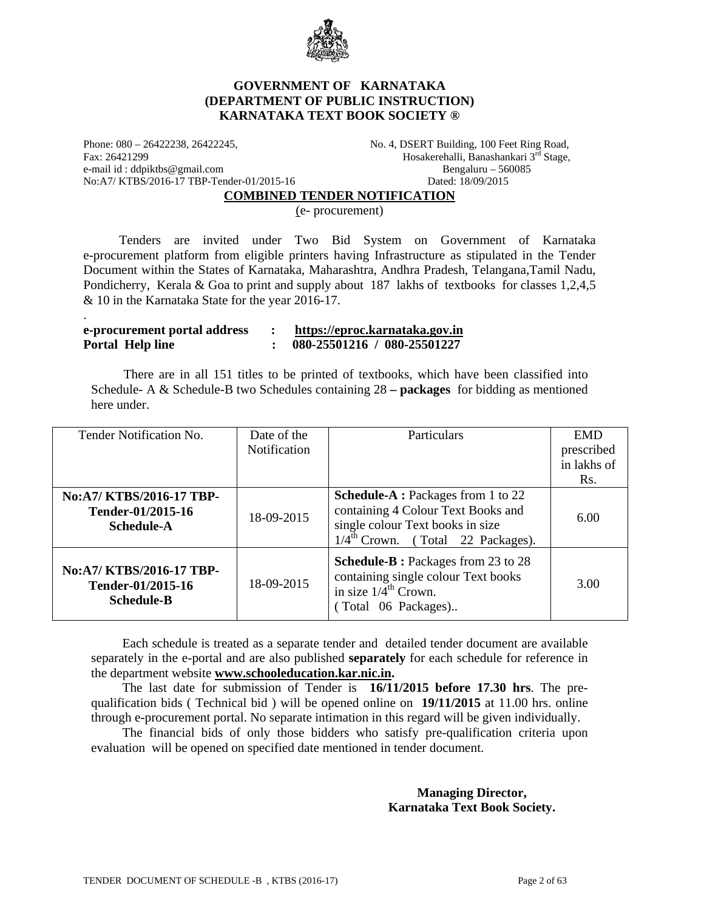# GOVERNMENT OF KARNATAKA
## (DEPARTMENT OF PUBLIC INSTRUCTION)
## KARNATAKA TEXT BOOK SOCIETY ®

Phone: 080 – 26422238, 26422245,
Fax: 26421299
e-mail id : ddpiktbs@gmail.com
No:A7/ KTBS/2016-17 TBP-Tender-01/2015-16

No. 4, DSERT Building, 100 Feet Ring Road,
Hosakerehalli, Banashankari 3rd Stage,
Bengaluru – 560085
Dated: 18/09/2015

**COMBINED TENDER NOTIFICATION**

(e- procurement)

Tenders are invited under Two Bid System on Government of Karnataka e-procurement platform from eligible printers having Infrastructure as stipulated in the Tender Document within the States of Karnataka, Maharashtra, Andhra Pradesh, Telangana,Tamil Nadu, Pondicherry, Kerala & Goa to print and supply about 187 lakhs of textbooks for classes 1,2,4,5 & 10 in the Karnataka State for the year 2016-17.

.

**e-procurement portal address : https://eproc.karnataka.gov.in**
**Portal Help line : 080-25501216 / 080-25501227**

There are in all 151 titles to be printed of textbooks, which have been classified into Schedule- A & Schedule-B two Schedules containing 28 **– packages** for bidding as mentioned here under.

| Tender Notification No. | Date of the Notification | Particulars | EMD prescribed in lakhs of Rs. |
|---|---|---|---|
| **No:A7/ KTBS/2016-17 TBP-Tender-01/2015-16 Schedule-A** | 18-09-2015 | **Schedule-A :** Packages from 1 to 22 containing 4 Colour Text Books and single colour Text books in size 1/4th Crown. ( Total 22 Packages). | 6.00 |
| **No:A7/ KTBS/2016-17 TBP-Tender-01/2015-16 Schedule-B** | 18-09-2015 | **Schedule-B :** Packages from 23 to 28 containing single colour Text books in size 1/4th Crown. ( Total 06 Packages).. | 3.00 |

Each schedule is treated as a separate tender and detailed tender document are available separately in the e-portal and are also published **separately** for each schedule for reference in the department website **www.schooleducation.kar.nic.in.**

The last date for submission of Tender is **16/11/2015 before 17.30 hrs**. The pre-qualification bids ( Technical bid ) will be opened online on **19/11/2015** at 11.00 hrs. online through e-procurement portal. No separate intimation in this regard will be given individually.

The financial bids of only those bidders who satisfy pre-qualification criteria upon evaluation will be opened on specified date mentioned in tender document.

**Managing Director,**
**Karnataka Text Book Society.**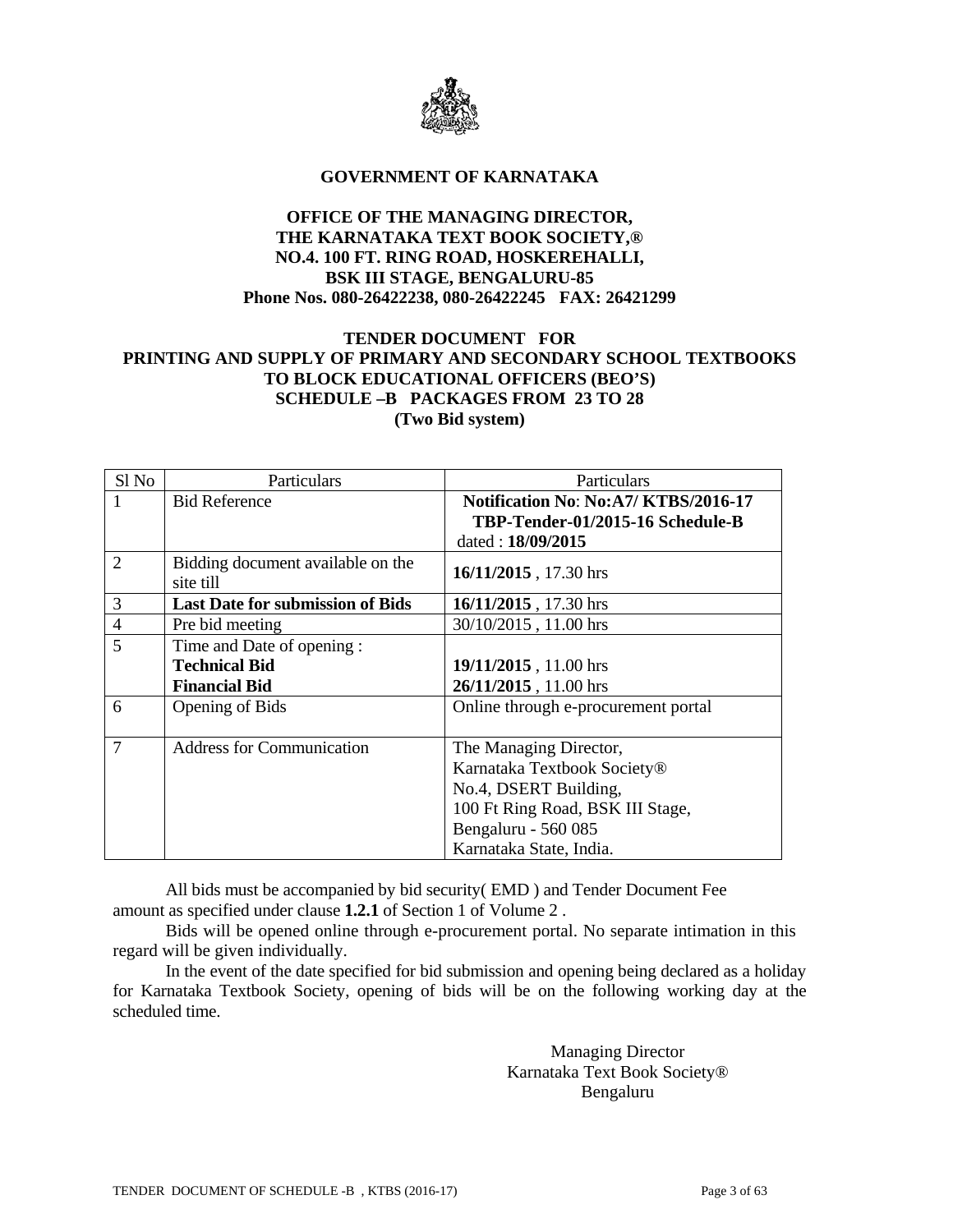**GOVERNMENT OF KARNATAKA**

**OFFICE OF THE MANAGING DIRECTOR,**
**THE KARNATAKA TEXT BOOK SOCIETY,®**
**NO.4. 100 FT. RING ROAD, HOSKEREHALLI,**
**BSK III STAGE, BENGALURU-85**
**Phone Nos. 080-26422238, 080-26422245 FAX: 26421299**

# TENDER DOCUMENT FOR PRINTING AND SUPPLY OF PRIMARY AND SECONDARY SCHOOL TEXTBOOKS TO BLOCK EDUCATIONAL OFFICERS (BEO'S) SCHEDULE –B PACKAGES FROM 23 TO 28

**(Two Bid system)**

| Sl No | Particulars | Particulars |
|---|---|---|
| 1 | Bid Reference | **Notification No: No:A7/ KTBS/2016-17 TBP-Tender-01/2015-16 Schedule-B** dated : **18/09/2015** |
| 2 | Bidding document available on the site till | **16/11/2015** , 17.30 hrs |
| 3 | **Last Date for submission of Bids** | **16/11/2015** , 17.30 hrs |
| 4 | Pre bid meeting | 30/10/2015 , 11.00 hrs |
| 5 | Time and Date of opening :<br>**Technical Bid**<br>**Financial Bid** | <br>**19/11/2015** , 11.00 hrs<br>**26/11/2015** , 11.00 hrs |
| 6 | Opening of Bids | Online through e-procurement portal |
| 7 | Address for Communication | The Managing Director,<br>Karnataka Textbook Society®<br>No.4, DSERT Building,<br>100 Ft Ring Road, BSK III Stage,<br>Bengaluru - 560 085<br>Karnataka State, India. |

All bids must be accompanied by bid security( EMD ) and Tender Document Fee amount as specified under clause **1.2.1** of Section 1 of Volume 2 .

Bids will be opened online through e-procurement portal. No separate intimation in this regard will be given individually.

In the event of the date specified for bid submission and opening being declared as a holiday for Karnataka Textbook Society, opening of bids will be on the following working day at the scheduled time.

Managing Director
Karnataka Text Book Society®
Bengaluru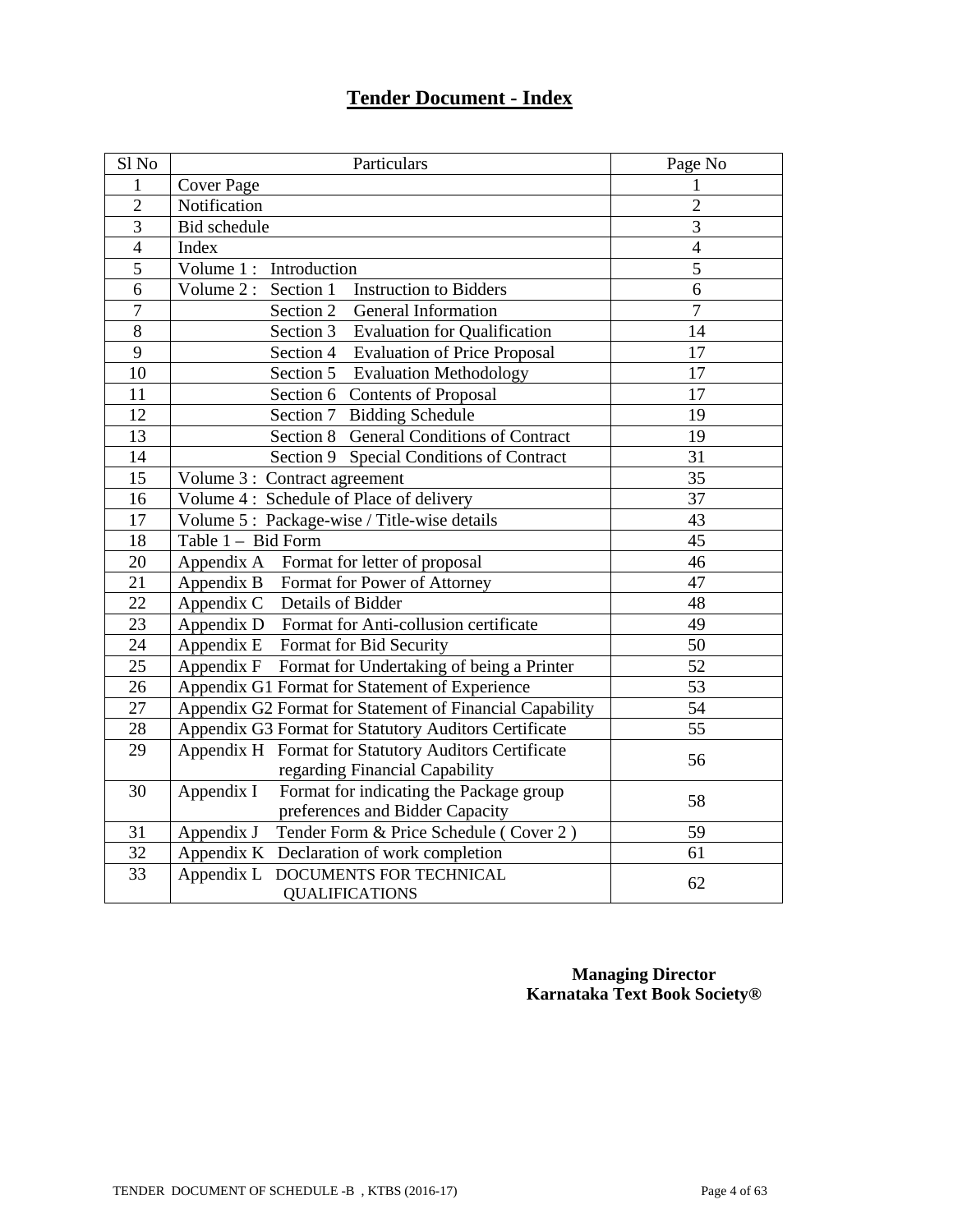# Tender Document - Index

| Sl No | Particulars | Page No |
|---|---|---|
| 1 | Cover Page | 1 |
| 2 | Notification | 2 |
| 3 | Bid schedule | 3 |
| 4 | Index | 4 |
| 5 | Volume 1 : Introduction | 5 |
| 6 | Volume 2 : Section 1 Instruction to Bidders | 6 |
| 7 | Section 2 General Information | 7 |
| 8 | Section 3 Evaluation for Qualification | 14 |
| 9 | Section 4 Evaluation of Price Proposal | 17 |
| 10 | Section 5 Evaluation Methodology | 17 |
| 11 | Section 6 Contents of Proposal | 17 |
| 12 | Section 7 Bidding Schedule | 19 |
| 13 | Section 8 General Conditions of Contract | 19 |
| 14 | Section 9 Special Conditions of Contract | 31 |
| 15 | Volume 3 : Contract agreement | 35 |
| 16 | Volume 4 : Schedule of Place of delivery | 37 |
| 17 | Volume 5 : Package-wise / Title-wise details | 43 |
| 18 | Table 1 – Bid Form | 45 |
| 20 | Appendix A Format for letter of proposal | 46 |
| 21 | Appendix B Format for Power of Attorney | 47 |
| 22 | Appendix C Details of Bidder | 48 |
| 23 | Appendix D Format for Anti-collusion certificate | 49 |
| 24 | Appendix E Format for Bid Security | 50 |
| 25 | Appendix F Format for Undertaking of being a Printer | 52 |
| 26 | Appendix G1 Format for Statement of Experience | 53 |
| 27 | Appendix G2 Format for Statement of Financial Capability | 54 |
| 28 | Appendix G3 Format for Statutory Auditors Certificate | 55 |
| 29 | Appendix H Format for Statutory Auditors Certificate regarding Financial Capability | 56 |
| 30 | Appendix I Format for indicating the Package group preferences and Bidder Capacity | 58 |
| 31 | Appendix J Tender Form & Price Schedule ( Cover 2 ) | 59 |
| 32 | Appendix K Declaration of work completion | 61 |
| 33 | Appendix L DOCUMENTS FOR TECHNICAL QUALIFICATIONS | 62 |

**Managing Director**
**Karnataka Text Book Society®**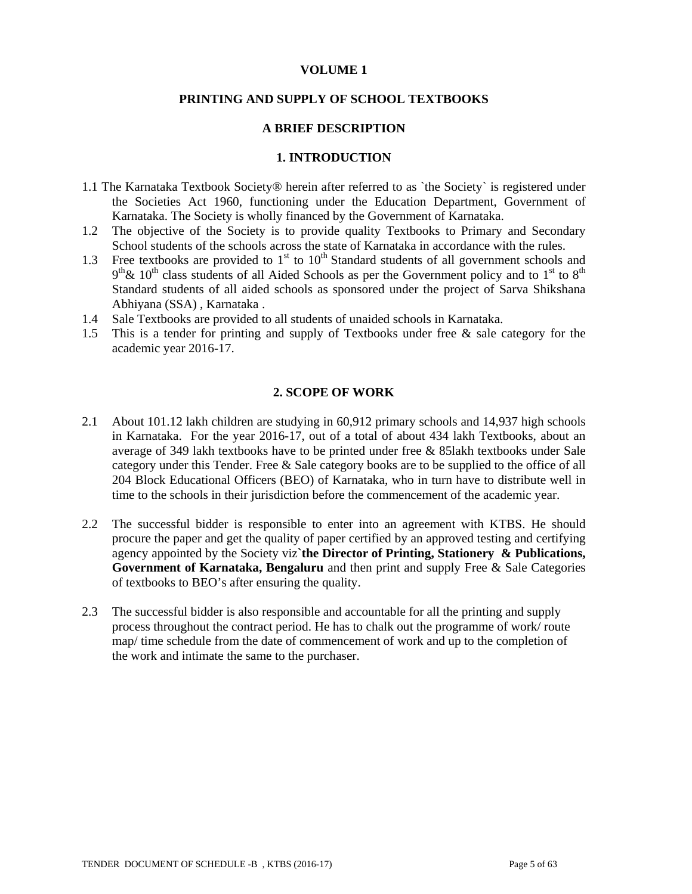# VOLUME 1

## PRINTING AND SUPPLY OF SCHOOL TEXTBOOKS

## A BRIEF DESCRIPTION

## 1. INTRODUCTION

1.1 The Karnataka Textbook Society® herein after referred to as `the Society` is registered under the Societies Act 1960, functioning under the Education Department, Government of Karnataka. The Society is wholly financed by the Government of Karnataka.

1.2 The objective of the Society is to provide quality Textbooks to Primary and Secondary School students of the schools across the state of Karnataka in accordance with the rules.

1.3 Free textbooks are provided to 1st to 10th Standard students of all government schools and 9th& 10th class students of all Aided Schools as per the Government policy and to 1st to 8th Standard students of all aided schools as sponsored under the project of Sarva Shikshana Abhiyana (SSA) , Karnataka .

1.4 Sale Textbooks are provided to all students of unaided schools in Karnataka.

1.5 This is a tender for printing and supply of Textbooks under free & sale category for the academic year 2016-17.

## 2. SCOPE OF WORK

2.1 About 101.12 lakh children are studying in 60,912 primary schools and 14,937 high schools in Karnataka. For the year 2016-17, out of a total of about 434 lakh Textbooks, about an average of 349 lakh textbooks have to be printed under free & 85lakh textbooks under Sale category under this Tender. Free & Sale category books are to be supplied to the office of all 204 Block Educational Officers (BEO) of Karnataka, who in turn have to distribute well in time to the schools in their jurisdiction before the commencement of the academic year.

2.2 The successful bidder is responsible to enter into an agreement with KTBS. He should procure the paper and get the quality of paper certified by an approved testing and certifying agency appointed by the Society viz`**the Director of Printing, Stationery & Publications, Government of Karnataka, Bengaluru** and then print and supply Free & Sale Categories of textbooks to BEO's after ensuring the quality.

2.3 The successful bidder is also responsible and accountable for all the printing and supply process throughout the contract period. He has to chalk out the programme of work/ route map/ time schedule from the date of commencement of work and up to the completion of the work and intimate the same to the purchaser.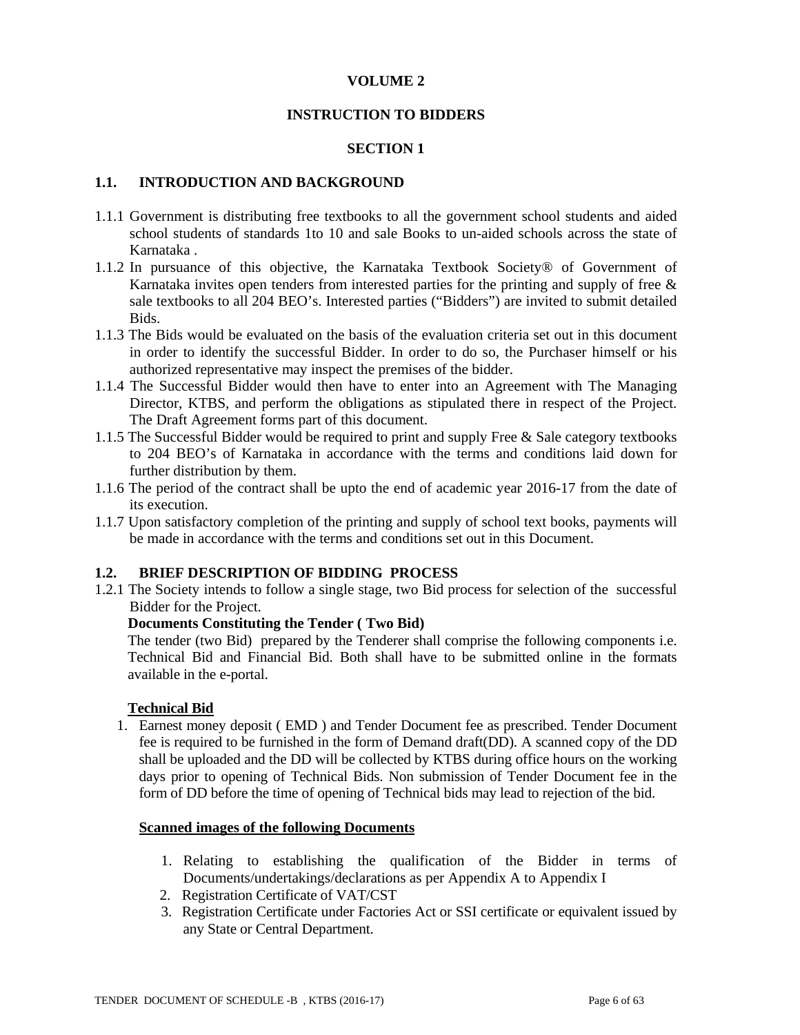**VOLUME 2**

**INSTRUCTION TO BIDDERS**

**SECTION 1**

## 1.1. INTRODUCTION AND BACKGROUND

1.1.1 Government is distributing free textbooks to all the government school students and aided school students of standards 1to 10 and sale Books to un-aided schools across the state of Karnataka .

1.1.2 In pursuance of this objective, the Karnataka Textbook Society® of Government of Karnataka invites open tenders from interested parties for the printing and supply of free & sale textbooks to all 204 BEO's. Interested parties ("Bidders") are invited to submit detailed Bids.

1.1.3 The Bids would be evaluated on the basis of the evaluation criteria set out in this document in order to identify the successful Bidder. In order to do so, the Purchaser himself or his authorized representative may inspect the premises of the bidder.

1.1.4 The Successful Bidder would then have to enter into an Agreement with The Managing Director, KTBS, and perform the obligations as stipulated there in respect of the Project. The Draft Agreement forms part of this document.

1.1.5 The Successful Bidder would be required to print and supply Free & Sale category textbooks to 204 BEO's of Karnataka in accordance with the terms and conditions laid down for further distribution by them.

1.1.6 The period of the contract shall be upto the end of academic year 2016-17 from the date of its execution.

1.1.7 Upon satisfactory completion of the printing and supply of school text books, payments will be made in accordance with the terms and conditions set out in this Document.

## 1.2. BRIEF DESCRIPTION OF BIDDING PROCESS

1.2.1 The Society intends to follow a single stage, two Bid process for selection of the successful Bidder for the Project.

**Documents Constituting the Tender ( Two Bid)**

The tender (two Bid) prepared by the Tenderer shall comprise the following components i.e. Technical Bid and Financial Bid. Both shall have to be submitted online in the formats available in the e-portal.

**Technical Bid**

1. Earnest money deposit ( EMD ) and Tender Document fee as prescribed. Tender Document fee is required to be furnished in the form of Demand draft(DD). A scanned copy of the DD shall be uploaded and the DD will be collected by KTBS during office hours on the working days prior to opening of Technical Bids. Non submission of Tender Document fee in the form of DD before the time of opening of Technical bids may lead to rejection of the bid.

**Scanned images of the following Documents**

1. Relating to establishing the qualification of the Bidder in terms of Documents/undertakings/declarations as per Appendix A to Appendix I
2. Registration Certificate of VAT/CST
3. Registration Certificate under Factories Act or SSI certificate or equivalent issued by any State or Central Department.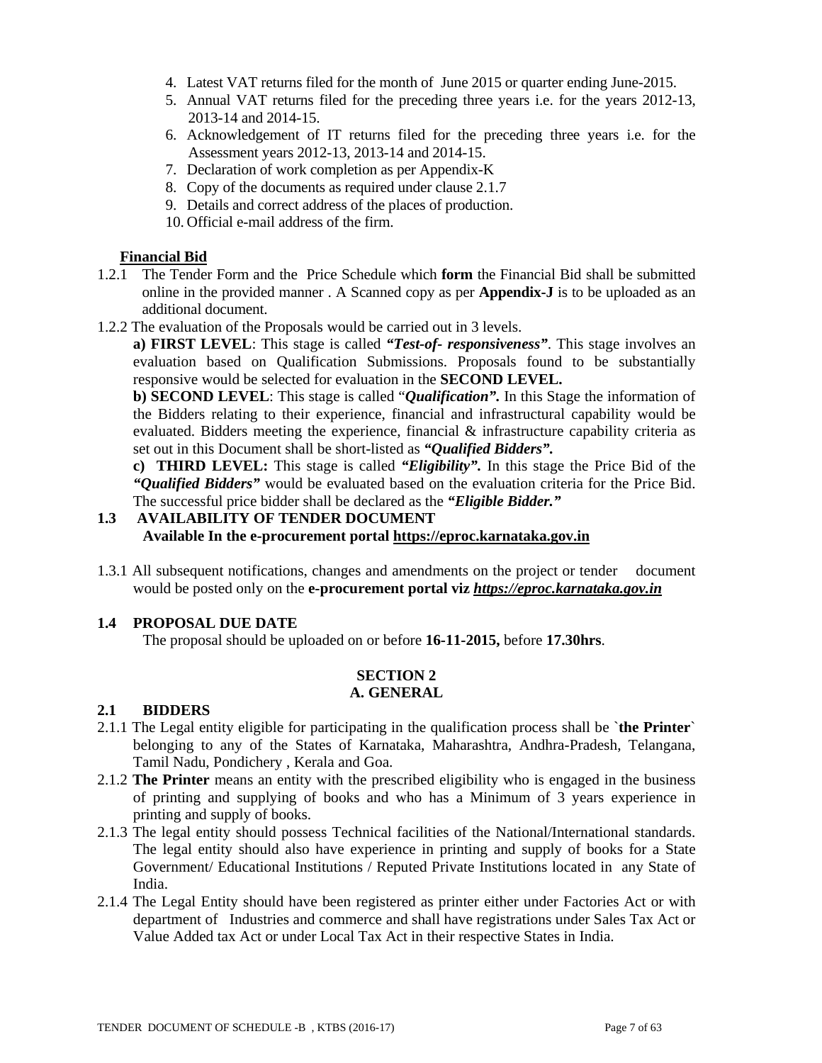4. Latest VAT returns filed for the month of June 2015 or quarter ending June-2015.
5. Annual VAT returns filed for the preceding three years i.e. for the years 2012-13, 2013-14 and 2014-15.
6. Acknowledgement of IT returns filed for the preceding three years i.e. for the Assessment years 2012-13, 2013-14 and 2014-15.
7. Declaration of work completion as per Appendix-K
8. Copy of the documents as required under clause 2.1.7
9. Details and correct address of the places of production.
10. Official e-mail address of the firm.

**Financial Bid**

1.2.1 The Tender Form and the Price Schedule which **form** the Financial Bid shall be submitted online in the provided manner . A Scanned copy as per **Appendix-J** is to be uploaded as an additional document.

1.2.2 The evaluation of the Proposals would be carried out in 3 levels.

**a) FIRST LEVEL**: This stage is called ***"Test-of- responsiveness"***. This stage involves an evaluation based on Qualification Submissions. Proposals found to be substantially responsive would be selected for evaluation in the **SECOND LEVEL.**

**b) SECOND LEVEL**: This stage is called "***Qualification".*** In this Stage the information of the Bidders relating to their experience, financial and infrastructural capability would be evaluated. Bidders meeting the experience, financial & infrastructure capability criteria as set out in this Document shall be short-listed as ***"Qualified Bidders".***

**c) THIRD LEVEL:** This stage is called ***"Eligibility".*** In this stage the Price Bid of the ***"Qualified Bidders"*** would be evaluated based on the evaluation criteria for the Price Bid. The successful price bidder shall be declared as the ***"Eligible Bidder."***

## 1.3 AVAILABILITY OF TENDER DOCUMENT

**Available In the e-procurement portal https://eproc.karnataka.gov.in**

1.3.1 All subsequent notifications, changes and amendments on the project or tender document would be posted only on the **e-procurement portal viz *https://eproc.karnataka.gov.in***

## 1.4 PROPOSAL DUE DATE

The proposal should be uploaded on or before **16-11-2015,** before **17.30hrs**.

# SECTION 2
## A. GENERAL

## 2.1 BIDDERS

2.1.1 The Legal entity eligible for participating in the qualification process shall be `**the Printer**` belonging to any of the States of Karnataka, Maharashtra, Andhra-Pradesh, Telangana, Tamil Nadu, Pondichery , Kerala and Goa.

2.1.2 **The Printer** means an entity with the prescribed eligibility who is engaged in the business of printing and supplying of books and who has a Minimum of 3 years experience in printing and supply of books.

2.1.3 The legal entity should possess Technical facilities of the National/International standards. The legal entity should also have experience in printing and supply of books for a State Government/ Educational Institutions / Reputed Private Institutions located in any State of India.

2.1.4 The Legal Entity should have been registered as printer either under Factories Act or with department of Industries and commerce and shall have registrations under Sales Tax Act or Value Added tax Act or under Local Tax Act in their respective States in India.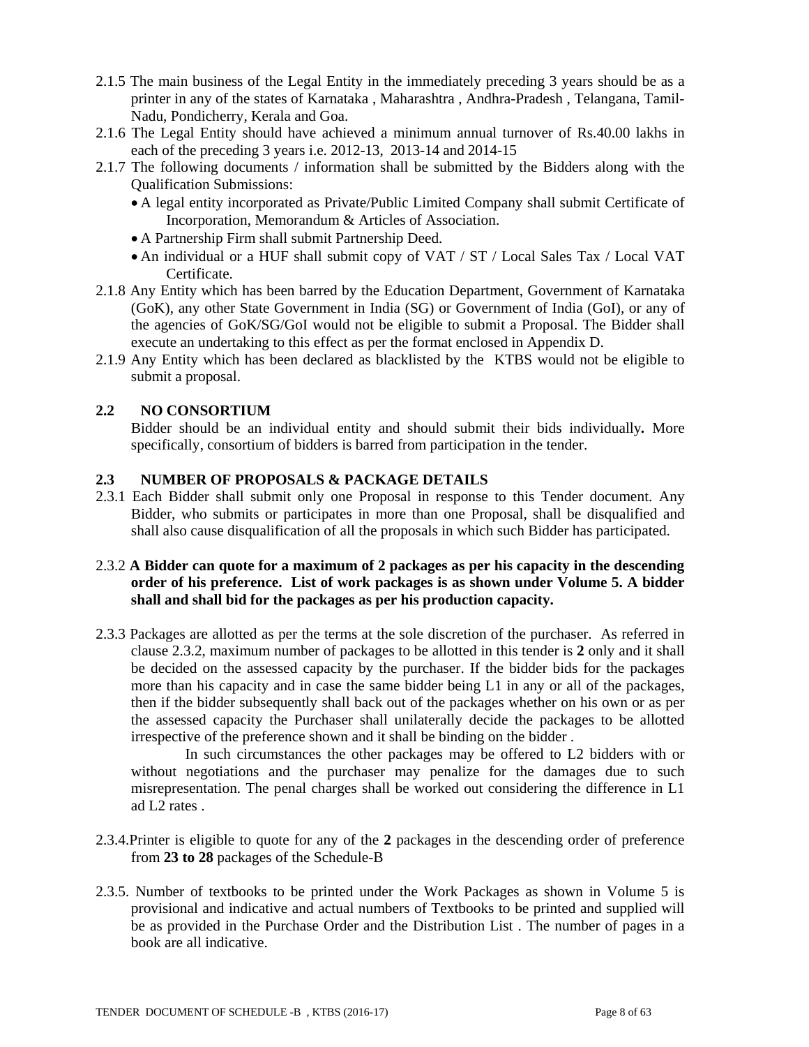2.1.5 The main business of the Legal Entity in the immediately preceding 3 years should be as a printer in any of the states of Karnataka , Maharashtra , Andhra-Pradesh , Telangana, Tamil-Nadu, Pondicherry, Kerala and Goa.

2.1.6 The Legal Entity should have achieved a minimum annual turnover of Rs.40.00 lakhs in each of the preceding 3 years i.e. 2012-13, 2013-14 and 2014-15

2.1.7 The following documents / information shall be submitted by the Bidders along with the Qualification Submissions:

- A legal entity incorporated as Private/Public Limited Company shall submit Certificate of Incorporation, Memorandum & Articles of Association.
- A Partnership Firm shall submit Partnership Deed.
- An individual or a HUF shall submit copy of VAT / ST / Local Sales Tax / Local VAT Certificate.

2.1.8 Any Entity which has been barred by the Education Department, Government of Karnataka (GoK), any other State Government in India (SG) or Government of India (GoI), or any of the agencies of GoK/SG/GoI would not be eligible to submit a Proposal. The Bidder shall execute an undertaking to this effect as per the format enclosed in Appendix D.

2.1.9 Any Entity which has been declared as blacklisted by the KTBS would not be eligible to submit a proposal.

## 2.2 NO CONSORTIUM

Bidder should be an individual entity and should submit their bids individually**.** More specifically, consortium of bidders is barred from participation in the tender.

## 2.3 NUMBER OF PROPOSALS & PACKAGE DETAILS

2.3.1 Each Bidder shall submit only one Proposal in response to this Tender document. Any Bidder, who submits or participates in more than one Proposal, shall be disqualified and shall also cause disqualification of all the proposals in which such Bidder has participated.

2.3.2 **A Bidder can quote for a maximum of 2 packages as per his capacity in the descending order of his preference. List of work packages is as shown under Volume 5. A bidder shall and shall bid for the packages as per his production capacity.**

2.3.3 Packages are allotted as per the terms at the sole discretion of the purchaser. As referred in clause 2.3.2, maximum number of packages to be allotted in this tender is **2** only and it shall be decided on the assessed capacity by the purchaser. If the bidder bids for the packages more than his capacity and in case the same bidder being L1 in any or all of the packages, then if the bidder subsequently shall back out of the packages whether on his own or as per the assessed capacity the Purchaser shall unilaterally decide the packages to be allotted irrespective of the preference shown and it shall be binding on the bidder .

In such circumstances the other packages may be offered to L2 bidders with or without negotiations and the purchaser may penalize for the damages due to such misrepresentation. The penal charges shall be worked out considering the difference in L1 ad L2 rates .

2.3.4.Printer is eligible to quote for any of the **2** packages in the descending order of preference from **23 to 28** packages of the Schedule-B

2.3.5. Number of textbooks to be printed under the Work Packages as shown in Volume 5 is provisional and indicative and actual numbers of Textbooks to be printed and supplied will be as provided in the Purchase Order and the Distribution List . The number of pages in a book are all indicative.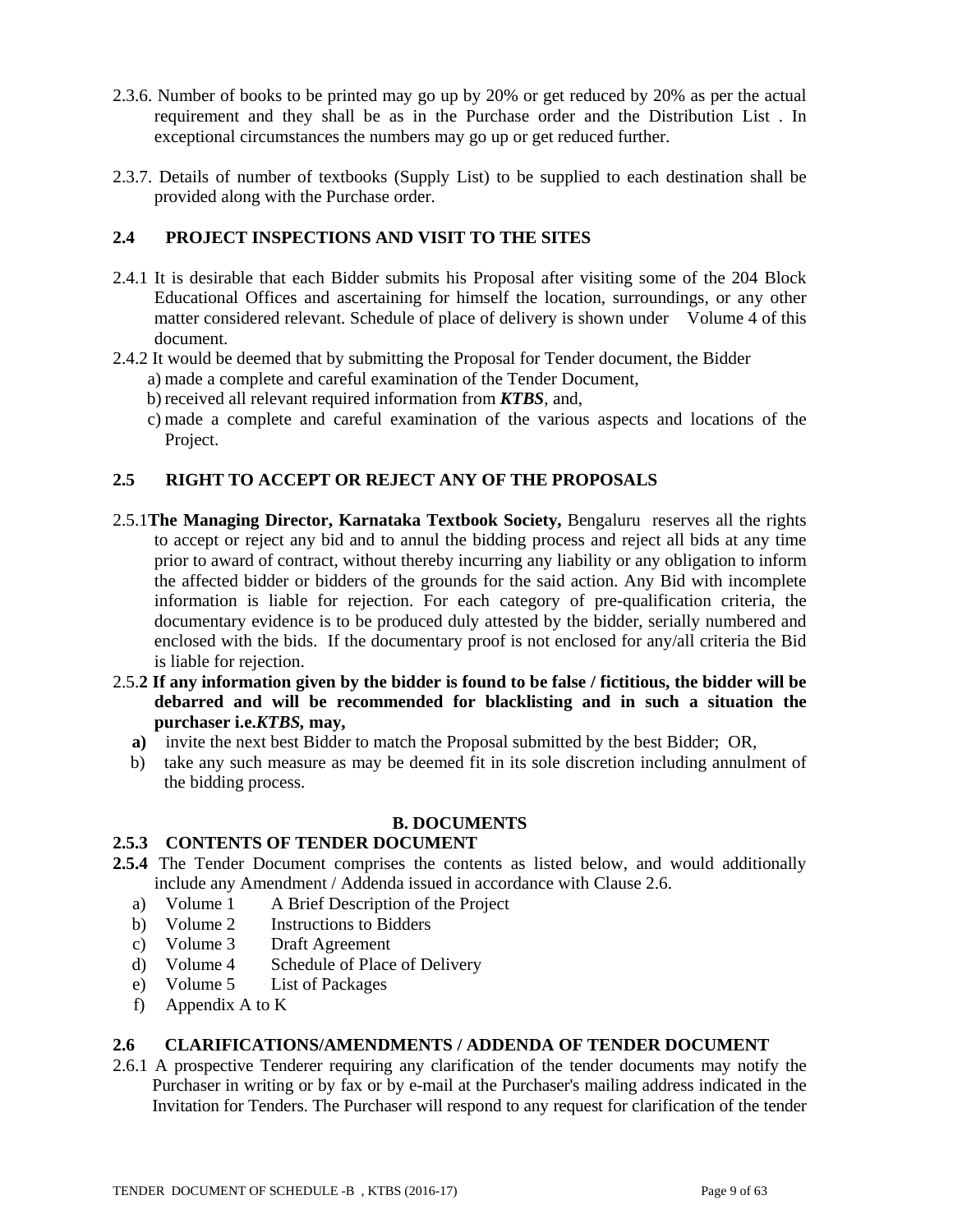2.3.6. Number of books to be printed may go up by 20% or get reduced by 20% as per the actual requirement and they shall be as in the Purchase order and the Distribution List . In exceptional circumstances the numbers may go up or get reduced further.

2.3.7. Details of number of textbooks (Supply List) to be supplied to each destination shall be provided along with the Purchase order.

## 2.4 PROJECT INSPECTIONS AND VISIT TO THE SITES

2.4.1 It is desirable that each Bidder submits his Proposal after visiting some of the 204 Block Educational Offices and ascertaining for himself the location, surroundings, or any other matter considered relevant. Schedule of place of delivery is shown under Volume 4 of this document.

2.4.2 It would be deemed that by submitting the Proposal for Tender document, the Bidder

a) made a complete and careful examination of the Tender Document,

b) received all relevant required information from ***KTBS***, and,

c) made a complete and careful examination of the various aspects and locations of the Project.

## 2.5 RIGHT TO ACCEPT OR REJECT ANY OF THE PROPOSALS

2.5.1 **The Managing Director, Karnataka Textbook Society,** Bengaluru reserves all the rights to accept or reject any bid and to annul the bidding process and reject all bids at any time prior to award of contract, without thereby incurring any liability or any obligation to inform the affected bidder or bidders of the grounds for the said action. Any Bid with incomplete information is liable for rejection. For each category of pre-qualification criteria, the documentary evidence is to be produced duly attested by the bidder, serially numbered and enclosed with the bids. If the documentary proof is not enclosed for any/all criteria the Bid is liable for rejection.

2.5.**2 If any information given by the bidder is found to be false / fictitious, the bidder will be debarred and will be recommended for blacklisting and in such a situation the purchaser i.e.*KTBS*, may,**

**a)** invite the next best Bidder to match the Proposal submitted by the best Bidder; OR,

b) take any such measure as may be deemed fit in its sole discretion including annulment of the bidding process.

## B. DOCUMENTS

### 2.5.3 CONTENTS OF TENDER DOCUMENT

**2.5.4** The Tender Document comprises the contents as listed below, and would additionally include any Amendment / Addenda issued in accordance with Clause 2.6.

a) Volume 1 A Brief Description of the Project

b) Volume 2 Instructions to Bidders

c) Volume 3 Draft Agreement

d) Volume 4 Schedule of Place of Delivery

e) Volume 5 List of Packages

f) Appendix A to K

## 2.6 CLARIFICATIONS/AMENDMENTS / ADDENDA OF TENDER DOCUMENT

2.6.1 A prospective Tenderer requiring any clarification of the tender documents may notify the Purchaser in writing or by fax or by e-mail at the Purchaser's mailing address indicated in the Invitation for Tenders. The Purchaser will respond to any request for clarification of the tender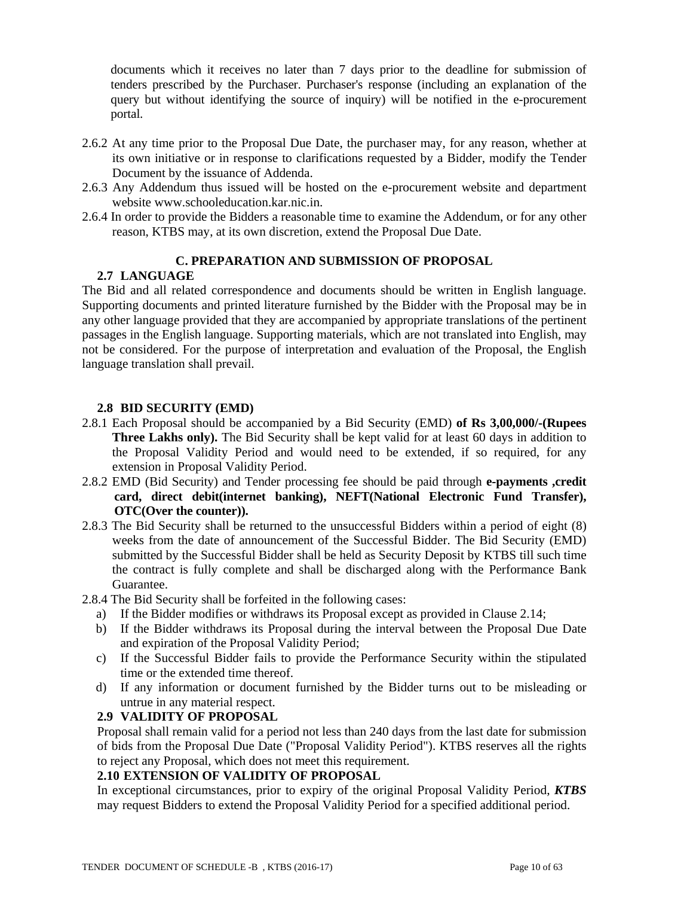documents which it receives no later than 7 days prior to the deadline for submission of tenders prescribed by the Purchaser. Purchaser's response (including an explanation of the query but without identifying the source of inquiry) will be notified in the e-procurement portal.

2.6.2 At any time prior to the Proposal Due Date, the purchaser may, for any reason, whether at its own initiative or in response to clarifications requested by a Bidder, modify the Tender Document by the issuance of Addenda.

2.6.3 Any Addendum thus issued will be hosted on the e-procurement website and department website www.schooleducation.kar.nic.in.

2.6.4 In order to provide the Bidders a reasonable time to examine the Addendum, or for any other reason, KTBS may, at its own discretion, extend the Proposal Due Date.

## C. PREPARATION AND SUBMISSION OF PROPOSAL

### 2.7 LANGUAGE

The Bid and all related correspondence and documents should be written in English language. Supporting documents and printed literature furnished by the Bidder with the Proposal may be in any other language provided that they are accompanied by appropriate translations of the pertinent passages in the English language. Supporting materials, which are not translated into English, may not be considered. For the purpose of interpretation and evaluation of the Proposal, the English language translation shall prevail.

### 2.8 BID SECURITY (EMD)

2.8.1 Each Proposal should be accompanied by a Bid Security (EMD) **of Rs 3,00,000/-(Rupees Three Lakhs only).** The Bid Security shall be kept valid for at least 60 days in addition to the Proposal Validity Period and would need to be extended, if so required, for any extension in Proposal Validity Period.

2.8.2 EMD (Bid Security) and Tender processing fee should be paid through **e-payments ,credit card, direct debit(internet banking), NEFT(National Electronic Fund Transfer), OTC(Over the counter)).**

2.8.3 The Bid Security shall be returned to the unsuccessful Bidders within a period of eight (8) weeks from the date of announcement of the Successful Bidder. The Bid Security (EMD) submitted by the Successful Bidder shall be held as Security Deposit by KTBS till such time the contract is fully complete and shall be discharged along with the Performance Bank Guarantee.

2.8.4 The Bid Security shall be forfeited in the following cases:

a) If the Bidder modifies or withdraws its Proposal except as provided in Clause 2.14;

b) If the Bidder withdraws its Proposal during the interval between the Proposal Due Date and expiration of the Proposal Validity Period;

c) If the Successful Bidder fails to provide the Performance Security within the stipulated time or the extended time thereof.

d) If any information or document furnished by the Bidder turns out to be misleading or untrue in any material respect.

### 2.9 VALIDITY OF PROPOSAL

Proposal shall remain valid for a period not less than 240 days from the last date for submission of bids from the Proposal Due Date ("Proposal Validity Period"). KTBS reserves all the rights to reject any Proposal, which does not meet this requirement.

### 2.10 EXTENSION OF VALIDITY OF PROPOSAL

In exceptional circumstances, prior to expiry of the original Proposal Validity Period, ***KTBS*** may request Bidders to extend the Proposal Validity Period for a specified additional period.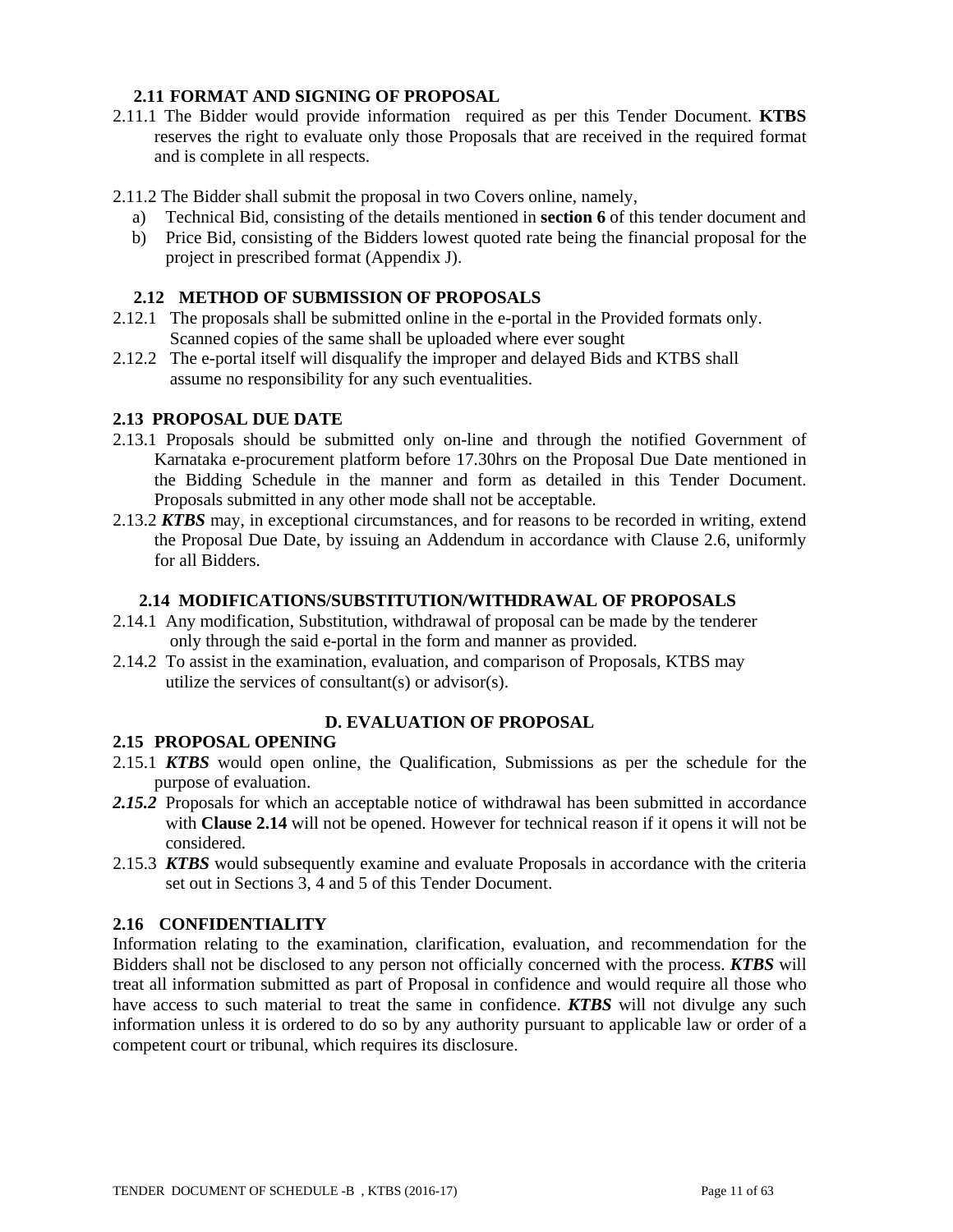### 2.11 FORMAT AND SIGNING OF PROPOSAL

2.11.1 The Bidder would provide information required as per this Tender Document. **KTBS** reserves the right to evaluate only those Proposals that are received in the required format and is complete in all respects.

2.11.2 The Bidder shall submit the proposal in two Covers online, namely,

a) Technical Bid, consisting of the details mentioned in **section 6** of this tender document and
b) Price Bid, consisting of the Bidders lowest quoted rate being the financial proposal for the project in prescribed format (Appendix J).

### 2.12 METHOD OF SUBMISSION OF PROPOSALS

2.12.1 The proposals shall be submitted online in the e-portal in the Provided formats only. Scanned copies of the same shall be uploaded where ever sought

2.12.2 The e-portal itself will disqualify the improper and delayed Bids and KTBS shall assume no responsibility for any such eventualities.

### 2.13 PROPOSAL DUE DATE

2.13.1 Proposals should be submitted only on-line and through the notified Government of Karnataka e-procurement platform before 17.30hrs on the Proposal Due Date mentioned in the Bidding Schedule in the manner and form as detailed in this Tender Document. Proposals submitted in any other mode shall not be acceptable.

2.13.2 ***KTBS*** may, in exceptional circumstances, and for reasons to be recorded in writing, extend the Proposal Due Date, by issuing an Addendum in accordance with Clause 2.6, uniformly for all Bidders.

### 2.14 MODIFICATIONS/SUBSTITUTION/WITHDRAWAL OF PROPOSALS

2.14.1 Any modification, Substitution, withdrawal of proposal can be made by the tenderer only through the said e-portal in the form and manner as provided.

2.14.2 To assist in the examination, evaluation, and comparison of Proposals, KTBS may utilize the services of consultant(s) or advisor(s).

## D. EVALUATION OF PROPOSAL

### 2.15 PROPOSAL OPENING

2.15.1 ***KTBS*** would open online, the Qualification, Submissions as per the schedule for the purpose of evaluation.

***2.15.2*** Proposals for which an acceptable notice of withdrawal has been submitted in accordance with **Clause 2.14** will not be opened. However for technical reason if it opens it will not be considered.

2.15.3 ***KTBS*** would subsequently examine and evaluate Proposals in accordance with the criteria set out in Sections 3, 4 and 5 of this Tender Document.

### 2.16 CONFIDENTIALITY

Information relating to the examination, clarification, evaluation, and recommendation for the Bidders shall not be disclosed to any person not officially concerned with the process. ***KTBS*** will treat all information submitted as part of Proposal in confidence and would require all those who have access to such material to treat the same in confidence. ***KTBS*** will not divulge any such information unless it is ordered to do so by any authority pursuant to applicable law or order of a competent court or tribunal, which requires its disclosure.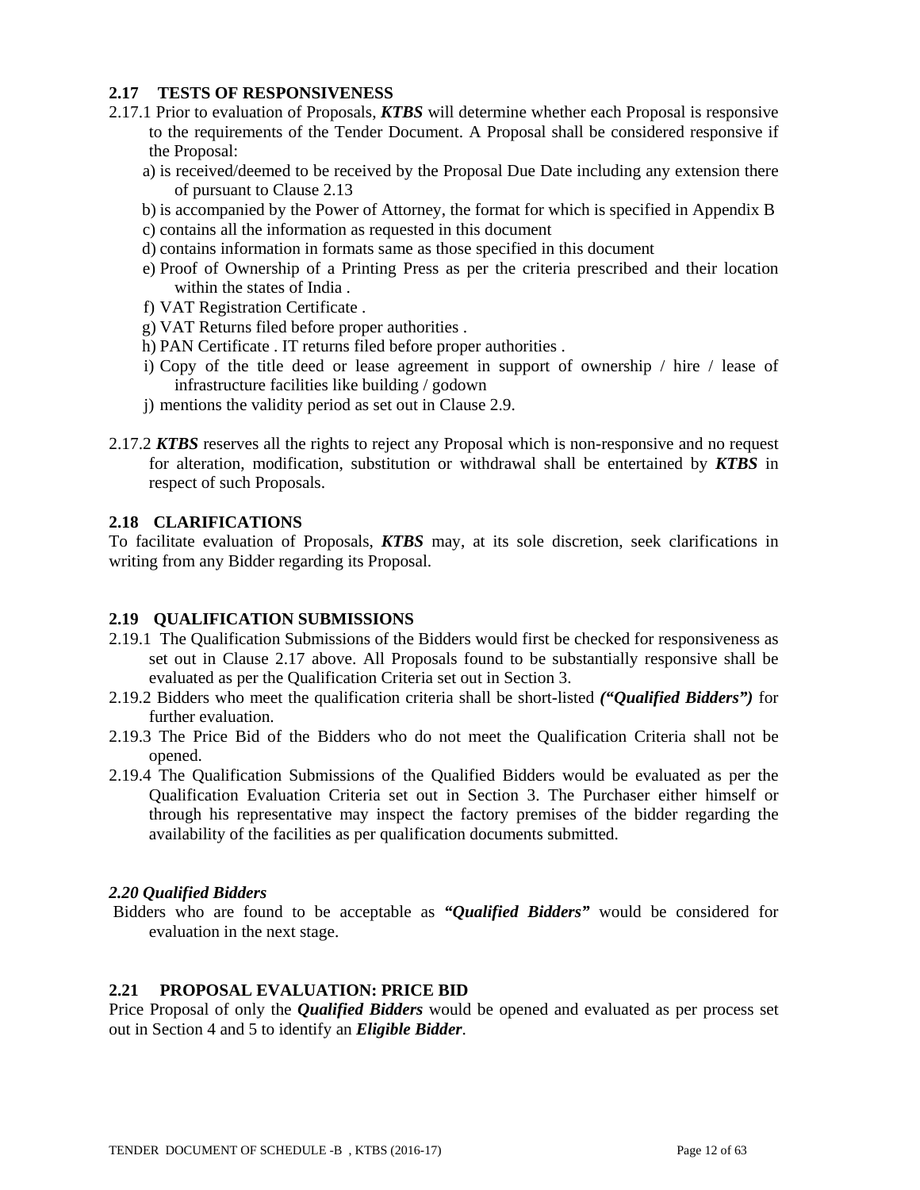### 2.17 TESTS OF RESPONSIVENESS

2.17.1 Prior to evaluation of Proposals, ***KTBS*** will determine whether each Proposal is responsive to the requirements of the Tender Document. A Proposal shall be considered responsive if the Proposal:

a) is received/deemed to be received by the Proposal Due Date including any extension there of pursuant to Clause 2.13

b) is accompanied by the Power of Attorney, the format for which is specified in Appendix B

c) contains all the information as requested in this document

d) contains information in formats same as those specified in this document

e) Proof of Ownership of a Printing Press as per the criteria prescribed and their location within the states of India .

f) VAT Registration Certificate .

g) VAT Returns filed before proper authorities .

h) PAN Certificate . IT returns filed before proper authorities .

i) Copy of the title deed or lease agreement in support of ownership / hire / lease of infrastructure facilities like building / godown

j) mentions the validity period as set out in Clause 2.9.

2.17.2 ***KTBS*** reserves all the rights to reject any Proposal which is non-responsive and no request for alteration, modification, substitution or withdrawal shall be entertained by ***KTBS*** in respect of such Proposals.

### 2.18 CLARIFICATIONS

To facilitate evaluation of Proposals, ***KTBS*** may, at its sole discretion, seek clarifications in writing from any Bidder regarding its Proposal.

### 2.19 QUALIFICATION SUBMISSIONS

2.19.1 The Qualification Submissions of the Bidders would first be checked for responsiveness as set out in Clause 2.17 above. All Proposals found to be substantially responsive shall be evaluated as per the Qualification Criteria set out in Section 3.

2.19.2 Bidders who meet the qualification criteria shall be short-listed ***("Qualified Bidders")*** for further evaluation.

2.19.3 The Price Bid of the Bidders who do not meet the Qualification Criteria shall not be opened.

2.19.4 The Qualification Submissions of the Qualified Bidders would be evaluated as per the Qualification Evaluation Criteria set out in Section 3. The Purchaser either himself or through his representative may inspect the factory premises of the bidder regarding the availability of the facilities as per qualification documents submitted.

### *2.20 Qualified Bidders*

Bidders who are found to be acceptable as ***"Qualified Bidders"*** would be considered for evaluation in the next stage.

### 2.21 PROPOSAL EVALUATION: PRICE BID

Price Proposal of only the ***Qualified Bidders*** would be opened and evaluated as per process set out in Section 4 and 5 to identify an ***Eligible Bidder***.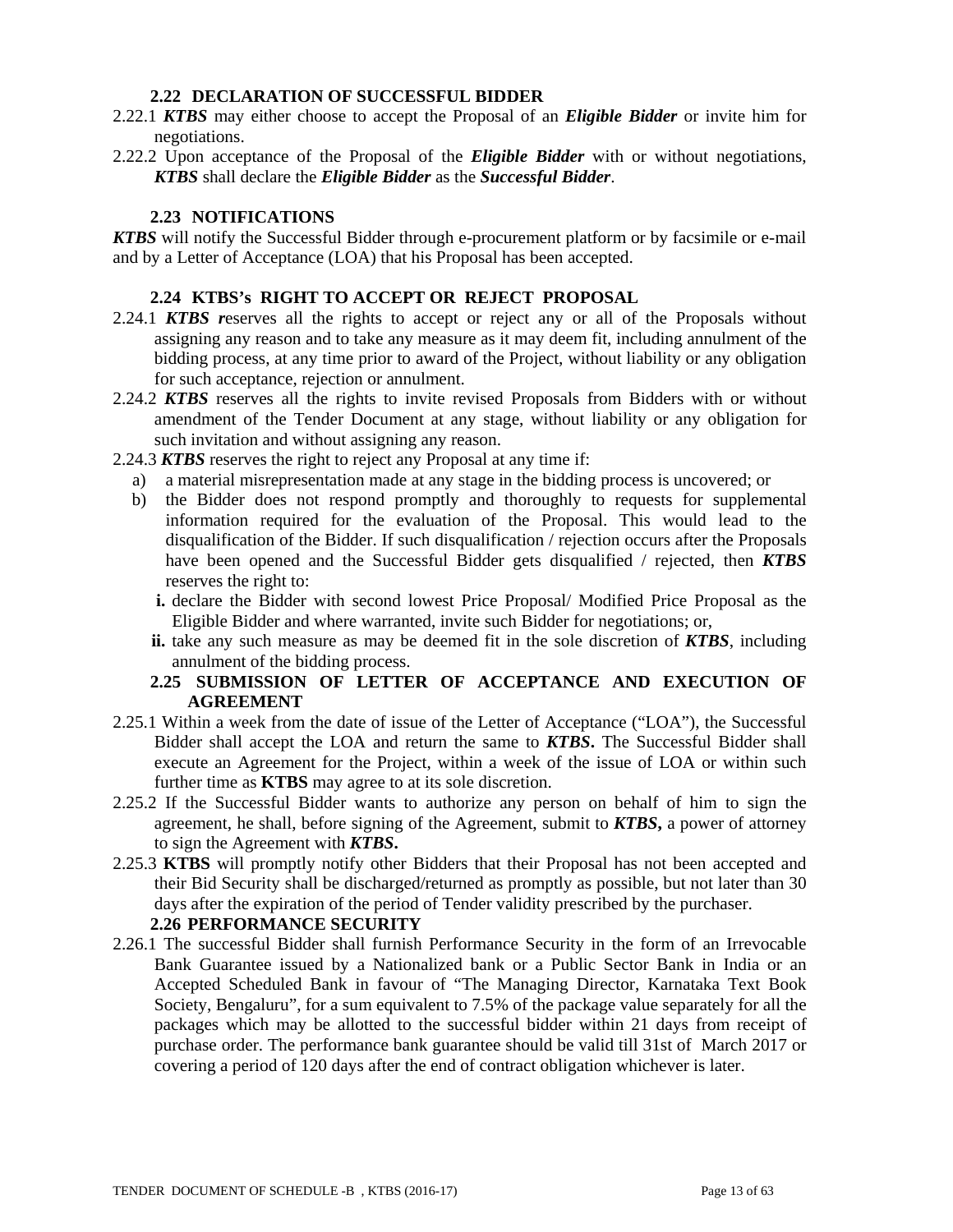### 2.22 DECLARATION OF SUCCESSFUL BIDDER

2.22.1 ***KTBS*** may either choose to accept the Proposal of an ***Eligible Bidder*** or invite him for negotiations.

2.22.2 Upon acceptance of the Proposal of the ***Eligible Bidder*** with or without negotiations, ***KTBS*** shall declare the ***Eligible Bidder*** as the ***Successful Bidder***.

### 2.23 NOTIFICATIONS

***KTBS*** will notify the Successful Bidder through e-procurement platform or by facsimile or e-mail and by a Letter of Acceptance (LOA) that his Proposal has been accepted.

### 2.24 KTBS's RIGHT TO ACCEPT OR REJECT PROPOSAL

2.24.1 ***KTBS r***eserves all the rights to accept or reject any or all of the Proposals without assigning any reason and to take any measure as it may deem fit, including annulment of the bidding process, at any time prior to award of the Project, without liability or any obligation for such acceptance, rejection or annulment.

2.24.2 ***KTBS*** reserves all the rights to invite revised Proposals from Bidders with or without amendment of the Tender Document at any stage, without liability or any obligation for such invitation and without assigning any reason.

2.24.3 ***KTBS*** reserves the right to reject any Proposal at any time if:

a) a material misrepresentation made at any stage in the bidding process is uncovered; or
b) the Bidder does not respond promptly and thoroughly to requests for supplemental information required for the evaluation of the Proposal. This would lead to the disqualification of the Bidder. If such disqualification / rejection occurs after the Proposals have been opened and the Successful Bidder gets disqualified / rejected, then ***KTBS*** reserves the right to:
   - **i.** declare the Bidder with second lowest Price Proposal/ Modified Price Proposal as the Eligible Bidder and where warranted, invite such Bidder for negotiations; or,
   - **ii.** take any such measure as may be deemed fit in the sole discretion of ***KTBS***, including annulment of the bidding process.

### 2.25 SUBMISSION OF LETTER OF ACCEPTANCE AND EXECUTION OF AGREEMENT

2.25.1 Within a week from the date of issue of the Letter of Acceptance ("LOA"), the Successful Bidder shall accept the LOA and return the same to ***KTBS*****.** The Successful Bidder shall execute an Agreement for the Project, within a week of the issue of LOA or within such further time as **KTBS** may agree to at its sole discretion.

2.25.2 If the Successful Bidder wants to authorize any person on behalf of him to sign the agreement, he shall, before signing of the Agreement, submit to ***KTBS*****,** a power of attorney to sign the Agreement with ***KTBS*****.**

2.25.3 **KTBS** will promptly notify other Bidders that their Proposal has not been accepted and their Bid Security shall be discharged/returned as promptly as possible, but not later than 30 days after the expiration of the period of Tender validity prescribed by the purchaser.

### 2.26 PERFORMANCE SECURITY

2.26.1 The successful Bidder shall furnish Performance Security in the form of an Irrevocable Bank Guarantee issued by a Nationalized bank or a Public Sector Bank in India or an Accepted Scheduled Bank in favour of "The Managing Director, Karnataka Text Book Society, Bengaluru", for a sum equivalent to 7.5% of the package value separately for all the packages which may be allotted to the successful bidder within 21 days from receipt of purchase order. The performance bank guarantee should be valid till 31st of March 2017 or covering a period of 120 days after the end of contract obligation whichever is later.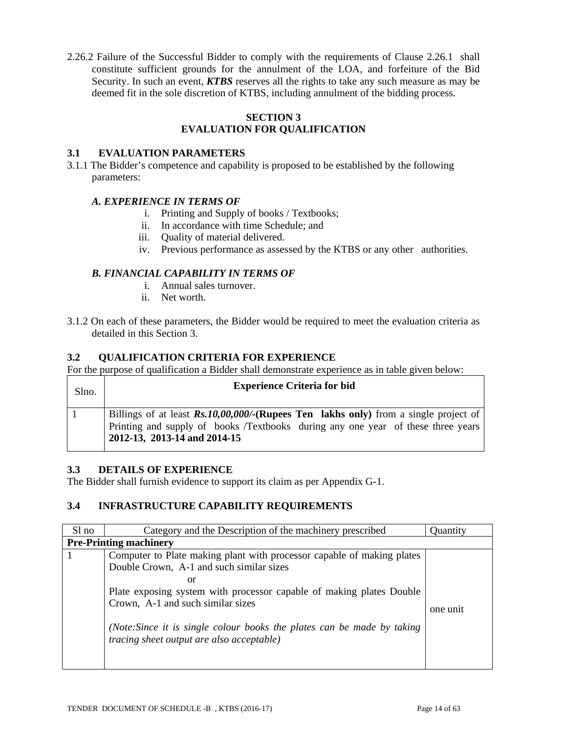2.26.2 Failure of the Successful Bidder to comply with the requirements of Clause 2.26.1 shall constitute sufficient grounds for the annulment of the LOA, and forfeiture of the Bid Security. In such an event, ***KTBS*** reserves all the rights to take any such measure as may be deemed fit in the sole discretion of KTBS, including annulment of the bidding process.

## SECTION 3
## EVALUATION FOR QUALIFICATION

### 3.1 EVALUATION PARAMETERS

3.1.1 The Bidder's competence and capability is proposed to be established by the following parameters:

***A. EXPERIENCE IN TERMS OF***

i. Printing and Supply of books / Textbooks;
ii. In accordance with time Schedule; and
iii. Quality of material delivered.
iv. Previous performance as assessed by the KTBS or any other authorities.

***B. FINANCIAL CAPABILITY IN TERMS OF***

i. Annual sales turnover.
ii. Net worth.

3.1.2 On each of these parameters, the Bidder would be required to meet the evaluation criteria as detailed in this Section 3.

### 3.2 QUALIFICATION CRITERIA FOR EXPERIENCE

For the purpose of qualification a Bidder shall demonstrate experience as in table given below:

| Slno. | Experience Criteria for bid |
|---|---|
| 1 | Billings of at least ***Rs.10,00,000/-*****(Rupees Ten lakhs only)** from a single project of Printing and supply of books /Textbooks during any one year of these three years **2012-13, 2013-14 and 2014-15** |

### 3.3 DETAILS OF EXPERIENCE

The Bidder shall furnish evidence to support its claim as per Appendix G-1.

### 3.4 INFRASTRUCTURE CAPABILITY REQUIREMENTS

| Sl no | Category and the Description of the machinery prescribed | Quantity |
|---|---|---|
| **Pre-Printing machinery** | | |
| 1 | Computer to Plate making plant with processor capable of making plates Double Crown, A-1 and such similar sizes<br>or<br>Plate exposing system with processor capable of making plates Double Crown, A-1 and such similar sizes<br><br>*(Note:Since it is single colour books the plates can be made by taking tracing sheet output are also acceptable)* | one unit |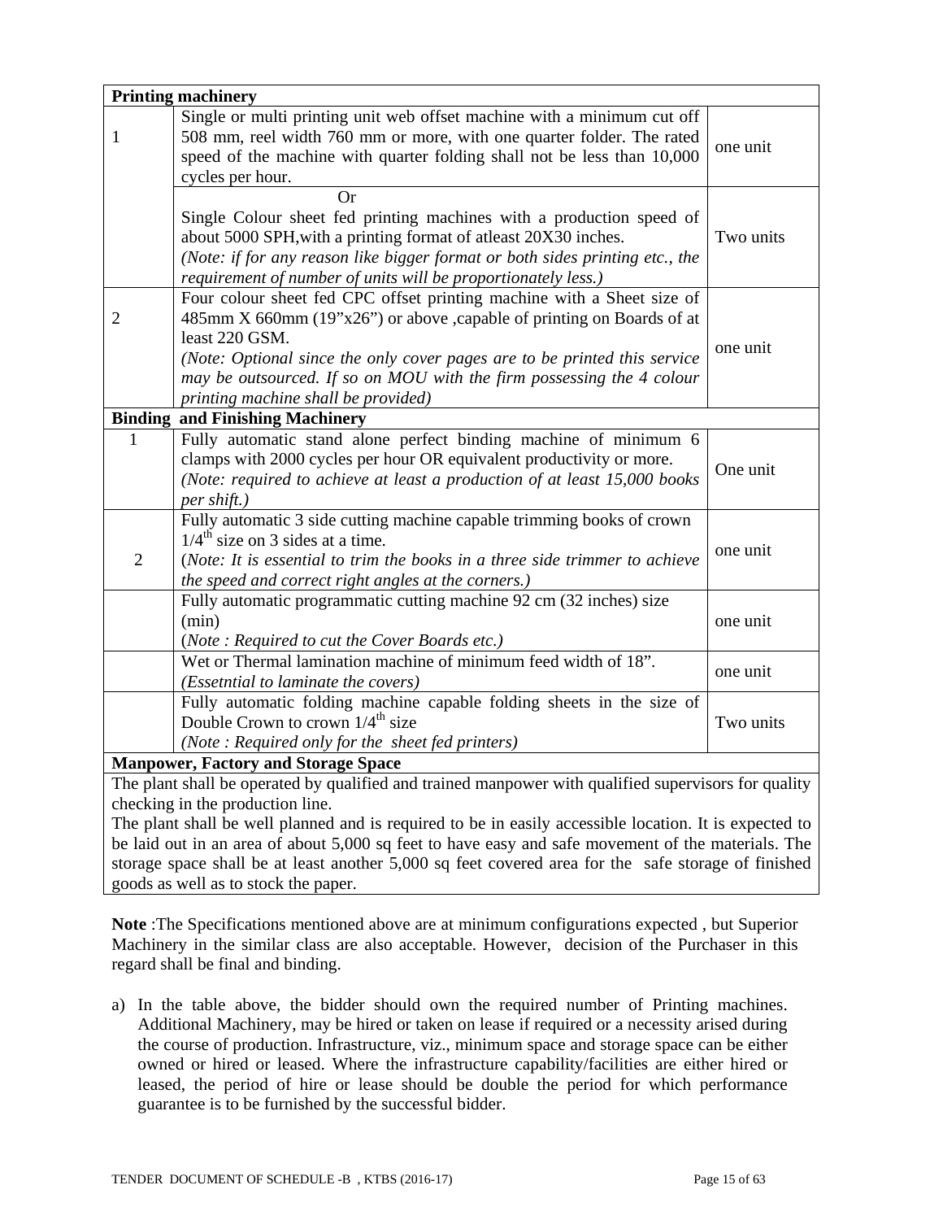| **Printing machinery** | | |
|---|---|---|
| 1 | Single or multi printing unit web offset machine with a minimum cut off 508 mm, reel width 760 mm or more, with one quarter folder. The rated speed of the machine with quarter folding shall not be less than 10,000 cycles per hour. | one unit |
| | Or<br>Single Colour sheet fed printing machines with a production speed of about 5000 SPH,with a printing format of atleast 20X30 inches.<br>*(Note: if for any reason like bigger format or both sides printing etc., the requirement of number of units will be proportionately less.)* | Two units |
| 2 | Four colour sheet fed CPC offset printing machine with a Sheet size of 485mm X 660mm (19”x26”) or above ,capable of printing on Boards of at least 220 GSM.<br>*(Note: Optional since the only cover pages are to be printed this service may be outsourced. If so on MOU with the firm possessing the 4 colour printing machine shall be provided)* | one unit |
| **Binding and Finishing Machinery** | | |
| 1 | Fully automatic stand alone perfect binding machine of minimum 6 clamps with 2000 cycles per hour OR equivalent productivity or more.<br>*(Note: required to achieve at least a production of at least 15,000 books per shift.)* | One unit |
| 2 | Fully automatic 3 side cutting machine capable trimming books of crown $1/4^{th}$ size on 3 sides at a time.<br>(*Note: It is essential to trim the books in a three side trimmer to achieve the speed and correct right angles at the corners.)* | one unit |
| | Fully automatic programmatic cutting machine 92 cm (32 inches) size (min)<br>(*Note : Required to cut the Cover Boards etc.)* | one unit |
| | Wet or Thermal lamination machine of minimum feed width of 18”.<br>*(Essetntial to laminate the covers)* | one unit |
| | Fully automatic folding machine capable folding sheets in the size of Double Crown to crown $1/4^{th}$ size<br>*(Note : Required only for the sheet fed printers)* | Two units |
| **Manpower, Factory and Storage Space** | | |
| The plant shall be operated by qualified and trained manpower with qualified supervisors for quality checking in the production line.<br>The plant shall be well planned and is required to be in easily accessible location. It is expected to be laid out in an area of about 5,000 sq feet to have easy and safe movement of the materials. The storage space shall be at least another 5,000 sq feet covered area for the safe storage of finished goods as well as to stock the paper. | | |

**Note** :The Specifications mentioned above are at minimum configurations expected , but Superior Machinery in the similar class are also acceptable. However, decision of the Purchaser in this regard shall be final and binding.

a) In the table above, the bidder should own the required number of Printing machines. Additional Machinery, may be hired or taken on lease if required or a necessity arised during the course of production. Infrastructure, viz., minimum space and storage space can be either owned or hired or leased. Where the infrastructure capability/facilities are either hired or leased, the period of hire or lease should be double the period for which performance guarantee is to be furnished by the successful bidder.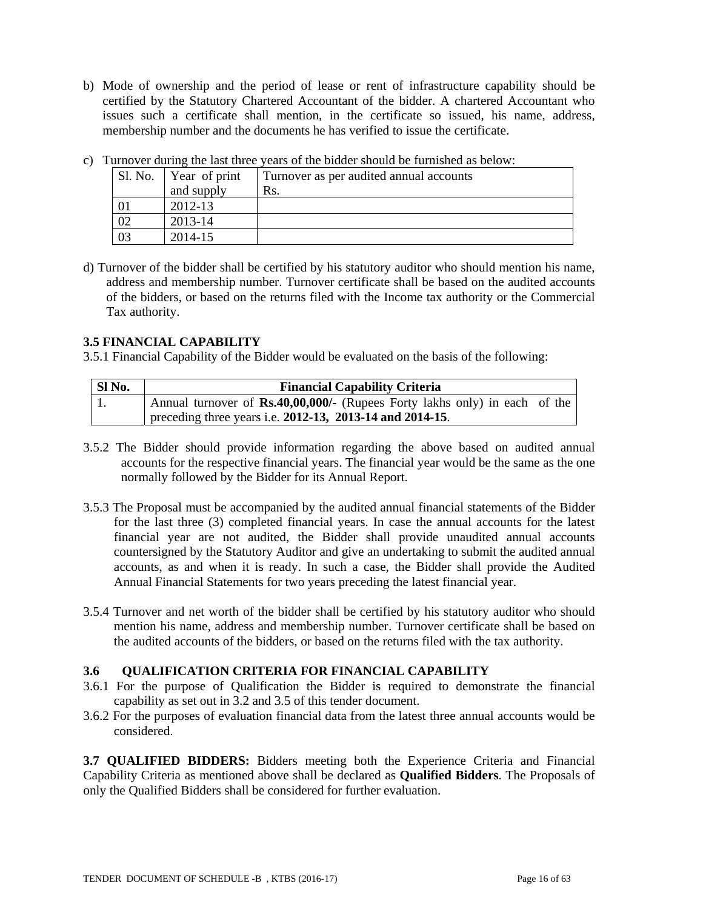b) Mode of ownership and the period of lease or rent of infrastructure capability should be certified by the Statutory Chartered Accountant of the bidder. A chartered Accountant who issues such a certificate shall mention, in the certificate so issued, his name, address, membership number and the documents he has verified to issue the certificate.

c) Turnover during the last three years of the bidder should be furnished as below:

| Sl. No. | Year of print and supply | Turnover as per audited annual accounts Rs. |
|---|---|---|
| 01 | 2012-13 | |
| 02 | 2013-14 | |
| 03 | 2014-15 | |

d) Turnover of the bidder shall be certified by his statutory auditor who should mention his name, address and membership number. Turnover certificate shall be based on the audited accounts of the bidders, or based on the returns filed with the Income tax authority or the Commercial Tax authority.

**3.5 FINANCIAL CAPABILITY**

3.5.1 Financial Capability of the Bidder would be evaluated on the basis of the following:

| Sl No. | Financial Capability Criteria |
|---|---|
| 1. | Annual turnover of **Rs.40,00,000/-** (Rupees Forty lakhs only) in each of the preceding three years i.e. **2012-13, 2013-14 and 2014-15**. |

3.5.2 The Bidder should provide information regarding the above based on audited annual accounts for the respective financial years. The financial year would be the same as the one normally followed by the Bidder for its Annual Report.

3.5.3 The Proposal must be accompanied by the audited annual financial statements of the Bidder for the last three (3) completed financial years. In case the annual accounts for the latest financial year are not audited, the Bidder shall provide unaudited annual accounts countersigned by the Statutory Auditor and give an undertaking to submit the audited annual accounts, as and when it is ready. In such a case, the Bidder shall provide the Audited Annual Financial Statements for two years preceding the latest financial year.

3.5.4 Turnover and net worth of the bidder shall be certified by his statutory auditor who should mention his name, address and membership number. Turnover certificate shall be based on the audited accounts of the bidders, or based on the returns filed with the tax authority.

**3.6 QUALIFICATION CRITERIA FOR FINANCIAL CAPABILITY**

3.6.1 For the purpose of Qualification the Bidder is required to demonstrate the financial capability as set out in 3.2 and 3.5 of this tender document.

3.6.2 For the purposes of evaluation financial data from the latest three annual accounts would be considered.

**3.7 QUALIFIED BIDDERS:** Bidders meeting both the Experience Criteria and Financial Capability Criteria as mentioned above shall be declared as **Qualified Bidders**. The Proposals of only the Qualified Bidders shall be considered for further evaluation.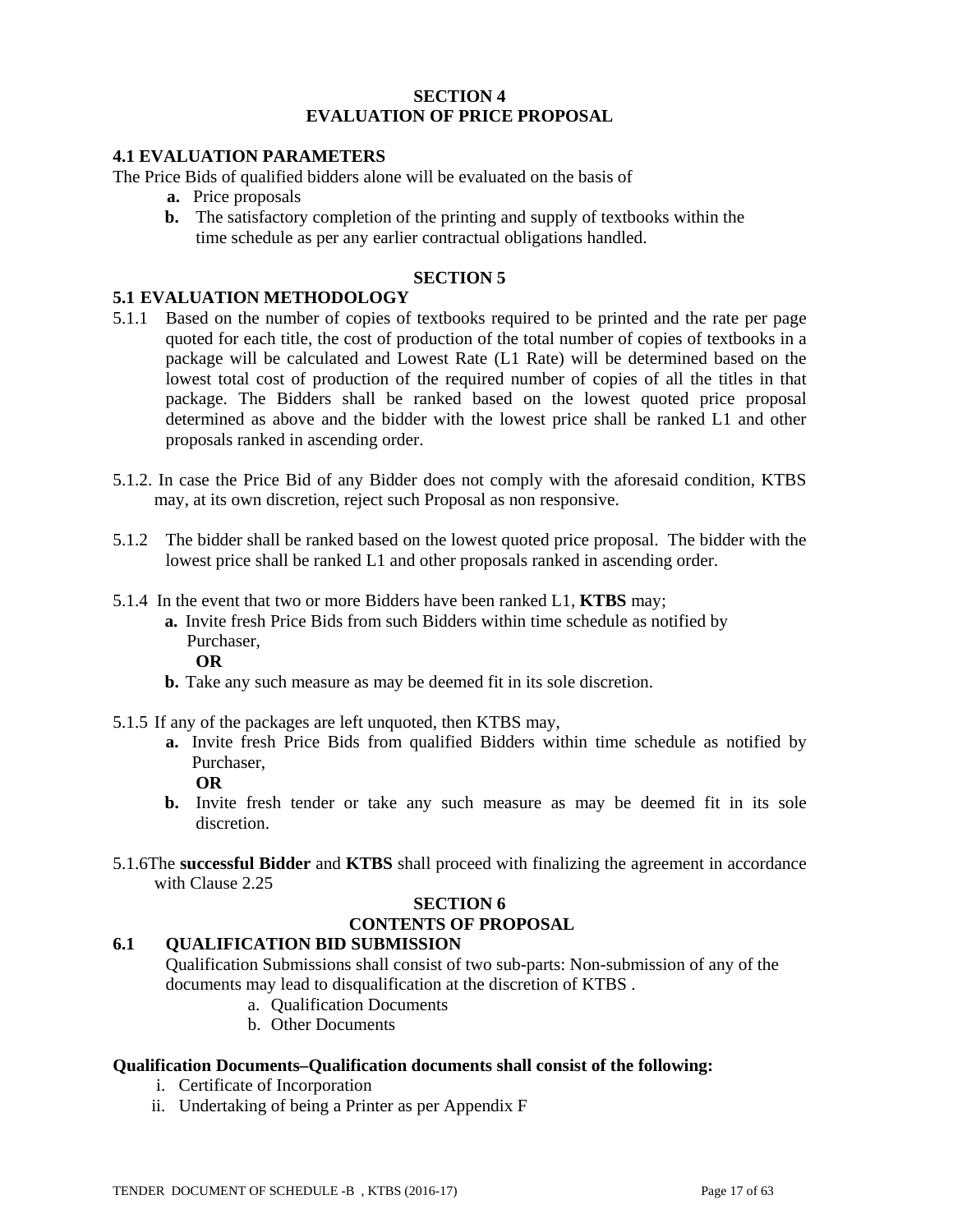## SECTION 4
## EVALUATION OF PRICE PROPOSAL

### 4.1 EVALUATION PARAMETERS

The Price Bids of qualified bidders alone will be evaluated on the basis of

- **a.** Price proposals
- **b.** The satisfactory completion of the printing and supply of textbooks within the time schedule as per any earlier contractual obligations handled.

## SECTION 5

### 5.1 EVALUATION METHODOLOGY

5.1.1 Based on the number of copies of textbooks required to be printed and the rate per page quoted for each title, the cost of production of the total number of copies of textbooks in a package will be calculated and Lowest Rate (L1 Rate) will be determined based on the lowest total cost of production of the required number of copies of all the titles in that package. The Bidders shall be ranked based on the lowest quoted price proposal determined as above and the bidder with the lowest price shall be ranked L1 and other proposals ranked in ascending order.

5.1.2. In case the Price Bid of any Bidder does not comply with the aforesaid condition, KTBS may, at its own discretion, reject such Proposal as non responsive.

5.1.2 The bidder shall be ranked based on the lowest quoted price proposal. The bidder with the lowest price shall be ranked L1 and other proposals ranked in ascending order.

5.1.4 In the event that two or more Bidders have been ranked L1, **KTBS** may;

- **a.** Invite fresh Price Bids from such Bidders within time schedule as notified by Purchaser,

  **OR**

- **b.** Take any such measure as may be deemed fit in its sole discretion.

5.1.5 If any of the packages are left unquoted, then KTBS may,

- **a.** Invite fresh Price Bids from qualified Bidders within time schedule as notified by Purchaser,

  **OR**

- **b.** Invite fresh tender or take any such measure as may be deemed fit in its sole discretion.

5.1.6The **successful Bidder** and **KTBS** shall proceed with finalizing the agreement in accordance with Clause 2.25

## SECTION 6
## CONTENTS OF PROPOSAL

### 6.1 QUALIFICATION BID SUBMISSION

Qualification Submissions shall consist of two sub-parts: Non-submission of any of the documents may lead to disqualification at the discretion of KTBS .

a. Qualification Documents
b. Other Documents

**Qualification Documents–Qualification documents shall consist of the following:**

i. Certificate of Incorporation
ii. Undertaking of being a Printer as per Appendix F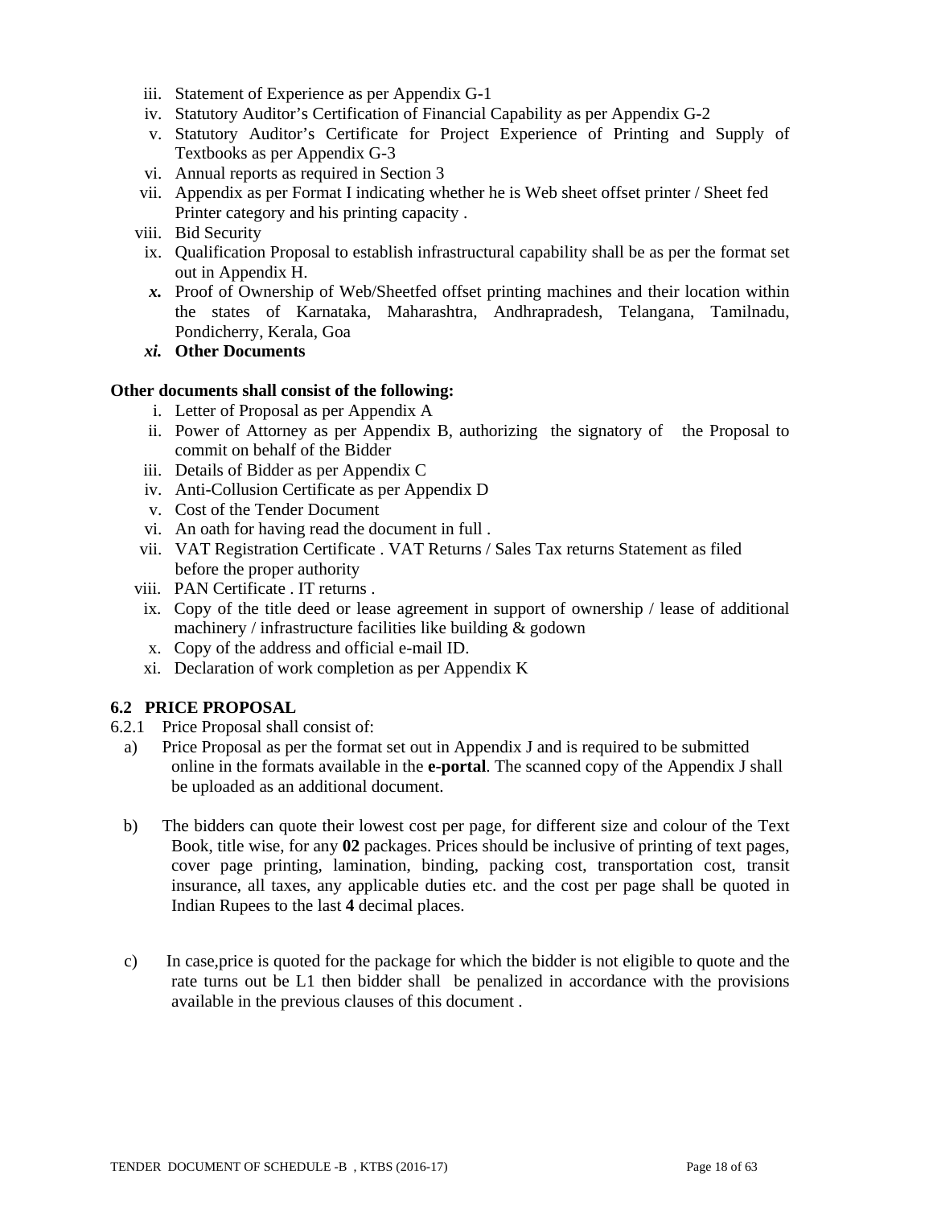iii. Statement of Experience as per Appendix G-1
iv. Statutory Auditor's Certification of Financial Capability as per Appendix G-2
v. Statutory Auditor's Certificate for Project Experience of Printing and Supply of Textbooks as per Appendix G-3
vi. Annual reports as required in Section 3
vii. Appendix as per Format I indicating whether he is Web sheet offset printer / Sheet fed Printer category and his printing capacity .
viii. Bid Security
ix. Qualification Proposal to establish infrastructural capability shall be as per the format set out in Appendix H.
***x.*** Proof of Ownership of Web/Sheetfed offset printing machines and their location within the states of Karnataka, Maharashtra, Andhrapradesh, Telangana, Tamilnadu, Pondicherry, Kerala, Goa
***xi.*** **Other Documents**

**Other documents shall consist of the following:**

i. Letter of Proposal as per Appendix A
ii. Power of Attorney as per Appendix B, authorizing the signatory of the Proposal to commit on behalf of the Bidder
iii. Details of Bidder as per Appendix C
iv. Anti-Collusion Certificate as per Appendix D
v. Cost of the Tender Document
vi. An oath for having read the document in full .
vii. VAT Registration Certificate . VAT Returns / Sales Tax returns Statement as filed before the proper authority
viii. PAN Certificate . IT returns .
ix. Copy of the title deed or lease agreement in support of ownership / lease of additional machinery / infrastructure facilities like building & godown
x. Copy of the address and official e-mail ID.
xi. Declaration of work completion as per Appendix K

### 6.2 PRICE PROPOSAL

6.2.1 Price Proposal shall consist of:

a) Price Proposal as per the format set out in Appendix J and is required to be submitted online in the formats available in the **e-portal**. The scanned copy of the Appendix J shall be uploaded as an additional document.

b) The bidders can quote their lowest cost per page, for different size and colour of the Text Book, title wise, for any **02** packages. Prices should be inclusive of printing of text pages, cover page printing, lamination, binding, packing cost, transportation cost, transit insurance, all taxes, any applicable duties etc. and the cost per page shall be quoted in Indian Rupees to the last **4** decimal places.

c) In case,price is quoted for the package for which the bidder is not eligible to quote and the rate turns out be L1 then bidder shall be penalized in accordance with the provisions available in the previous clauses of this document .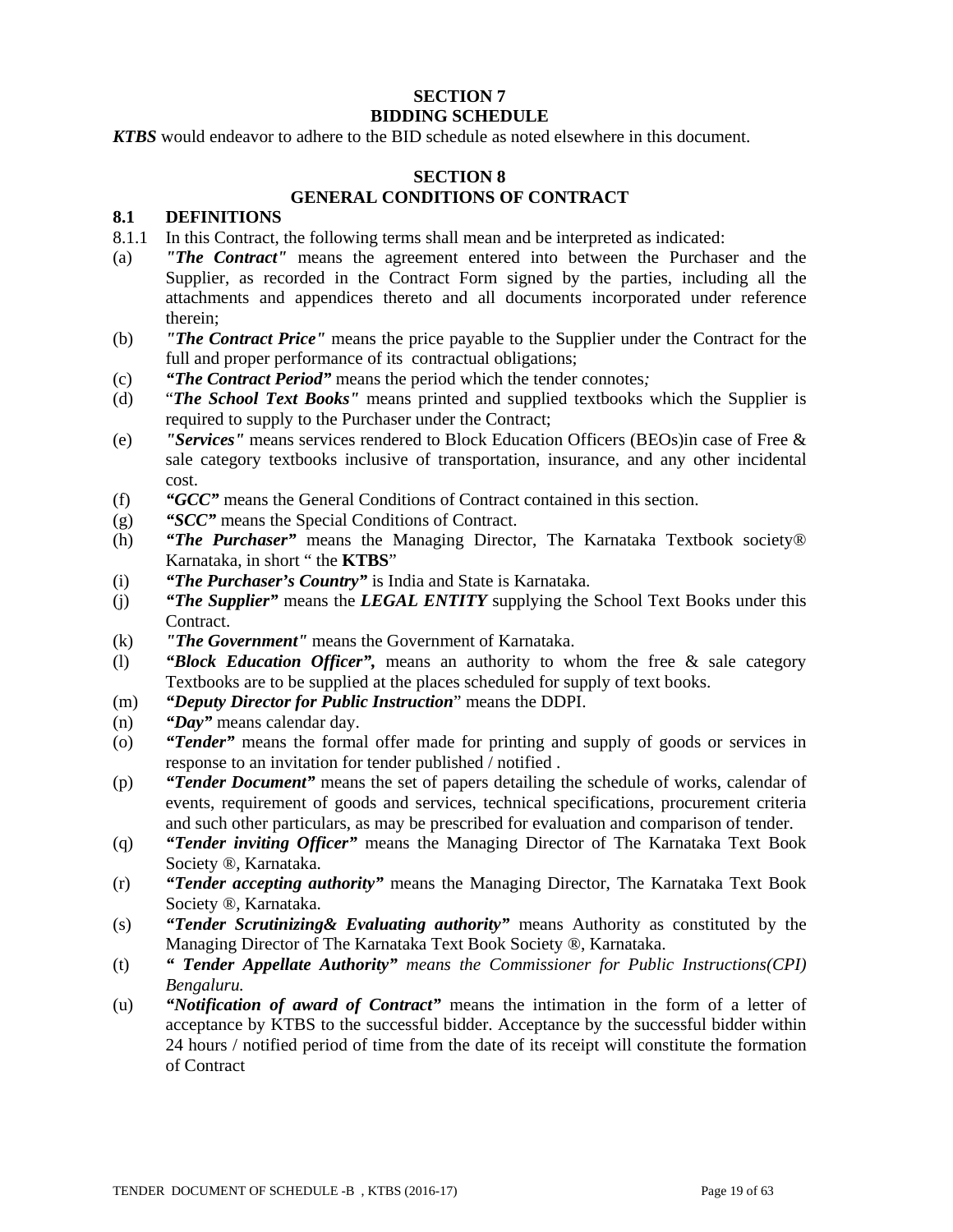## SECTION 7
## BIDDING SCHEDULE

***KTBS*** would endeavor to adhere to the BID schedule as noted elsewhere in this document.

## SECTION 8
## GENERAL CONDITIONS OF CONTRACT

### 8.1 DEFINITIONS

8.1.1 In this Contract, the following terms shall mean and be interpreted as indicated:

(a) ***"The Contract"*** means the agreement entered into between the Purchaser and the Supplier, as recorded in the Contract Form signed by the parties, including all the attachments and appendices thereto and all documents incorporated under reference therein;

(b) ***"The Contract Price"*** means the price payable to the Supplier under the Contract for the full and proper performance of its contractual obligations;

(c) ***"The Contract Period"*** means the period which the tender connotes*;*

(d) "***The School Text Books"*** means printed and supplied textbooks which the Supplier is required to supply to the Purchaser under the Contract;

(e) ***"Services"*** means services rendered to Block Education Officers (BEOs)in case of Free & sale category textbooks inclusive of transportation, insurance, and any other incidental cost.

(f) ***"GCC"*** means the General Conditions of Contract contained in this section.

(g) ***"SCC"*** means the Special Conditions of Contract.

(h) ***"The Purchaser"*** means the Managing Director, The Karnataka Textbook society® Karnataka, in short " the **KTBS**"

(i) ***"The Purchaser's Country"*** is India and State is Karnataka.

(j) ***"The Supplier"*** means the ***LEGAL ENTITY*** supplying the School Text Books under this Contract.

(k) ***"The Government"*** means the Government of Karnataka.

(l) ***"Block Education Officer",*** means an authority to whom the free & sale category Textbooks are to be supplied at the places scheduled for supply of text books.

(m) ***"Deputy Director for Public Instruction***" means the DDPI.

(n) ***"Day"*** means calendar day.

(o) ***"Tender"*** means the formal offer made for printing and supply of goods or services in response to an invitation for tender published / notified .

(p) ***"Tender Document"*** means the set of papers detailing the schedule of works, calendar of events, requirement of goods and services, technical specifications, procurement criteria and such other particulars, as may be prescribed for evaluation and comparison of tender.

(q) ***"Tender inviting Officer"*** means the Managing Director of The Karnataka Text Book Society ®, Karnataka.

(r) ***"Tender accepting authority"*** means the Managing Director, The Karnataka Text Book Society ®, Karnataka.

(s) ***"Tender Scrutinizing& Evaluating authority"*** means Authority as constituted by the Managing Director of The Karnataka Text Book Society ®, Karnataka.

(t) ***" Tender Appellate Authority"*** *means the Commissioner for Public Instructions(CPI) Bengaluru.*

(u) ***"Notification of award of Contract"*** means the intimation in the form of a letter of acceptance by KTBS to the successful bidder. Acceptance by the successful bidder within 24 hours / notified period of time from the date of its receipt will constitute the formation of Contract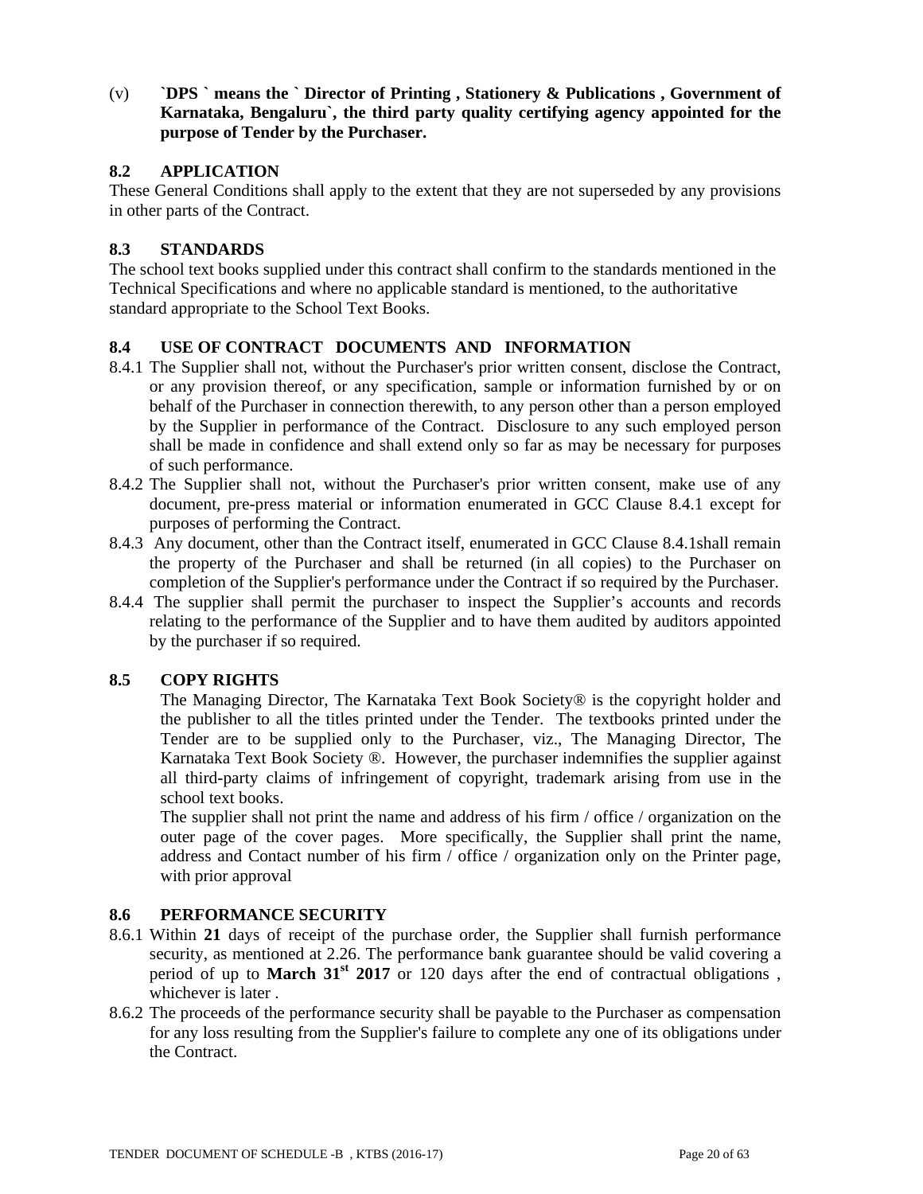(v) **`DPS ` means the ` Director of Printing , Stationery & Publications , Government of Karnataka, Bengaluru`, the third party quality certifying agency appointed for the purpose of Tender by the Purchaser.**

### 8.2 APPLICATION

These General Conditions shall apply to the extent that they are not superseded by any provisions in other parts of the Contract.

### 8.3 STANDARDS

The school text books supplied under this contract shall confirm to the standards mentioned in the Technical Specifications and where no applicable standard is mentioned, to the authoritative standard appropriate to the School Text Books.

### 8.4 USE OF CONTRACT DOCUMENTS AND INFORMATION

8.4.1 The Supplier shall not, without the Purchaser's prior written consent, disclose the Contract, or any provision thereof, or any specification, sample or information furnished by or on behalf of the Purchaser in connection therewith, to any person other than a person employed by the Supplier in performance of the Contract. Disclosure to any such employed person shall be made in confidence and shall extend only so far as may be necessary for purposes of such performance.

8.4.2 The Supplier shall not, without the Purchaser's prior written consent, make use of any document, pre-press material or information enumerated in GCC Clause 8.4.1 except for purposes of performing the Contract.

8.4.3 Any document, other than the Contract itself, enumerated in GCC Clause 8.4.1shall remain the property of the Purchaser and shall be returned (in all copies) to the Purchaser on completion of the Supplier's performance under the Contract if so required by the Purchaser.

8.4.4 The supplier shall permit the purchaser to inspect the Supplier's accounts and records relating to the performance of the Supplier and to have them audited by auditors appointed by the purchaser if so required.

### 8.5 COPY RIGHTS

The Managing Director, The Karnataka Text Book Society® is the copyright holder and the publisher to all the titles printed under the Tender. The textbooks printed under the Tender are to be supplied only to the Purchaser, viz., The Managing Director, The Karnataka Text Book Society ®. However, the purchaser indemnifies the supplier against all third-party claims of infringement of copyright, trademark arising from use in the school text books.

The supplier shall not print the name and address of his firm / office / organization on the outer page of the cover pages. More specifically, the Supplier shall print the name, address and Contact number of his firm / office / organization only on the Printer page, with prior approval

### 8.6 PERFORMANCE SECURITY

8.6.1 Within **21** days of receipt of the purchase order, the Supplier shall furnish performance security, as mentioned at 2.26. The performance bank guarantee should be valid covering a period of up to **March 31st 2017** or 120 days after the end of contractual obligations , whichever is later .

8.6.2 The proceeds of the performance security shall be payable to the Purchaser as compensation for any loss resulting from the Supplier's failure to complete any one of its obligations under the Contract.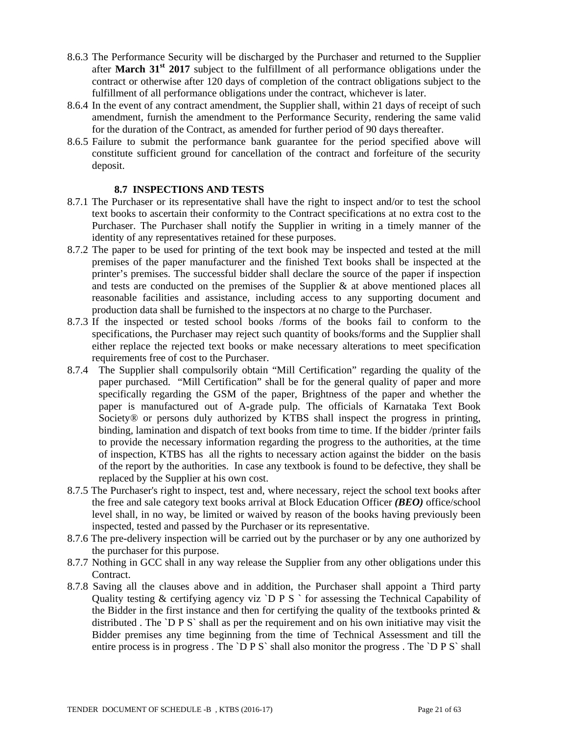8.6.3 The Performance Security will be discharged by the Purchaser and returned to the Supplier after **March 31st 2017** subject to the fulfillment of all performance obligations under the contract or otherwise after 120 days of completion of the contract obligations subject to the fulfillment of all performance obligations under the contract, whichever is later.

8.6.4 In the event of any contract amendment, the Supplier shall, within 21 days of receipt of such amendment, furnish the amendment to the Performance Security, rendering the same valid for the duration of the Contract, as amended for further period of 90 days thereafter.

8.6.5 Failure to submit the performance bank guarantee for the period specified above will constitute sufficient ground for cancellation of the contract and forfeiture of the security deposit.

### 8.7 INSPECTIONS AND TESTS

8.7.1 The Purchaser or its representative shall have the right to inspect and/or to test the school text books to ascertain their conformity to the Contract specifications at no extra cost to the Purchaser. The Purchaser shall notify the Supplier in writing in a timely manner of the identity of any representatives retained for these purposes.

8.7.2 The paper to be used for printing of the text book may be inspected and tested at the mill premises of the paper manufacturer and the finished Text books shall be inspected at the printer's premises. The successful bidder shall declare the source of the paper if inspection and tests are conducted on the premises of the Supplier & at above mentioned places all reasonable facilities and assistance, including access to any supporting document and production data shall be furnished to the inspectors at no charge to the Purchaser.

8.7.3 If the inspected or tested school books /forms of the books fail to conform to the specifications, the Purchaser may reject such quantity of books/forms and the Supplier shall either replace the rejected text books or make necessary alterations to meet specification requirements free of cost to the Purchaser.

8.7.4 The Supplier shall compulsorily obtain "Mill Certification" regarding the quality of the paper purchased. "Mill Certification" shall be for the general quality of paper and more specifically regarding the GSM of the paper, Brightness of the paper and whether the paper is manufactured out of A-grade pulp. The officials of Karnataka Text Book Society® or persons duly authorized by KTBS shall inspect the progress in printing, binding, lamination and dispatch of text books from time to time. If the bidder /printer fails to provide the necessary information regarding the progress to the authorities, at the time of inspection, KTBS has all the rights to necessary action against the bidder on the basis of the report by the authorities. In case any textbook is found to be defective, they shall be replaced by the Supplier at his own cost.

8.7.5 The Purchaser's right to inspect, test and, where necessary, reject the school text books after the free and sale category text books arrival at Block Education Officer ***(BEO)*** office/school level shall, in no way, be limited or waived by reason of the books having previously been inspected, tested and passed by the Purchaser or its representative.

8.7.6 The pre-delivery inspection will be carried out by the purchaser or by any one authorized by the purchaser for this purpose.

8.7.7 Nothing in GCC shall in any way release the Supplier from any other obligations under this Contract.

8.7.8 Saving all the clauses above and in addition, the Purchaser shall appoint a Third party Quality testing & certifying agency viz `D P S ` for assessing the Technical Capability of the Bidder in the first instance and then for certifying the quality of the textbooks printed & distributed . The `D P S` shall as per the requirement and on his own initiative may visit the Bidder premises any time beginning from the time of Technical Assessment and till the entire process is in progress . The `D P S` shall also monitor the progress . The `D P S` shall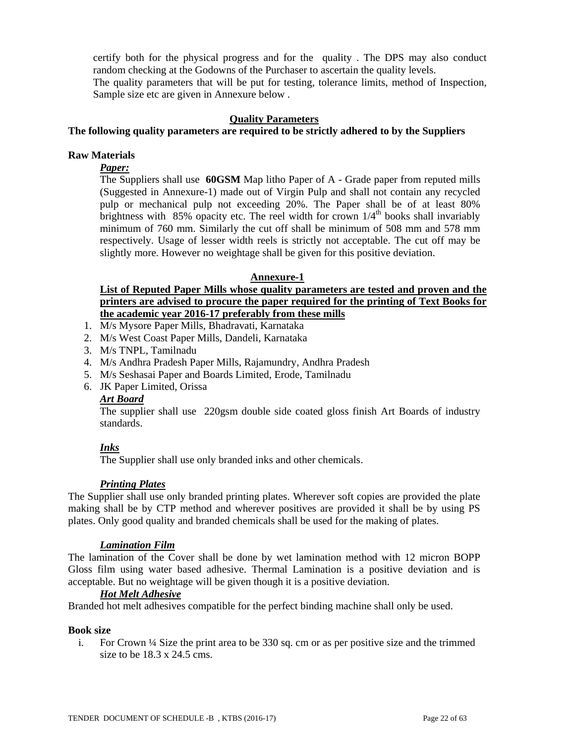certify both for the physical progress and for the quality . The DPS may also conduct random checking at the Godowns of the Purchaser to ascertain the quality levels.
The quality parameters that will be put for testing, tolerance limits, method of Inspection, Sample size etc are given in Annexure below .

## Quality Parameters

**The following quality parameters are required to be strictly adhered to by the Suppliers**

**Raw Materials**

***Paper:***

The Suppliers shall use **60GSM** Map litho Paper of A - Grade paper from reputed mills (Suggested in Annexure-1) made out of Virgin Pulp and shall not contain any recycled pulp or mechanical pulp not exceeding 20%. The Paper shall be of at least 80% brightness with 85% opacity etc. The reel width for crown $1/4^{th}$ books shall invariably minimum of 760 mm. Similarly the cut off shall be minimum of 508 mm and 578 mm respectively. Usage of lesser width reels is strictly not acceptable. The cut off may be slightly more. However no weightage shall be given for this positive deviation.

## Annexure-1

**List of Reputed Paper Mills whose quality parameters are tested and proven and the printers are advised to procure the paper required for the printing of Text Books for the academic year 2016-17 preferably from these mills**

1. M/s Mysore Paper Mills, Bhadravati, Karnataka
2. M/s West Coast Paper Mills, Dandeli, Karnataka
3. M/s TNPL, Tamilnadu
4. M/s Andhra Pradesh Paper Mills, Rajamundry, Andhra Pradesh
5. M/s Seshasai Paper and Boards Limited, Erode, Tamilnadu
6. JK Paper Limited, Orissa

***Art Board***

The supplier shall use 220gsm double side coated gloss finish Art Boards of industry standards.

***Inks***

The Supplier shall use only branded inks and other chemicals.

***Printing Plates***

The Supplier shall use only branded printing plates. Wherever soft copies are provided the plate making shall be by CTP method and wherever positives are provided it shall be by using PS plates. Only good quality and branded chemicals shall be used for the making of plates.

***Lamination Film***

The lamination of the Cover shall be done by wet lamination method with 12 micron BOPP Gloss film using water based adhesive. Thermal Lamination is a positive deviation and is acceptable. But no weightage will be given though it is a positive deviation.

***Hot Melt Adhesive***

Branded hot melt adhesives compatible for the perfect binding machine shall only be used.

**Book size**

i. For Crown ¼ Size the print area to be 330 sq. cm or as per positive size and the trimmed size to be 18.3 x 24.5 cms.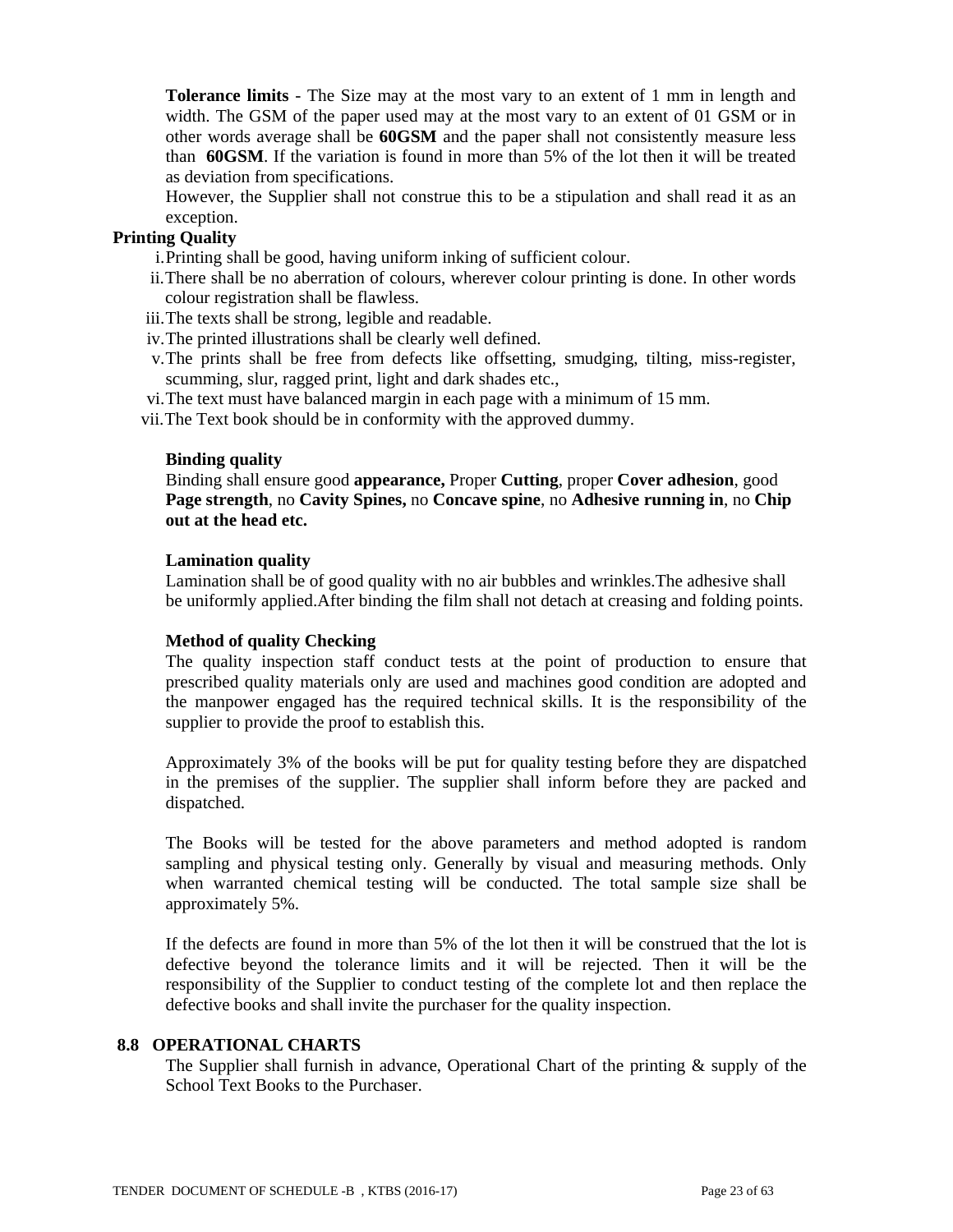**Tolerance limits** - The Size may at the most vary to an extent of 1 mm in length and width. The GSM of the paper used may at the most vary to an extent of 01 GSM or in other words average shall be **60GSM** and the paper shall not consistently measure less than **60GSM**. If the variation is found in more than 5% of the lot then it will be treated as deviation from specifications.

However, the Supplier shall not construe this to be a stipulation and shall read it as an exception.

**Printing Quality**

i. Printing shall be good, having uniform inking of sufficient colour.
ii. There shall be no aberration of colours, wherever colour printing is done. In other words colour registration shall be flawless.
iii. The texts shall be strong, legible and readable.
iv. The printed illustrations shall be clearly well defined.
v. The prints shall be free from defects like offsetting, smudging, tilting, miss-register, scumming, slur, ragged print, light and dark shades etc.,
vi. The text must have balanced margin in each page with a minimum of 15 mm.
vii. The Text book should be in conformity with the approved dummy.

**Binding quality**

Binding shall ensure good **appearance,** Proper **Cutting**, proper **Cover adhesion**, good **Page strength**, no **Cavity Spines,** no **Concave spine**, no **Adhesive running in**, no **Chip out at the head etc.**

**Lamination quality**

Lamination shall be of good quality with no air bubbles and wrinkles.The adhesive shall be uniformly applied.After binding the film shall not detach at creasing and folding points.

**Method of quality Checking**

The quality inspection staff conduct tests at the point of production to ensure that prescribed quality materials only are used and machines good condition are adopted and the manpower engaged has the required technical skills. It is the responsibility of the supplier to provide the proof to establish this.

Approximately 3% of the books will be put for quality testing before they are dispatched in the premises of the supplier. The supplier shall inform before they are packed and dispatched.

The Books will be tested for the above parameters and method adopted is random sampling and physical testing only. Generally by visual and measuring methods. Only when warranted chemical testing will be conducted. The total sample size shall be approximately 5%.

If the defects are found in more than 5% of the lot then it will be construed that the lot is defective beyond the tolerance limits and it will be rejected. Then it will be the responsibility of the Supplier to conduct testing of the complete lot and then replace the defective books and shall invite the purchaser for the quality inspection.

## 8.8 OPERATIONAL CHARTS

The Supplier shall furnish in advance, Operational Chart of the printing & supply of the School Text Books to the Purchaser.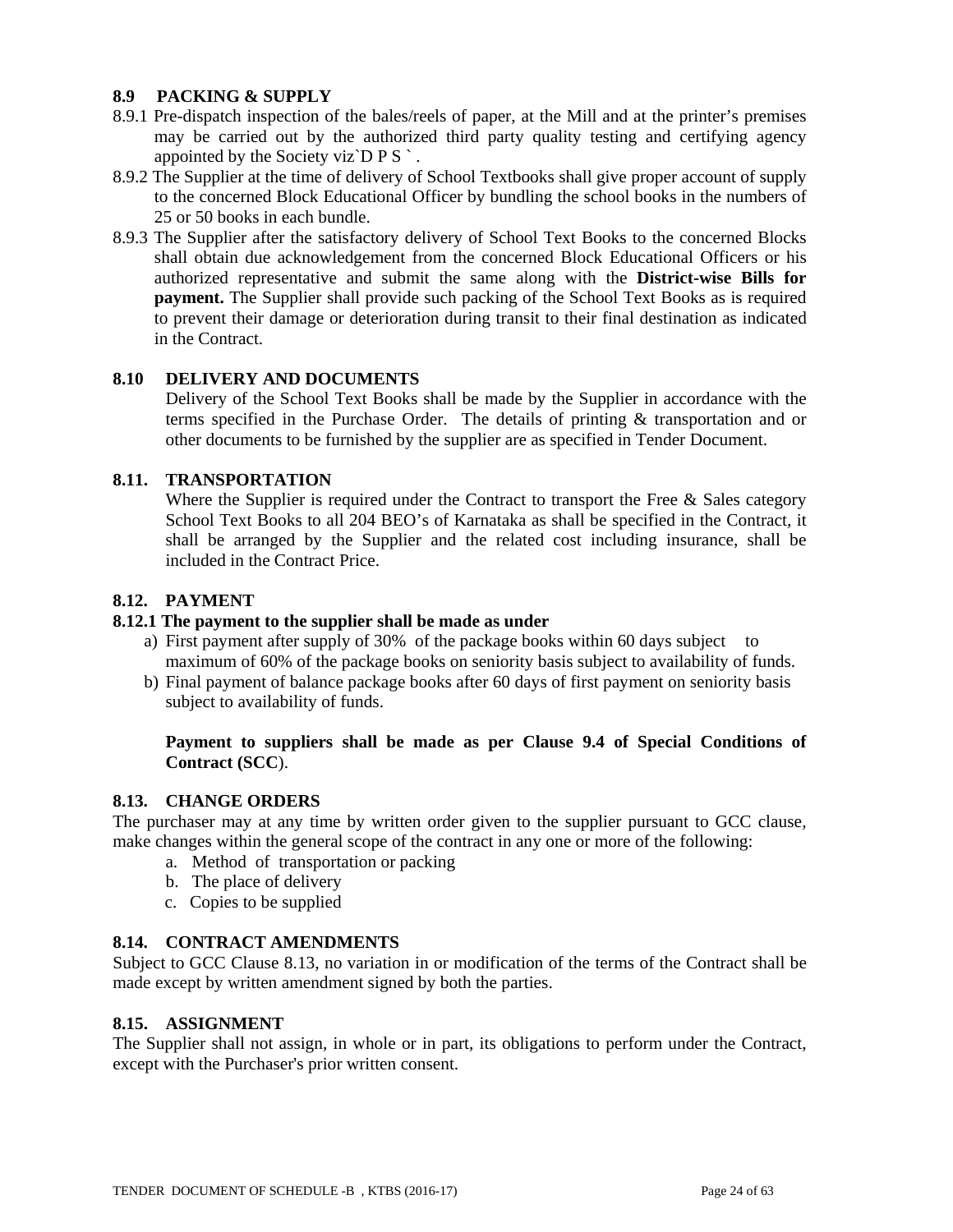### 8.9 PACKING & SUPPLY

8.9.1 Pre-dispatch inspection of the bales/reels of paper, at the Mill and at the printer's premises may be carried out by the authorized third party quality testing and certifying agency appointed by the Society viz`D P S ` .

8.9.2 The Supplier at the time of delivery of School Textbooks shall give proper account of supply to the concerned Block Educational Officer by bundling the school books in the numbers of 25 or 50 books in each bundle.

8.9.3 The Supplier after the satisfactory delivery of School Text Books to the concerned Blocks shall obtain due acknowledgement from the concerned Block Educational Officers or his authorized representative and submit the same along with the **District-wise Bills for payment.** The Supplier shall provide such packing of the School Text Books as is required to prevent their damage or deterioration during transit to their final destination as indicated in the Contract.

### 8.10 DELIVERY AND DOCUMENTS

Delivery of the School Text Books shall be made by the Supplier in accordance with the terms specified in the Purchase Order. The details of printing & transportation and or other documents to be furnished by the supplier are as specified in Tender Document.

### 8.11. TRANSPORTATION

Where the Supplier is required under the Contract to transport the Free & Sales category School Text Books to all 204 BEO's of Karnataka as shall be specified in the Contract, it shall be arranged by the Supplier and the related cost including insurance, shall be included in the Contract Price.

### 8.12. PAYMENT

**8.12.1 The payment to the supplier shall be made as under**

a) First payment after supply of 30% of the package books within 60 days subject to maximum of 60% of the package books on seniority basis subject to availability of funds.

b) Final payment of balance package books after 60 days of first payment on seniority basis subject to availability of funds.

**Payment to suppliers shall be made as per Clause 9.4 of Special Conditions of Contract (SCC**).

### 8.13. CHANGE ORDERS

The purchaser may at any time by written order given to the supplier pursuant to GCC clause, make changes within the general scope of the contract in any one or more of the following:

a. Method of transportation or packing
b. The place of delivery
c. Copies to be supplied

### 8.14. CONTRACT AMENDMENTS

Subject to GCC Clause 8.13, no variation in or modification of the terms of the Contract shall be made except by written amendment signed by both the parties.

### 8.15. ASSIGNMENT

The Supplier shall not assign, in whole or in part, its obligations to perform under the Contract, except with the Purchaser's prior written consent.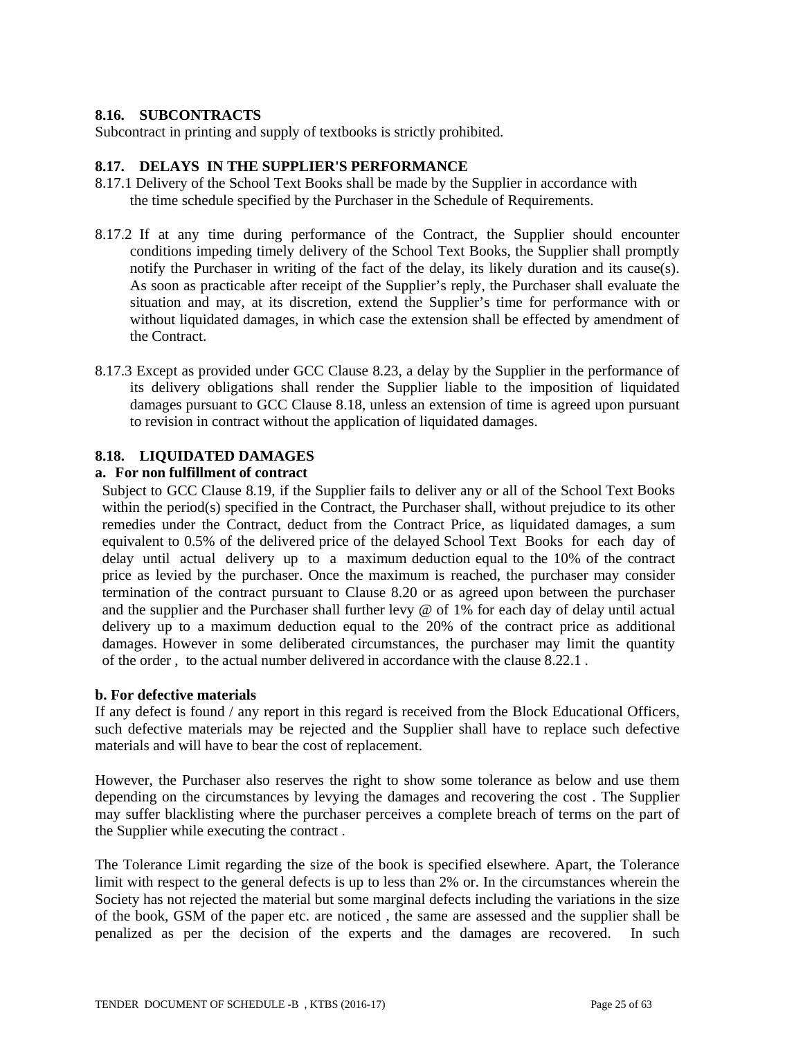### 8.16. SUBCONTRACTS

Subcontract in printing and supply of textbooks is strictly prohibited.

### 8.17. DELAYS IN THE SUPPLIER'S PERFORMANCE

8.17.1 Delivery of the School Text Books shall be made by the Supplier in accordance with the time schedule specified by the Purchaser in the Schedule of Requirements.

8.17.2 If at any time during performance of the Contract, the Supplier should encounter conditions impeding timely delivery of the School Text Books, the Supplier shall promptly notify the Purchaser in writing of the fact of the delay, its likely duration and its cause(s). As soon as practicable after receipt of the Supplier's reply, the Purchaser shall evaluate the situation and may, at its discretion, extend the Supplier's time for performance with or without liquidated damages, in which case the extension shall be effected by amendment of the Contract.

8.17.3 Except as provided under GCC Clause 8.23, a delay by the Supplier in the performance of its delivery obligations shall render the Supplier liable to the imposition of liquidated damages pursuant to GCC Clause 8.18, unless an extension of time is agreed upon pursuant to revision in contract without the application of liquidated damages.

### 8.18. LIQUIDATED DAMAGES

**a. For non fulfillment of contract**

Subject to GCC Clause 8.19, if the Supplier fails to deliver any or all of the School Text Books within the period(s) specified in the Contract, the Purchaser shall, without prejudice to its other remedies under the Contract, deduct from the Contract Price, as liquidated damages, a sum equivalent to 0.5% of the delivered price of the delayed School Text Books for each day of delay until actual delivery up to a maximum deduction equal to the 10% of the contract price as levied by the purchaser. Once the maximum is reached, the purchaser may consider termination of the contract pursuant to Clause 8.20 or as agreed upon between the purchaser and the supplier and the Purchaser shall further levy @ of 1% for each day of delay until actual delivery up to a maximum deduction equal to the 20% of the contract price as additional damages. However in some deliberated circumstances, the purchaser may limit the quantity of the order , to the actual number delivered in accordance with the clause 8.22.1 .

**b. For defective materials**

If any defect is found / any report in this regard is received from the Block Educational Officers, such defective materials may be rejected and the Supplier shall have to replace such defective materials and will have to bear the cost of replacement.

However, the Purchaser also reserves the right to show some tolerance as below and use them depending on the circumstances by levying the damages and recovering the cost . The Supplier may suffer blacklisting where the purchaser perceives a complete breach of terms on the part of the Supplier while executing the contract .

The Tolerance Limit regarding the size of the book is specified elsewhere. Apart, the Tolerance limit with respect to the general defects is up to less than 2% or. In the circumstances wherein the Society has not rejected the material but some marginal defects including the variations in the size of the book, GSM of the paper etc. are noticed , the same are assessed and the supplier shall be penalized as per the decision of the experts and the damages are recovered. In such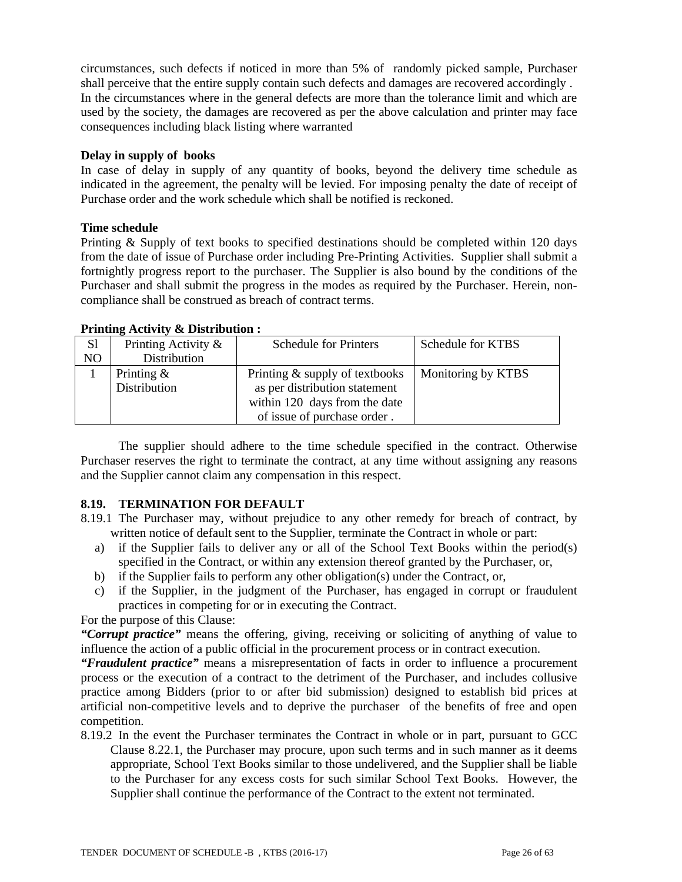circumstances, such defects if noticed in more than 5% of randomly picked sample, Purchaser shall perceive that the entire supply contain such defects and damages are recovered accordingly . In the circumstances where in the general defects are more than the tolerance limit and which are used by the society, the damages are recovered as per the above calculation and printer may face consequences including black listing where warranted

**Delay in supply of books**

In case of delay in supply of any quantity of books, beyond the delivery time schedule as indicated in the agreement, the penalty will be levied. For imposing penalty the date of receipt of Purchase order and the work schedule which shall be notified is reckoned.

**Time schedule**

Printing & Supply of text books to specified destinations should be completed within 120 days from the date of issue of Purchase order including Pre-Printing Activities. Supplier shall submit a fortnightly progress report to the purchaser. The Supplier is also bound by the conditions of the Purchaser and shall submit the progress in the modes as required by the Purchaser. Herein, non-compliance shall be construed as breach of contract terms.

**Printing Activity & Distribution :**

| Sl NO | Printing Activity & Distribution | Schedule for Printers | Schedule for KTBS |
|---|---|---|---|
| 1 | Printing & Distribution | Printing & supply of textbooks as per distribution statement within 120 days from the date of issue of purchase order . | Monitoring by KTBS |

The supplier should adhere to the time schedule specified in the contract. Otherwise Purchaser reserves the right to terminate the contract, at any time without assigning any reasons and the Supplier cannot claim any compensation in this respect.

### 8.19. TERMINATION FOR DEFAULT

8.19.1 The Purchaser may, without prejudice to any other remedy for breach of contract, by written notice of default sent to the Supplier, terminate the Contract in whole or part:

a) if the Supplier fails to deliver any or all of the School Text Books within the period(s) specified in the Contract, or within any extension thereof granted by the Purchaser, or,

b) if the Supplier fails to perform any other obligation(s) under the Contract, or,

c) if the Supplier, in the judgment of the Purchaser, has engaged in corrupt or fraudulent practices in competing for or in executing the Contract.

For the purpose of this Clause:

***"Corrupt practice"*** means the offering, giving, receiving or soliciting of anything of value to influence the action of a public official in the procurement process or in contract execution.

***"Fraudulent practice"*** means a misrepresentation of facts in order to influence a procurement process or the execution of a contract to the detriment of the Purchaser, and includes collusive practice among Bidders (prior to or after bid submission) designed to establish bid prices at artificial non-competitive levels and to deprive the purchaser of the benefits of free and open competition.

8.19.2 In the event the Purchaser terminates the Contract in whole or in part, pursuant to GCC Clause 8.22.1, the Purchaser may procure, upon such terms and in such manner as it deems appropriate, School Text Books similar to those undelivered, and the Supplier shall be liable to the Purchaser for any excess costs for such similar School Text Books. However, the Supplier shall continue the performance of the Contract to the extent not terminated.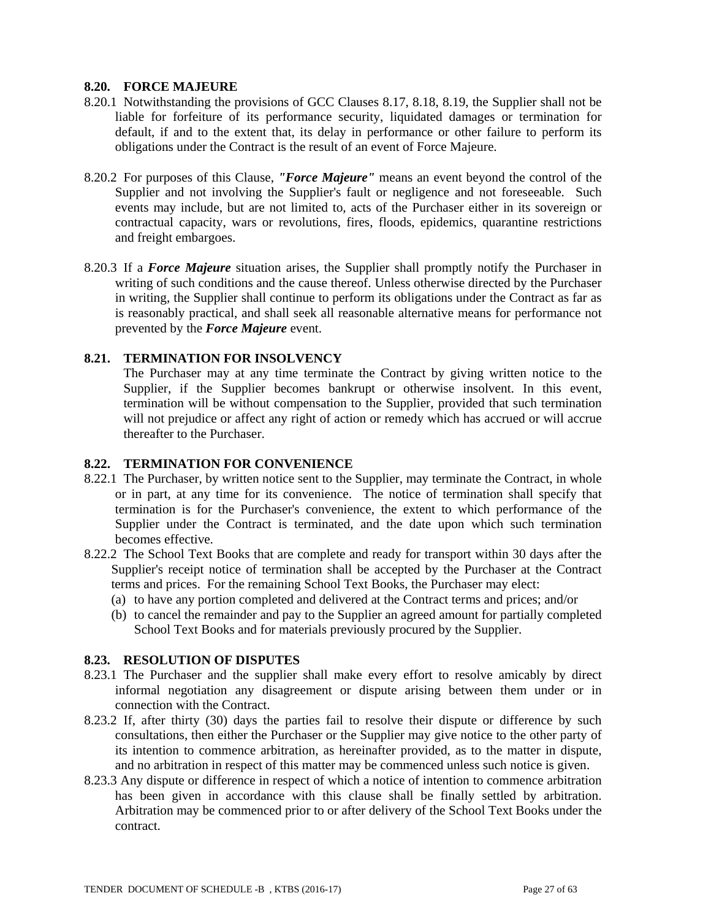### 8.20. FORCE MAJEURE

8.20.1 Notwithstanding the provisions of GCC Clauses 8.17, 8.18, 8.19, the Supplier shall not be liable for forfeiture of its performance security, liquidated damages or termination for default, if and to the extent that, its delay in performance or other failure to perform its obligations under the Contract is the result of an event of Force Majeure.

8.20.2 For purposes of this Clause, ***"Force Majeure"*** means an event beyond the control of the Supplier and not involving the Supplier's fault or negligence and not foreseeable. Such events may include, but are not limited to, acts of the Purchaser either in its sovereign or contractual capacity, wars or revolutions, fires, floods, epidemics, quarantine restrictions and freight embargoes.

8.20.3 If a ***Force Majeure*** situation arises, the Supplier shall promptly notify the Purchaser in writing of such conditions and the cause thereof. Unless otherwise directed by the Purchaser in writing, the Supplier shall continue to perform its obligations under the Contract as far as is reasonably practical, and shall seek all reasonable alternative means for performance not prevented by the ***Force Majeure*** event.

### 8.21. TERMINATION FOR INSOLVENCY

The Purchaser may at any time terminate the Contract by giving written notice to the Supplier, if the Supplier becomes bankrupt or otherwise insolvent. In this event, termination will be without compensation to the Supplier, provided that such termination will not prejudice or affect any right of action or remedy which has accrued or will accrue thereafter to the Purchaser.

### 8.22. TERMINATION FOR CONVENIENCE

8.22.1 The Purchaser, by written notice sent to the Supplier, may terminate the Contract, in whole or in part, at any time for its convenience. The notice of termination shall specify that termination is for the Purchaser's convenience, the extent to which performance of the Supplier under the Contract is terminated, and the date upon which such termination becomes effective.

8.22.2 The School Text Books that are complete and ready for transport within 30 days after the Supplier's receipt notice of termination shall be accepted by the Purchaser at the Contract terms and prices. For the remaining School Text Books, the Purchaser may elect:

(a) to have any portion completed and delivered at the Contract terms and prices; and/or

(b) to cancel the remainder and pay to the Supplier an agreed amount for partially completed School Text Books and for materials previously procured by the Supplier.

### 8.23. RESOLUTION OF DISPUTES

8.23.1 The Purchaser and the supplier shall make every effort to resolve amicably by direct informal negotiation any disagreement or dispute arising between them under or in connection with the Contract.

8.23.2 If, after thirty (30) days the parties fail to resolve their dispute or difference by such consultations, then either the Purchaser or the Supplier may give notice to the other party of its intention to commence arbitration, as hereinafter provided, as to the matter in dispute, and no arbitration in respect of this matter may be commenced unless such notice is given.

8.23.3 Any dispute or difference in respect of which a notice of intention to commence arbitration has been given in accordance with this clause shall be finally settled by arbitration. Arbitration may be commenced prior to or after delivery of the School Text Books under the contract.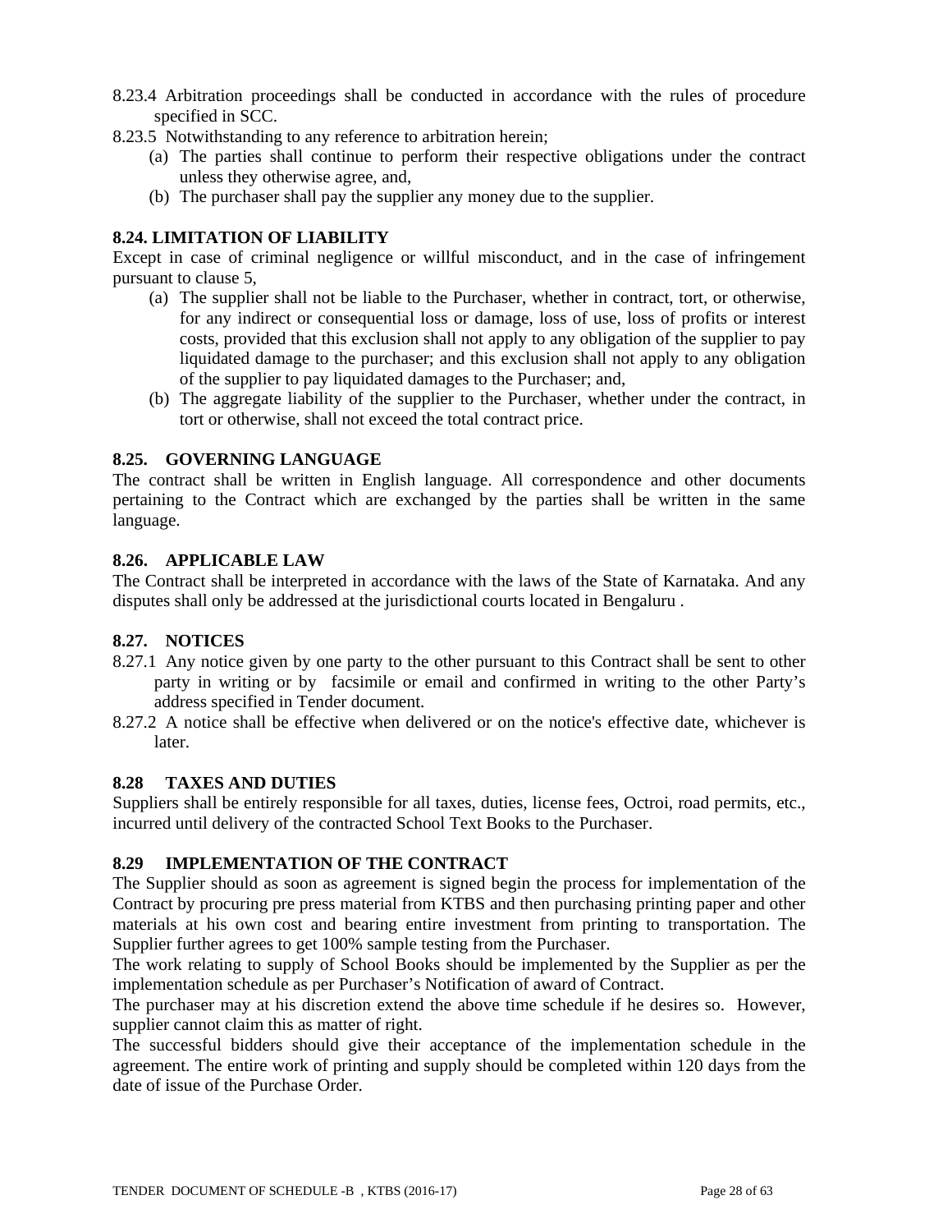8.23.4 Arbitration proceedings shall be conducted in accordance with the rules of procedure specified in SCC.

8.23.5 Notwithstanding to any reference to arbitration herein;

(a) The parties shall continue to perform their respective obligations under the contract unless they otherwise agree, and,

(b) The purchaser shall pay the supplier any money due to the supplier.

### 8.24. LIMITATION OF LIABILITY

Except in case of criminal negligence or willful misconduct, and in the case of infringement pursuant to clause 5,

(a) The supplier shall not be liable to the Purchaser, whether in contract, tort, or otherwise, for any indirect or consequential loss or damage, loss of use, loss of profits or interest costs, provided that this exclusion shall not apply to any obligation of the supplier to pay liquidated damage to the purchaser; and this exclusion shall not apply to any obligation of the supplier to pay liquidated damages to the Purchaser; and,

(b) The aggregate liability of the supplier to the Purchaser, whether under the contract, in tort or otherwise, shall not exceed the total contract price.

### 8.25. GOVERNING LANGUAGE

The contract shall be written in English language. All correspondence and other documents pertaining to the Contract which are exchanged by the parties shall be written in the same language.

### 8.26. APPLICABLE LAW

The Contract shall be interpreted in accordance with the laws of the State of Karnataka. And any disputes shall only be addressed at the jurisdictional courts located in Bengaluru .

### 8.27. NOTICES

8.27.1 Any notice given by one party to the other pursuant to this Contract shall be sent to other party in writing or by facsimile or email and confirmed in writing to the other Party's address specified in Tender document.

8.27.2 A notice shall be effective when delivered or on the notice's effective date, whichever is later.

### 8.28 TAXES AND DUTIES

Suppliers shall be entirely responsible for all taxes, duties, license fees, Octroi, road permits, etc., incurred until delivery of the contracted School Text Books to the Purchaser.

### 8.29 IMPLEMENTATION OF THE CONTRACT

The Supplier should as soon as agreement is signed begin the process for implementation of the Contract by procuring pre press material from KTBS and then purchasing printing paper and other materials at his own cost and bearing entire investment from printing to transportation. The Supplier further agrees to get 100% sample testing from the Purchaser.

The work relating to supply of School Books should be implemented by the Supplier as per the implementation schedule as per Purchaser's Notification of award of Contract.

The purchaser may at his discretion extend the above time schedule if he desires so. However, supplier cannot claim this as matter of right.

The successful bidders should give their acceptance of the implementation schedule in the agreement. The entire work of printing and supply should be completed within 120 days from the date of issue of the Purchase Order.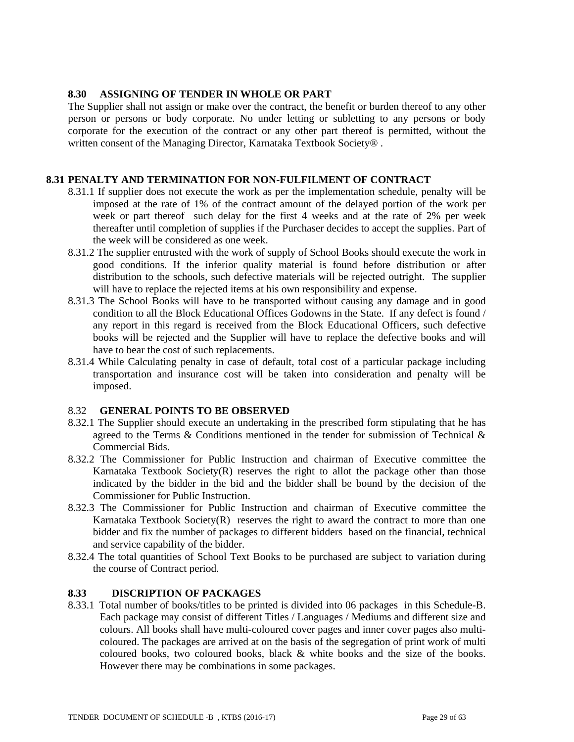### 8.30 ASSIGNING OF TENDER IN WHOLE OR PART

The Supplier shall not assign or make over the contract, the benefit or burden thereof to any other person or persons or body corporate. No under letting or subletting to any persons or body corporate for the execution of the contract or any other part thereof is permitted, without the written consent of the Managing Director, Karnataka Textbook Society® .

### 8.31 PENALTY AND TERMINATION FOR NON-FULFILMENT OF CONTRACT

8.31.1 If supplier does not execute the work as per the implementation schedule, penalty will be imposed at the rate of 1% of the contract amount of the delayed portion of the work per week or part thereof such delay for the first 4 weeks and at the rate of 2% per week thereafter until completion of supplies if the Purchaser decides to accept the supplies. Part of the week will be considered as one week.

8.31.2 The supplier entrusted with the work of supply of School Books should execute the work in good conditions. If the inferior quality material is found before distribution or after distribution to the schools, such defective materials will be rejected outright. The supplier will have to replace the rejected items at his own responsibility and expense.

8.31.3 The School Books will have to be transported without causing any damage and in good condition to all the Block Educational Offices Godowns in the State. If any defect is found / any report in this regard is received from the Block Educational Officers, such defective books will be rejected and the Supplier will have to replace the defective books and will have to bear the cost of such replacements.

8.31.4 While Calculating penalty in case of default, total cost of a particular package including transportation and insurance cost will be taken into consideration and penalty will be imposed.

### 8.32 GENERAL POINTS TO BE OBSERVED

8.32.1 The Supplier should execute an undertaking in the prescribed form stipulating that he has agreed to the Terms & Conditions mentioned in the tender for submission of Technical & Commercial Bids.

8.32.2 The Commissioner for Public Instruction and chairman of Executive committee the Karnataka Textbook Society(R) reserves the right to allot the package other than those indicated by the bidder in the bid and the bidder shall be bound by the decision of the Commissioner for Public Instruction.

8.32.3 The Commissioner for Public Instruction and chairman of Executive committee the Karnataka Textbook Society(R) reserves the right to award the contract to more than one bidder and fix the number of packages to different bidders based on the financial, technical and service capability of the bidder.

8.32.4 The total quantities of School Text Books to be purchased are subject to variation during the course of Contract period.

### 8.33 DISCRIPTION OF PACKAGES

8.33.1 Total number of books/titles to be printed is divided into 06 packages in this Schedule-B. Each package may consist of different Titles / Languages / Mediums and different size and colours. All books shall have multi-coloured cover pages and inner cover pages also multi-coloured. The packages are arrived at on the basis of the segregation of print work of multi coloured books, two coloured books, black & white books and the size of the books. However there may be combinations in some packages.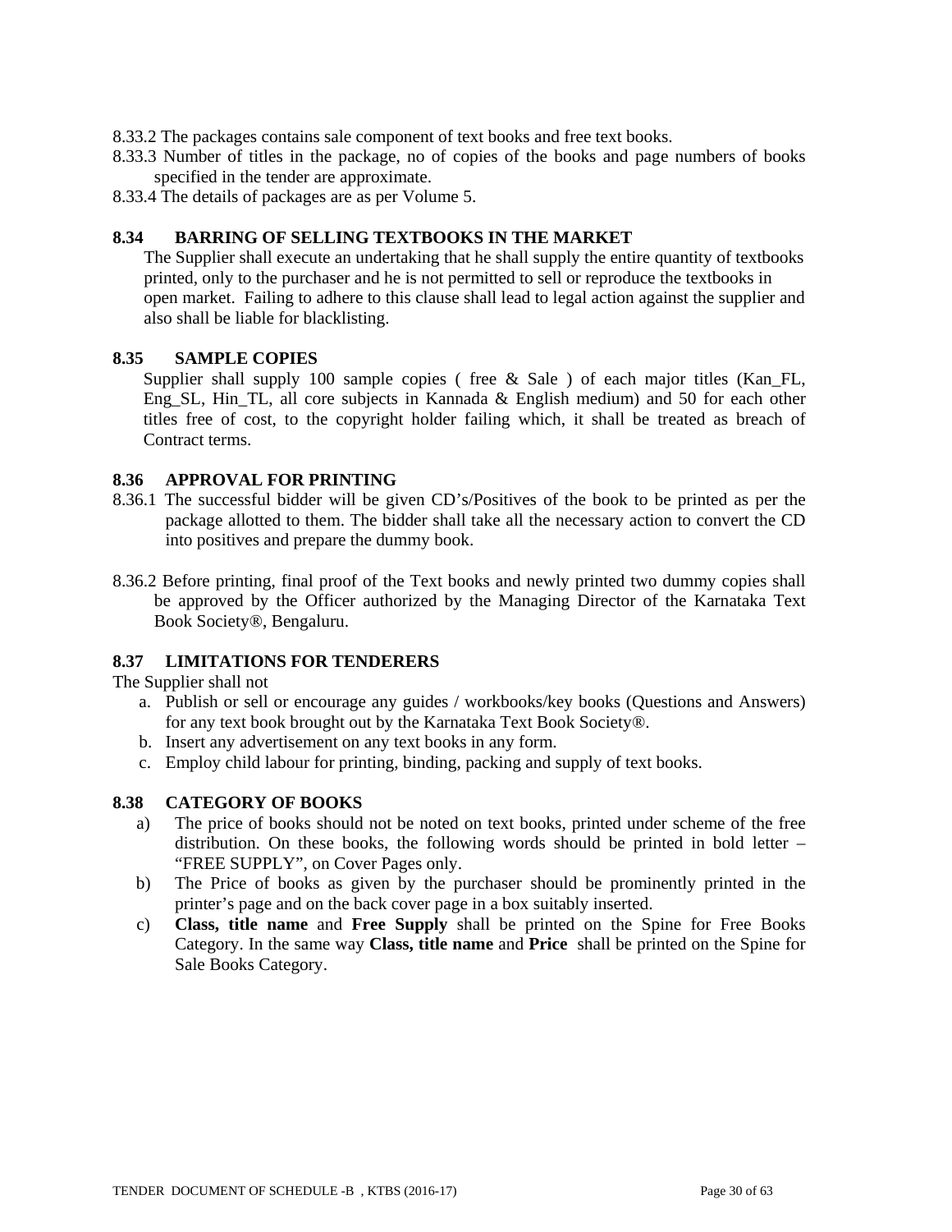8.33.2 The packages contains sale component of text books and free text books.

8.33.3 Number of titles in the package, no of copies of the books and page numbers of books specified in the tender are approximate.

8.33.4 The details of packages are as per Volume 5.

### 8.34 BARRING OF SELLING TEXTBOOKS IN THE MARKET

The Supplier shall execute an undertaking that he shall supply the entire quantity of textbooks printed, only to the purchaser and he is not permitted to sell or reproduce the textbooks in open market. Failing to adhere to this clause shall lead to legal action against the supplier and also shall be liable for blacklisting.

### 8.35 SAMPLE COPIES

Supplier shall supply 100 sample copies ( free & Sale ) of each major titles (Kan_FL, Eng_SL, Hin_TL, all core subjects in Kannada & English medium) and 50 for each other titles free of cost, to the copyright holder failing which, it shall be treated as breach of Contract terms.

### 8.36 APPROVAL FOR PRINTING

8.36.1 The successful bidder will be given CD's/Positives of the book to be printed as per the package allotted to them. The bidder shall take all the necessary action to convert the CD into positives and prepare the dummy book.

8.36.2 Before printing, final proof of the Text books and newly printed two dummy copies shall be approved by the Officer authorized by the Managing Director of the Karnataka Text Book Society®, Bengaluru.

### 8.37 LIMITATIONS FOR TENDERERS

The Supplier shall not

a. Publish or sell or encourage any guides / workbooks/key books (Questions and Answers) for any text book brought out by the Karnataka Text Book Society®.
b. Insert any advertisement on any text books in any form.
c. Employ child labour for printing, binding, packing and supply of text books.

### 8.38 CATEGORY OF BOOKS

a) The price of books should not be noted on text books, printed under scheme of the free distribution. On these books, the following words should be printed in bold letter – "FREE SUPPLY", on Cover Pages only.

b) The Price of books as given by the purchaser should be prominently printed in the printer's page and on the back cover page in a box suitably inserted.

c) **Class, title name** and **Free Supply** shall be printed on the Spine for Free Books Category. In the same way **Class, title name** and **Price** shall be printed on the Spine for Sale Books Category.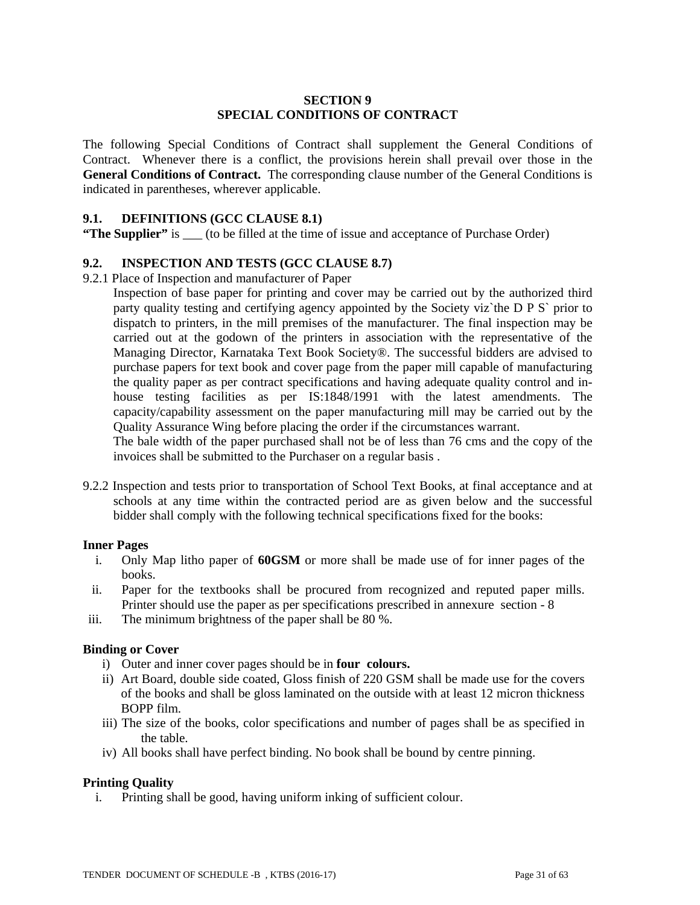## SECTION 9
## SPECIAL CONDITIONS OF CONTRACT

The following Special Conditions of Contract shall supplement the General Conditions of Contract. Whenever there is a conflict, the provisions herein shall prevail over those in the **General Conditions of Contract.** The corresponding clause number of the General Conditions is indicated in parentheses, wherever applicable.

### 9.1. DEFINITIONS (GCC CLAUSE 8.1)

**"The Supplier"** is ___ (to be filled at the time of issue and acceptance of Purchase Order)

### 9.2. INSPECTION AND TESTS (GCC CLAUSE 8.7)

9.2.1 Place of Inspection and manufacturer of Paper

Inspection of base paper for printing and cover may be carried out by the authorized third party quality testing and certifying agency appointed by the Society viz`the D P S` prior to dispatch to printers, in the mill premises of the manufacturer. The final inspection may be carried out at the godown of the printers in association with the representative of the Managing Director, Karnataka Text Book Society®. The successful bidders are advised to purchase papers for text book and cover page from the paper mill capable of manufacturing the quality paper as per contract specifications and having adequate quality control and in-house testing facilities as per IS:1848/1991 with the latest amendments. The capacity/capability assessment on the paper manufacturing mill may be carried out by the Quality Assurance Wing before placing the order if the circumstances warrant.

The bale width of the paper purchased shall not be of less than 76 cms and the copy of the invoices shall be submitted to the Purchaser on a regular basis .

9.2.2 Inspection and tests prior to transportation of School Text Books, at final acceptance and at schools at any time within the contracted period are as given below and the successful bidder shall comply with the following technical specifications fixed for the books:

**Inner Pages**

i. Only Map litho paper of **60GSM** or more shall be made use of for inner pages of the books.
ii. Paper for the textbooks shall be procured from recognized and reputed paper mills. Printer should use the paper as per specifications prescribed in annexure section - 8
iii. The minimum brightness of the paper shall be 80 %.

**Binding or Cover**

i) Outer and inner cover pages should be in **four colours.**
ii) Art Board, double side coated, Gloss finish of 220 GSM shall be made use for the covers of the books and shall be gloss laminated on the outside with at least 12 micron thickness BOPP film.
iii) The size of the books, color specifications and number of pages shall be as specified in the table.
iv) All books shall have perfect binding. No book shall be bound by centre pinning.

**Printing Quality**

i. Printing shall be good, having uniform inking of sufficient colour.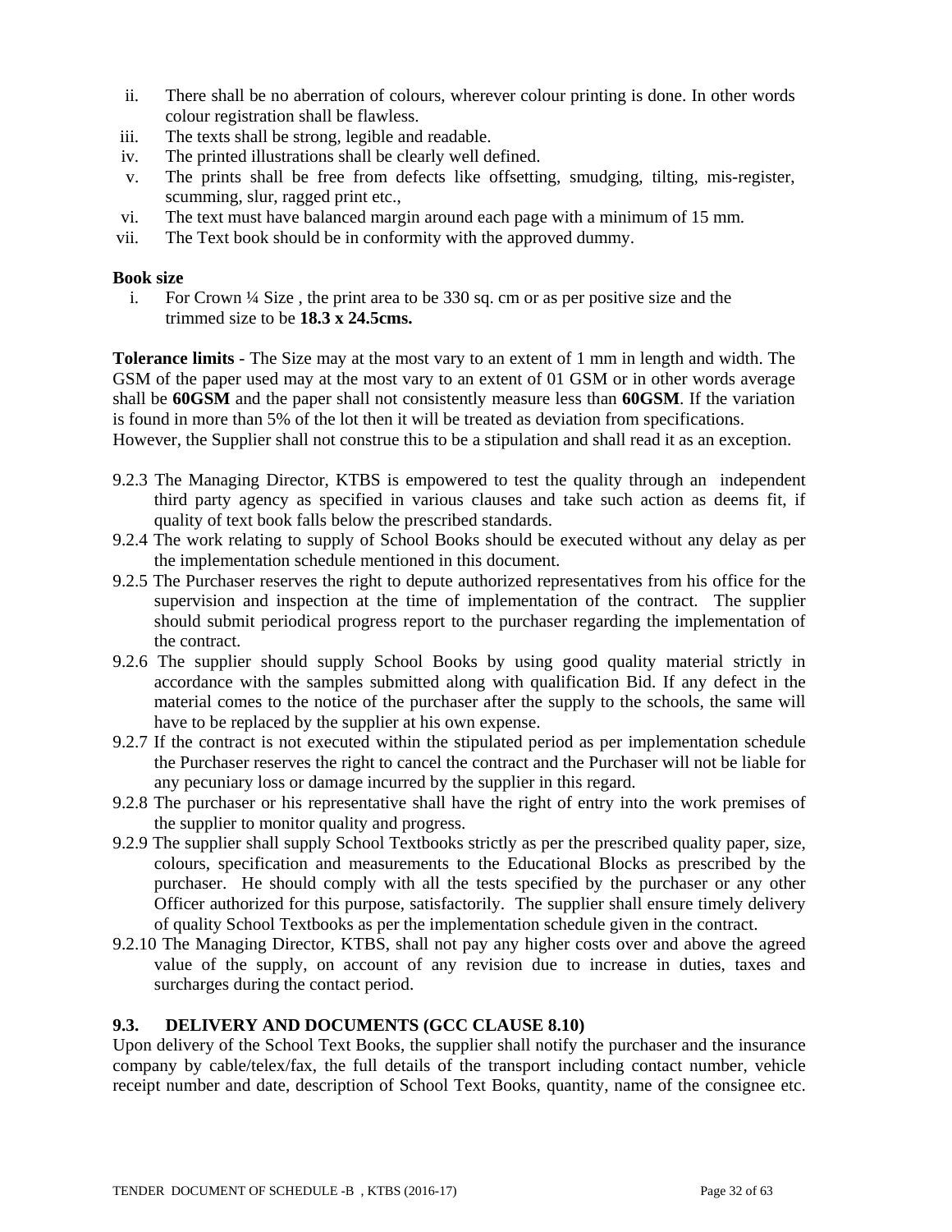ii. There shall be no aberration of colours, wherever colour printing is done. In other words colour registration shall be flawless.

iii. The texts shall be strong, legible and readable.

iv. The printed illustrations shall be clearly well defined.

v. The prints shall be free from defects like offsetting, smudging, tilting, mis-register, scumming, slur, ragged print etc.,

vi. The text must have balanced margin around each page with a minimum of 15 mm.

vii. The Text book should be in conformity with the approved dummy.

**Book size**

i. For Crown ¼ Size , the print area to be 330 sq. cm or as per positive size and the trimmed size to be **18.3 x 24.5cms.**

**Tolerance limits** - The Size may at the most vary to an extent of 1 mm in length and width. The GSM of the paper used may at the most vary to an extent of 01 GSM or in other words average shall be **60GSM** and the paper shall not consistently measure less than **60GSM**. If the variation is found in more than 5% of the lot then it will be treated as deviation from specifications. However, the Supplier shall not construe this to be a stipulation and shall read it as an exception.

9.2.3 The Managing Director, KTBS is empowered to test the quality through an independent third party agency as specified in various clauses and take such action as deems fit, if quality of text book falls below the prescribed standards.

9.2.4 The work relating to supply of School Books should be executed without any delay as per the implementation schedule mentioned in this document.

9.2.5 The Purchaser reserves the right to depute authorized representatives from his office for the supervision and inspection at the time of implementation of the contract. The supplier should submit periodical progress report to the purchaser regarding the implementation of the contract.

9.2.6 The supplier should supply School Books by using good quality material strictly in accordance with the samples submitted along with qualification Bid. If any defect in the material comes to the notice of the purchaser after the supply to the schools, the same will have to be replaced by the supplier at his own expense.

9.2.7 If the contract is not executed within the stipulated period as per implementation schedule the Purchaser reserves the right to cancel the contract and the Purchaser will not be liable for any pecuniary loss or damage incurred by the supplier in this regard.

9.2.8 The purchaser or his representative shall have the right of entry into the work premises of the supplier to monitor quality and progress.

9.2.9 The supplier shall supply School Textbooks strictly as per the prescribed quality paper, size, colours, specification and measurements to the Educational Blocks as prescribed by the purchaser. He should comply with all the tests specified by the purchaser or any other Officer authorized for this purpose, satisfactorily. The supplier shall ensure timely delivery of quality School Textbooks as per the implementation schedule given in the contract.

9.2.10 The Managing Director, KTBS, shall not pay any higher costs over and above the agreed value of the supply, on account of any revision due to increase in duties, taxes and surcharges during the contact period.

### 9.3. DELIVERY AND DOCUMENTS (GCC CLAUSE 8.10)

Upon delivery of the School Text Books, the supplier shall notify the purchaser and the insurance company by cable/telex/fax, the full details of the transport including contact number, vehicle receipt number and date, description of School Text Books, quantity, name of the consignee etc.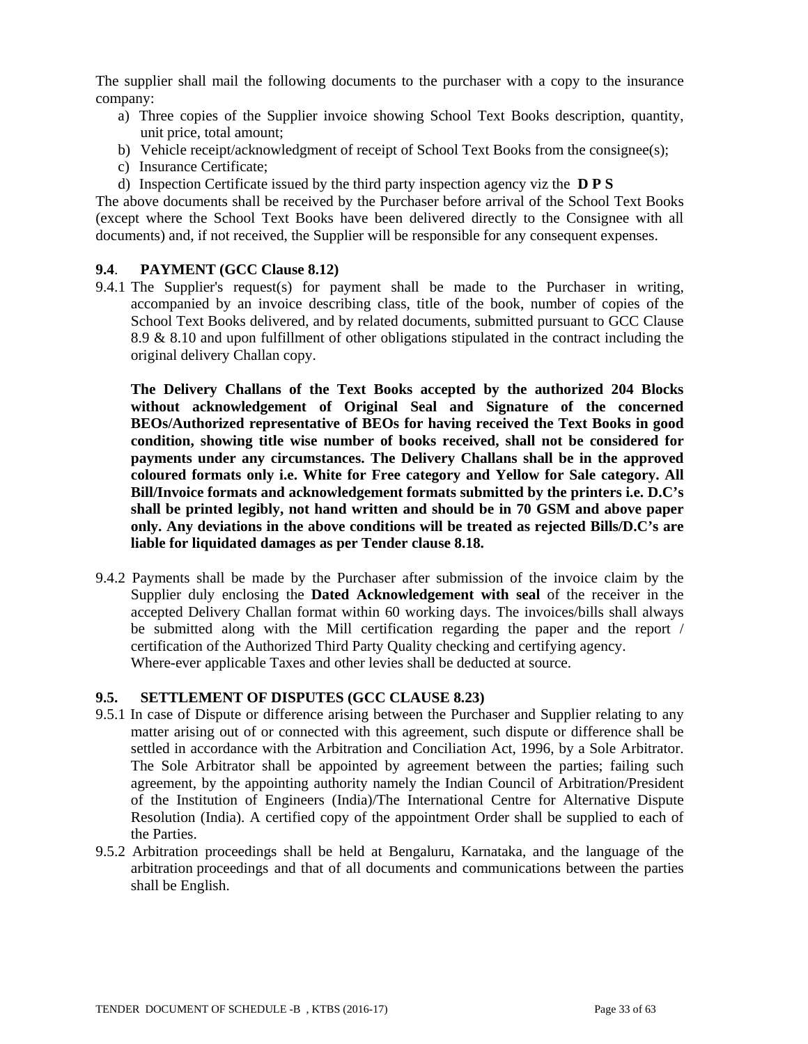The supplier shall mail the following documents to the purchaser with a copy to the insurance company:

a) Three copies of the Supplier invoice showing School Text Books description, quantity, unit price, total amount;
b) Vehicle receipt/acknowledgment of receipt of School Text Books from the consignee(s);
c) Insurance Certificate;
d) Inspection Certificate issued by the third party inspection agency viz the **D P S**

The above documents shall be received by the Purchaser before arrival of the School Text Books (except where the School Text Books have been delivered directly to the Consignee with all documents) and, if not received, the Supplier will be responsible for any consequent expenses.

### 9.4. PAYMENT (GCC Clause 8.12)

9.4.1 The Supplier's request(s) for payment shall be made to the Purchaser in writing, accompanied by an invoice describing class, title of the book, number of copies of the School Text Books delivered, and by related documents, submitted pursuant to GCC Clause 8.9 & 8.10 and upon fulfillment of other obligations stipulated in the contract including the original delivery Challan copy.

**The Delivery Challans of the Text Books accepted by the authorized 204 Blocks without acknowledgement of Original Seal and Signature of the concerned BEOs/Authorized representative of BEOs for having received the Text Books in good condition, showing title wise number of books received, shall not be considered for payments under any circumstances. The Delivery Challans shall be in the approved coloured formats only i.e. White for Free category and Yellow for Sale category. All Bill/Invoice formats and acknowledgement formats submitted by the printers i.e. D.C's shall be printed legibly, not hand written and should be in 70 GSM and above paper only. Any deviations in the above conditions will be treated as rejected Bills/D.C's are liable for liquidated damages as per Tender clause 8.18.**

9.4.2 Payments shall be made by the Purchaser after submission of the invoice claim by the Supplier duly enclosing the **Dated Acknowledgement with seal** of the receiver in the accepted Delivery Challan format within 60 working days. The invoices/bills shall always be submitted along with the Mill certification regarding the paper and the report / certification of the Authorized Third Party Quality checking and certifying agency.
Where-ever applicable Taxes and other levies shall be deducted at source.

### 9.5. SETTLEMENT OF DISPUTES (GCC CLAUSE 8.23)

9.5.1 In case of Dispute or difference arising between the Purchaser and Supplier relating to any matter arising out of or connected with this agreement, such dispute or difference shall be settled in accordance with the Arbitration and Conciliation Act, 1996, by a Sole Arbitrator. The Sole Arbitrator shall be appointed by agreement between the parties; failing such agreement, by the appointing authority namely the Indian Council of Arbitration/President of the Institution of Engineers (India)/The International Centre for Alternative Dispute Resolution (India). A certified copy of the appointment Order shall be supplied to each of the Parties.

9.5.2 Arbitration proceedings shall be held at Bengaluru, Karnataka, and the language of the arbitration proceedings and that of all documents and communications between the parties shall be English.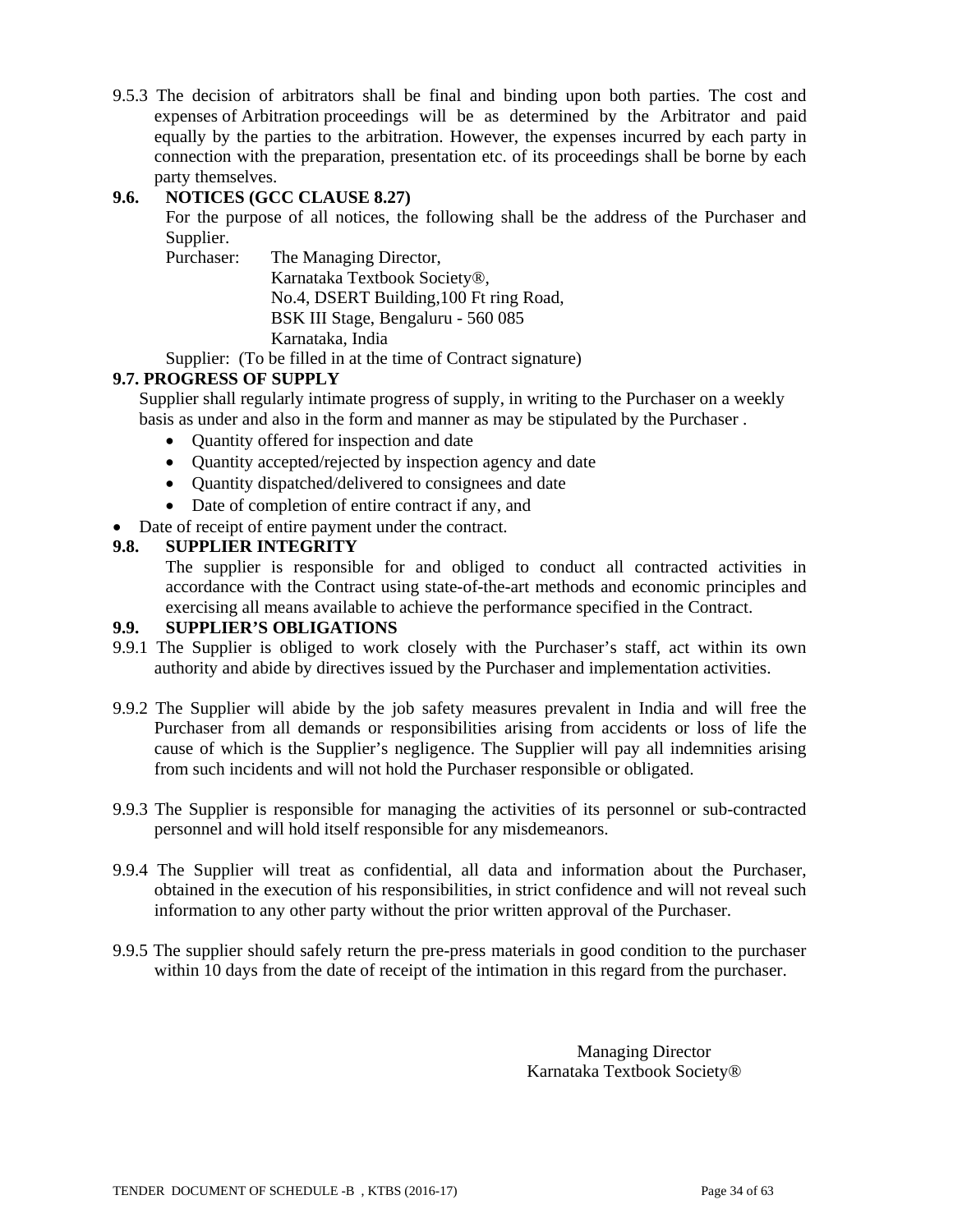9.5.3 The decision of arbitrators shall be final and binding upon both parties. The cost and expenses of Arbitration proceedings will be as determined by the Arbitrator and paid equally by the parties to the arbitration. However, the expenses incurred by each party in connection with the preparation, presentation etc. of its proceedings shall be borne by each party themselves.

**9.6. NOTICES (GCC CLAUSE 8.27)**

For the purpose of all notices, the following shall be the address of the Purchaser and Supplier.

Purchaser: The Managing Director,
Karnataka Textbook Society®,
No.4, DSERT Building,100 Ft ring Road,
BSK III Stage, Bengaluru - 560 085
Karnataka, India

Supplier: (To be filled in at the time of Contract signature)

**9.7. PROGRESS OF SUPPLY**

Supplier shall regularly intimate progress of supply, in writing to the Purchaser on a weekly basis as under and also in the form and manner as may be stipulated by the Purchaser .

- Quantity offered for inspection and date
- Quantity accepted/rejected by inspection agency and date
- Quantity dispatched/delivered to consignees and date
- Date of completion of entire contract if any, and
- Date of receipt of entire payment under the contract.

**9.8. SUPPLIER INTEGRITY**

The supplier is responsible for and obliged to conduct all contracted activities in accordance with the Contract using state-of-the-art methods and economic principles and exercising all means available to achieve the performance specified in the Contract.

**9.9. SUPPLIER'S OBLIGATIONS**

9.9.1 The Supplier is obliged to work closely with the Purchaser's staff, act within its own authority and abide by directives issued by the Purchaser and implementation activities.

9.9.2 The Supplier will abide by the job safety measures prevalent in India and will free the Purchaser from all demands or responsibilities arising from accidents or loss of life the cause of which is the Supplier's negligence. The Supplier will pay all indemnities arising from such incidents and will not hold the Purchaser responsible or obligated.

9.9.3 The Supplier is responsible for managing the activities of its personnel or sub-contracted personnel and will hold itself responsible for any misdemeanors.

9.9.4 The Supplier will treat as confidential, all data and information about the Purchaser, obtained in the execution of his responsibilities, in strict confidence and will not reveal such information to any other party without the prior written approval of the Purchaser.

9.9.5 The supplier should safely return the pre-press materials in good condition to the purchaser within 10 days from the date of receipt of the intimation in this regard from the purchaser.

Managing Director
Karnataka Textbook Society®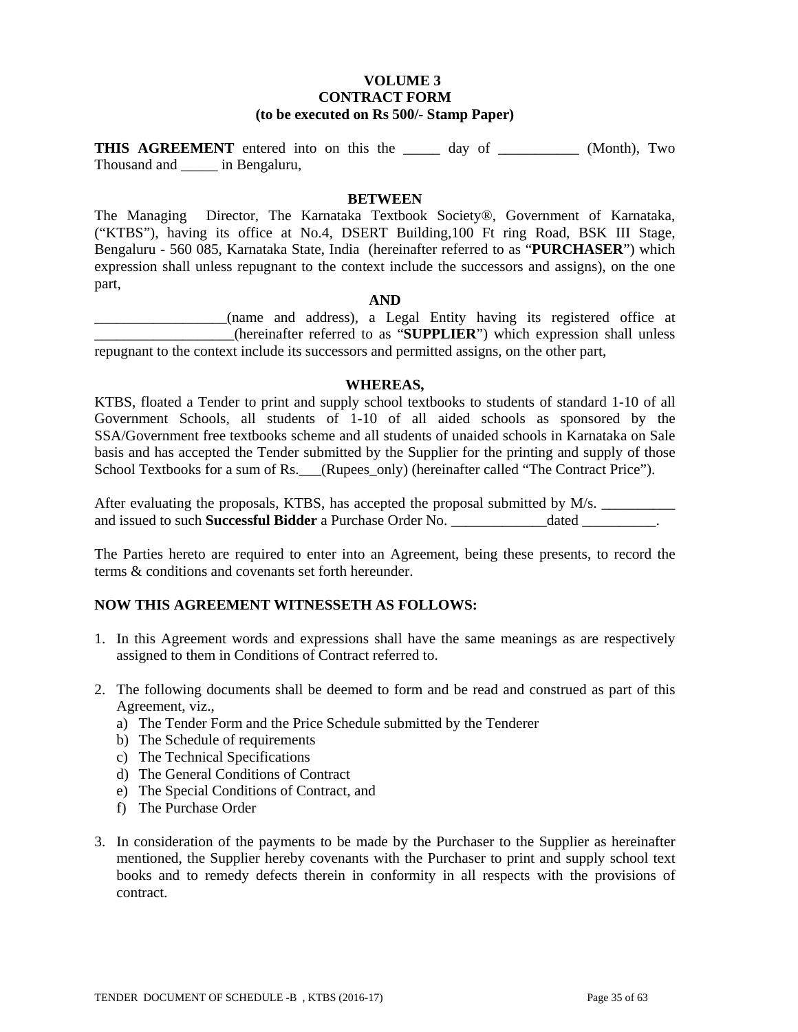**VOLUME 3**
**CONTRACT FORM**
**(to be executed on Rs 500/- Stamp Paper)**

**THIS AGREEMENT** entered into on this the _____ day of ___________ (Month), Two Thousand and _____ in Bengaluru,

**BETWEEN**

The Managing Director, The Karnataka Textbook Society®, Government of Karnataka, ("KTBS"), having its office at No.4, DSERT Building,100 Ft ring Road, BSK III Stage, Bengaluru - 560 085, Karnataka State, India (hereinafter referred to as "**PURCHASER**") which expression shall unless repugnant to the context include the successors and assigns), on the one part,

**AND**

__________________(name and address), a Legal Entity having its registered office at ___________________(hereinafter referred to as "**SUPPLIER**") which expression shall unless repugnant to the context include its successors and permitted assigns, on the other part,

**WHEREAS,**

KTBS, floated a Tender to print and supply school textbooks to students of standard 1-10 of all Government Schools, all students of 1-10 of all aided schools as sponsored by the SSA/Government free textbooks scheme and all students of unaided schools in Karnataka on Sale basis and has accepted the Tender submitted by the Supplier for the printing and supply of those School Textbooks for a sum of Rs.___(Rupees_only) (hereinafter called "The Contract Price").

After evaluating the proposals, KTBS, has accepted the proposal submitted by M/s. __________ and issued to such **Successful Bidder** a Purchase Order No. _____________dated __________.

The Parties hereto are required to enter into an Agreement, being these presents, to record the terms & conditions and covenants set forth hereunder.

**NOW THIS AGREEMENT WITNESSETH AS FOLLOWS:**

1. In this Agreement words and expressions shall have the same meanings as are respectively assigned to them in Conditions of Contract referred to.
2. The following documents shall be deemed to form and be read and construed as part of this Agreement, viz.,
   a) The Tender Form and the Price Schedule submitted by the Tenderer
   b) The Schedule of requirements
   c) The Technical Specifications
   d) The General Conditions of Contract
   e) The Special Conditions of Contract, and
   f) The Purchase Order
3. In consideration of the payments to be made by the Purchaser to the Supplier as hereinafter mentioned, the Supplier hereby covenants with the Purchaser to print and supply school text books and to remedy defects therein in conformity in all respects with the provisions of contract.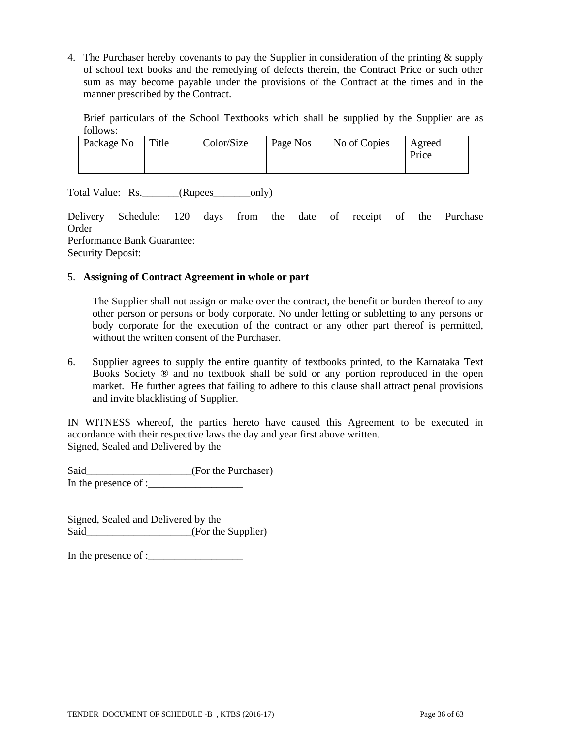4. The Purchaser hereby covenants to pay the Supplier in consideration of the printing & supply of school text books and the remedying of defects therein, the Contract Price or such other sum as may become payable under the provisions of the Contract at the times and in the manner prescribed by the Contract.

   Brief particulars of the School Textbooks which shall be supplied by the Supplier are as follows:

| Package No | Title | Color/Size | Page Nos | No of Copies | Agreed Price |
|---|---|---|---|---|---|
| | | | | | |

Total Value: Rs._______(Rupees_______only)

Delivery Schedule: 120 days from the date of receipt of the Purchase Order
Performance Bank Guarantee:
Security Deposit:

5. **Assigning of Contract Agreement in whole or part**

   The Supplier shall not assign or make over the contract, the benefit or burden thereof to any other person or persons or body corporate. No under letting or subletting to any persons or body corporate for the execution of the contract or any other part thereof is permitted, without the written consent of the Purchaser.

6. Supplier agrees to supply the entire quantity of textbooks printed, to the Karnataka Text Books Society ® and no textbook shall be sold or any portion reproduced in the open market. He further agrees that failing to adhere to this clause shall attract penal provisions and invite blacklisting of Supplier.

IN WITNESS whereof, the parties hereto have caused this Agreement to be executed in accordance with their respective laws the day and year first above written.
Signed, Sealed and Delivered by the

Said___________________(For the Purchaser)
In the presence of :__________________

Signed, Sealed and Delivered by the
Said___________________(For the Supplier)

In the presence of :__________________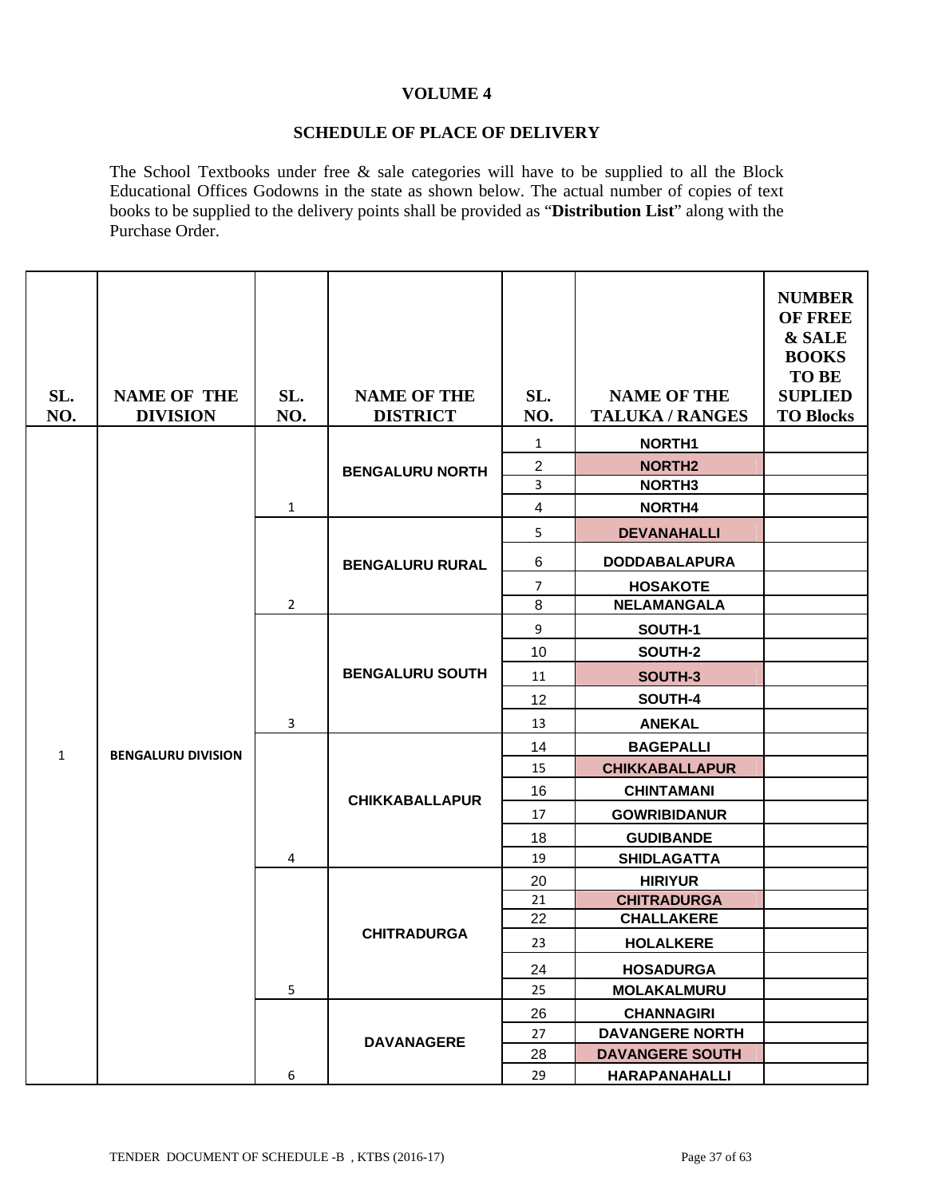**VOLUME 4**

**SCHEDULE OF PLACE OF DELIVERY**

The School Textbooks under free & sale categories will have to be supplied to all the Block Educational Offices Godowns in the state as shown below. The actual number of copies of text books to be supplied to the delivery points shall be provided as "**Distribution List**" along with the Purchase Order.

| SL. NO. | NAME OF THE DIVISION | SL. NO. | NAME OF THE DISTRICT | SL. NO. | NAME OF THE TALUKA / RANGES | NUMBER OF FREE & SALE BOOKS TO BE SUPLIED TO Blocks |
|---|---|---|---|---|---|---|
| 1 | BENGALURU DIVISION | 1 | BENGALURU NORTH | 1 | NORTH1 | |
| | | | | 2 | NORTH2 | |
| | | | | 3 | NORTH3 | |
| | | | | 4 | NORTH4 | |
| | | 2 | BENGALURU RURAL | 5 | DEVANAHALLI | |
| | | | | 6 | DODDABALAPURA | |
| | | | | 7 | HOSAKOTE | |
| | | | | 8 | NELAMANGALA | |
| | | 3 | BENGALURU SOUTH | 9 | SOUTH-1 | |
| | | | | 10 | SOUTH-2 | |
| | | | | 11 | SOUTH-3 | |
| | | | | 12 | SOUTH-4 | |
| | | | | 13 | ANEKAL | |
| | | 4 | CHIKKABALLAPUR | 14 | BAGEPALLI | |
| | | | | 15 | CHIKKABALLAPUR | |
| | | | | 16 | CHINTAMANI | |
| | | | | 17 | GOWRIBIDANUR | |
| | | | | 18 | GUDIBANDE | |
| | | | | 19 | SHIDLAGATTA | |
| | | 5 | CHITRADURGA | 20 | HIRIYUR | |
| | | | | 21 | CHITRADURGA | |
| | | | | 22 | CHALLAKERE | |
| | | | | 23 | HOLALKERE | |
| | | | | 24 | HOSADURGA | |
| | | | | 25 | MOLAKALMURU | |
| | | 6 | DAVANAGERE | 26 | CHANNAGIRI | |
| | | | | 27 | DAVANGERE NORTH | |
| | | | | 28 | DAVANGERE SOUTH | |
| | | | | 29 | HARAPANAHALLI | |

TENDER DOCUMENT OF SCHEDULE -B , KTBS (2016-17)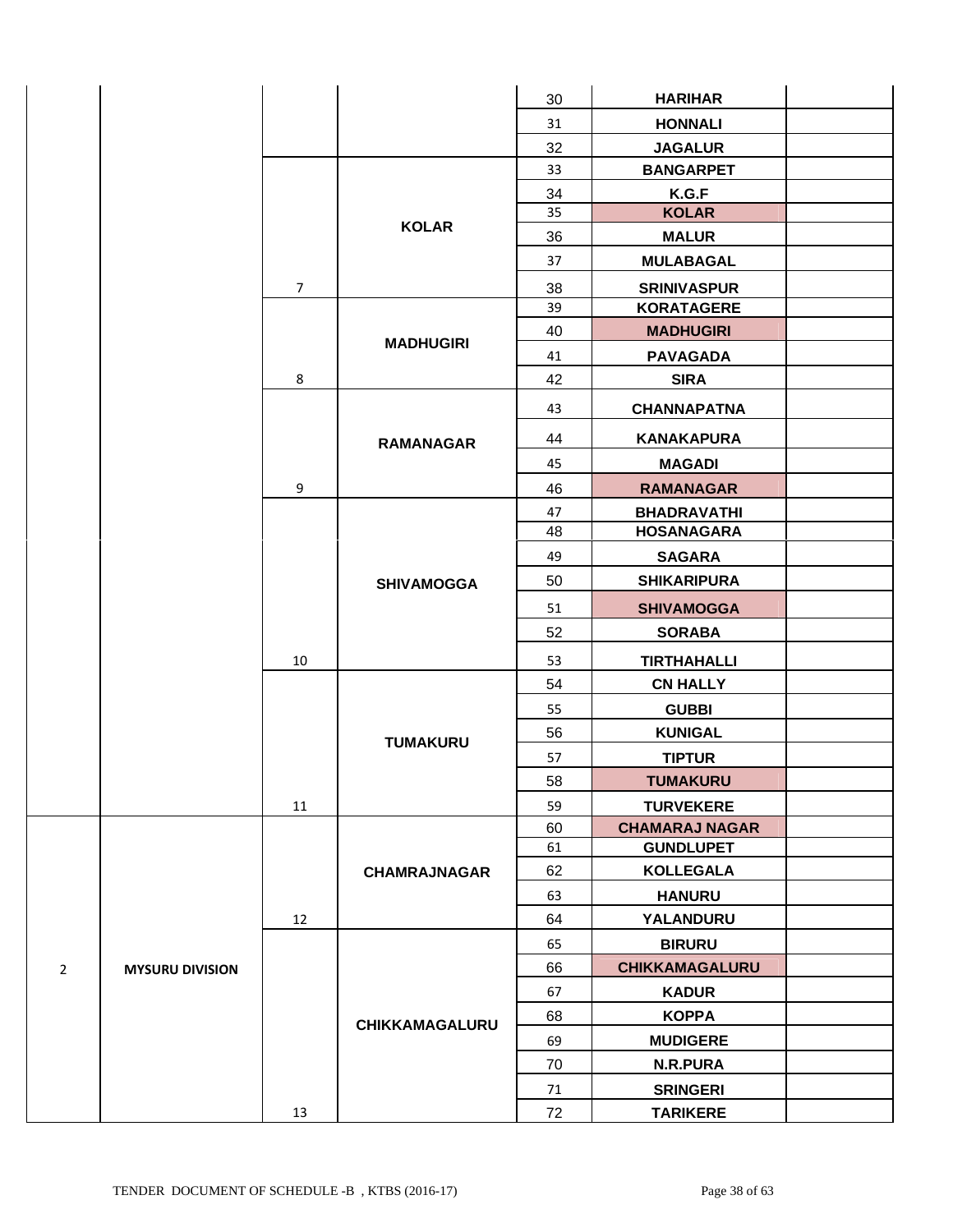| | | | | | | |
|---|---|---|---|---|---|---|
| | | | | 30 | HARIHAR | |
| | | | | 31 | HONNALI | |
| | | | | 32 | JAGALUR | |
| | | 7 | KOLAR | 33 | BANGARPET | |
| | | | | 34 | K.G.F | |
| | | | | 35 | KOLAR | |
| | | | | 36 | MALUR | |
| | | | | 37 | MULABAGAL | |
| | | | | 38 | SRINIVASPUR | |
| | | 8 | MADHUGIRI | 39 | KORATAGERE | |
| | | | | 40 | MADHUGIRI | |
| | | | | 41 | PAVAGADA | |
| | | | | 42 | SIRA | |
| | | 9 | RAMANAGAR | 43 | CHANNAPATNA | |
| | | | | 44 | KANAKAPURA | |
| | | | | 45 | MAGADI | |
| | | | | 46 | RAMANAGAR | |
| | | 10 | SHIVAMOGGA | 47 | BHADRAVATHI | |
| | | | | 48 | HOSANAGARA | |
| | | | | 49 | SAGARA | |
| | | | | 50 | SHIKARIPURA | |
| | | | | 51 | SHIVAMOGGA | |
| | | | | 52 | SORABA | |
| | | | | 53 | TIRTHAHALLI | |
| | | 11 | TUMAKURU | 54 | CN HALLY | |
| | | | | 55 | GUBBI | |
| | | | | 56 | KUNIGAL | |
| | | | | 57 | TIPTUR | |
| | | | | 58 | TUMAKURU | |
| | | | | 59 | TURVEKERE | |
| 2 | MYSURU DIVISION | 12 | CHAMRAJNAGAR | 60 | CHAMARAJ NAGAR | |
| | | | | 61 | GUNDLUPET | |
| | | | | 62 | KOLLEGALA | |
| | | | | 63 | HANURU | |
| | | | | 64 | YALANDURU | |
| | | 13 | CHIKKAMAGALURU | 65 | BIRURU | |
| | | | | 66 | CHIKKAMAGALURU | |
| | | | | 67 | KADUR | |
| | | | | 68 | KOPPA | |
| | | | | 69 | MUDIGERE | |
| | | | | 70 | N.R.PURA | |
| | | | | 71 | SRINGERI | |
| | | | | 72 | TARIKERE | |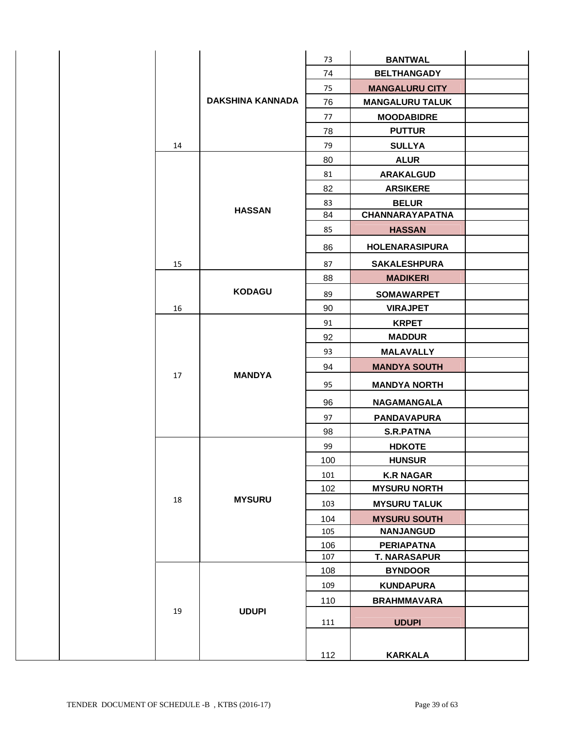| | | | | | | |
|---|---|---|---|---|---|---|
| | | | DAKSHINA KANNADA | 73 | BANTWAL | |
| | | | | 74 | BELTHANGADY | |
| | | | | 75 | MANGALURU CITY | |
| | | | | 76 | MANGALURU TALUK | |
| | | | | 77 | MOODABIDRE | |
| | | | | 78 | PUTTUR | |
| | | 14 | | 79 | SULLYA | |
| | | 15 | HASSAN | 80 | ALUR | |
| | | | | 81 | ARAKALGUD | |
| | | | | 82 | ARSIKERE | |
| | | | | 83 | BELUR | |
| | | | | 84 | CHANNARAYAPATNA | |
| | | | | 85 | HASSAN | |
| | | | | 86 | HOLENARASIPURA | |
| | | | | 87 | SAKALESHPURA | |
| | | 16 | KODAGU | 88 | MADIKERI | |
| | | | | 89 | SOMAWARPET | |
| | | | | 90 | VIRAJPET | |
| | | 17 | MANDYA | 91 | KRPET | |
| | | | | 92 | MADDUR | |
| | | | | 93 | MALAVALLY | |
| | | | | 94 | MANDYA SOUTH | |
| | | | | 95 | MANDYA NORTH | |
| | | | | 96 | NAGAMANGALA | |
| | | | | 97 | PANDAVAPURA | |
| | | | | 98 | S.R.PATNA | |
| | | 18 | MYSURU | 99 | HDKOTE | |
| | | | | 100 | HUNSUR | |
| | | | | 101 | K.R NAGAR | |
| | | | | 102 | MYSURU NORTH | |
| | | | | 103 | MYSURU TALUK | |
| | | | | 104 | MYSURU SOUTH | |
| | | | | 105 | NANJANGUD | |
| | | | | 106 | PERIAPATNA | |
| | | | | 107 | T. NARASAPUR | |
| | | 19 | UDUPI | 108 | BYNDOOR | |
| | | | | 109 | KUNDAPURA | |
| | | | | 110 | BRAHMMAVARA | |
| | | | | 111 | UDUPI | |
| | | | | 112 | KARKALA | |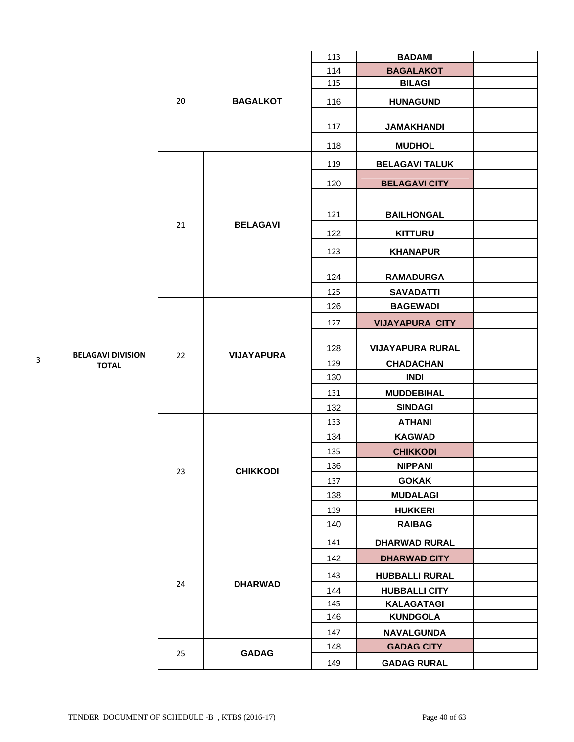| | | | | | | |
|---|---|---|---|---|---|---|
| 3 | BELAGAVI DIVISION TOTAL | 20 | BAGALKOT | 113 | BADAMI | |
| | | | | 114 | BAGALAKOT | |
| | | | | 115 | BILAGI | |
| | | | | 116 | HUNAGUND | |
| | | | | 117 | JAMAKHANDI | |
| | | | | 118 | MUDHOL | |
| | | 21 | BELAGAVI | 119 | BELAGAVI TALUK | |
| | | | | 120 | BELAGAVI CITY | |
| | | | | 121 | BAILHONGAL | |
| | | | | 122 | KITTURU | |
| | | | | 123 | KHANAPUR | |
| | | | | 124 | RAMADURGA | |
| | | | | 125 | SAVADATTI | |
| | | 22 | VIJAYAPURA | 126 | BAGEWADI | |
| | | | | 127 | VIJAYAPURA CITY | |
| | | | | 128 | VIJAYAPURA RURAL | |
| | | | | 129 | CHADACHAN | |
| | | | | 130 | INDI | |
| | | | | 131 | MUDDEBIHAL | |
| | | | | 132 | SINDAGI | |
| | | 23 | CHIKKODI | 133 | ATHANI | |
| | | | | 134 | KAGWAD | |
| | | | | 135 | CHIKKODI | |
| | | | | 136 | NIPPANI | |
| | | | | 137 | GOKAK | |
| | | | | 138 | MUDALAGI | |
| | | | | 139 | HUKKERI | |
| | | | | 140 | RAIBAG | |
| | | 24 | DHARWAD | 141 | DHARWAD RURAL | |
| | | | | 142 | DHARWAD CITY | |
| | | | | 143 | HUBBALLI RURAL | |
| | | | | 144 | HUBBALLI CITY | |
| | | | | 145 | KALAGATAGI | |
| | | | | 146 | KUNDGOLA | |
| | | | | 147 | NAVALGUNDA | |
| | | 25 | GADAG | 148 | GADAG CITY | |
| | | | | 149 | GADAG RURAL | |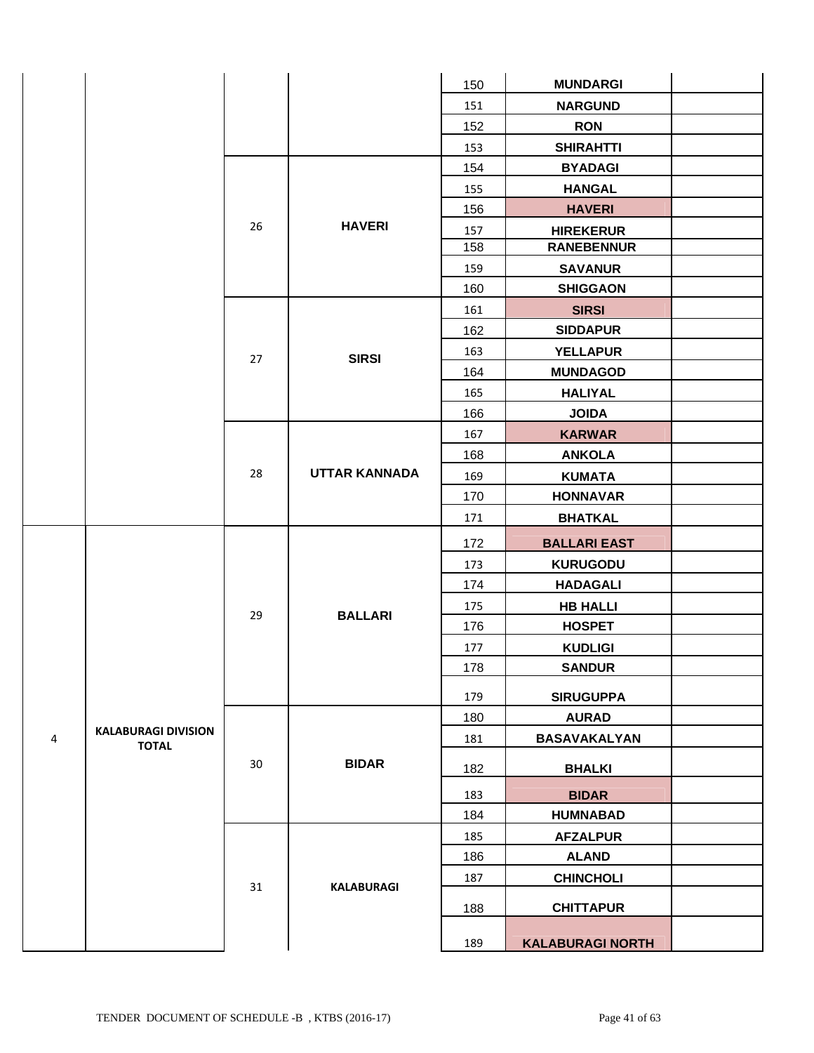| | | | | | | |
|---|---|---|---|---|---|---|
| | | | | 150 | MUNDARGI | |
| | | | | 151 | NARGUND | |
| | | | | 152 | RON | |
| | | | | 153 | SHIRAHTTI | |
| | | 26 | HAVERI | 154 | BYADAGI | |
| | | | | 155 | HANGAL | |
| | | | | 156 | HAVERI | |
| | | | | 157 | HIREKERUR | |
| | | | | 158 | RANEBENNUR | |
| | | | | 159 | SAVANUR | |
| | | | | 160 | SHIGGAON | |
| | | 27 | SIRSI | 161 | SIRSI | |
| | | | | 162 | SIDDAPUR | |
| | | | | 163 | YELLAPUR | |
| | | | | 164 | MUNDAGOD | |
| | | | | 165 | HALIYAL | |
| | | | | 166 | JOIDA | |
| | | 28 | UTTAR KANNADA | 167 | KARWAR | |
| | | | | 168 | ANKOLA | |
| | | | | 169 | KUMATA | |
| | | | | 170 | HONNAVAR | |
| | | | | 171 | BHATKAL | |
| 4 | KALABURAGI DIVISION TOTAL | 29 | BALLARI | 172 | BALLARI EAST | |
| | | | | 173 | KURUGODU | |
| | | | | 174 | HADAGALI | |
| | | | | 175 | HB HALLI | |
| | | | | 176 | HOSPET | |
| | | | | 177 | KUDLIGI | |
| | | | | 178 | SANDUR | |
| | | | | 179 | SIRUGUPPA | |
| | | 30 | BIDAR | 180 | AURAD | |
| | | | | 181 | BASAVAKALYAN | |
| | | | | 182 | BHALKI | |
| | | | | 183 | BIDAR | |
| | | | | 184 | HUMNABAD | |
| | | 31 | KALABURAGI | 185 | AFZALPUR | |
| | | | | 186 | ALAND | |
| | | | | 187 | CHINCHOLI | |
| | | | | 188 | CHITTAPUR | |
| | | | | 189 | KALABURAGI NORTH | |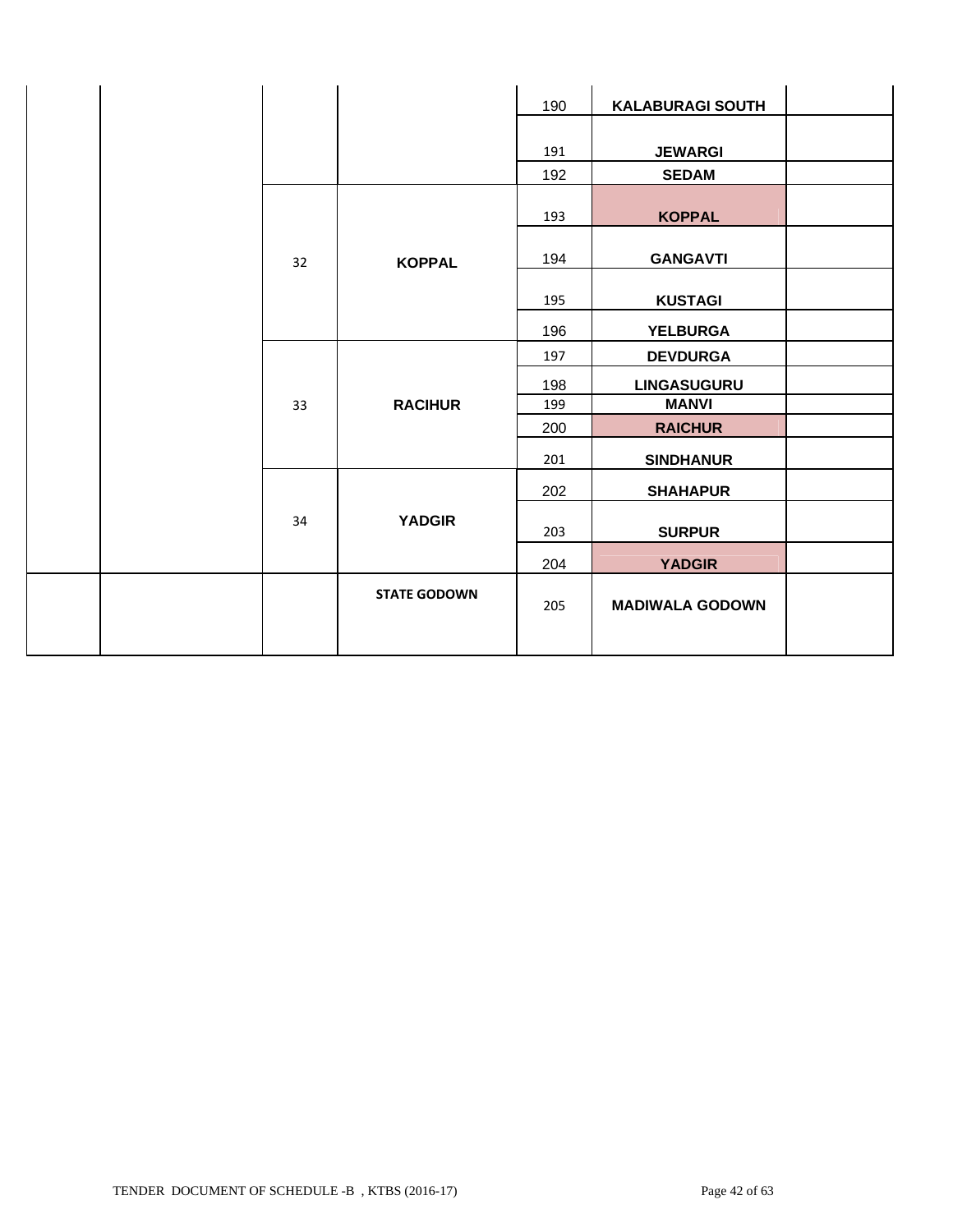| | | | | | | |
|---|---|---|---|---|---|---|
| | | | | 190 | **KALABURAGI SOUTH** | |
| | | | | 191 | **JEWARGI** | |
| | | | | 192 | **SEDAM** | |
| | | 32 | **KOPPAL** | 193 | **KOPPAL** | |
| | | | | 194 | **GANGAVTI** | |
| | | | | 195 | **KUSTAGI** | |
| | | | | 196 | **YELBURGA** | |
| | | 33 | **RACIHUR** | 197 | **DEVDURGA** | |
| | | | | 198 | **LINGASUGURU** | |
| | | | | 199 | **MANVI** | |
| | | | | 200 | **RAICHUR** | |
| | | | | 201 | **SINDHANUR** | |
| | | 34 | **YADGIR** | 202 | **SHAHAPUR** | |
| | | | | 203 | **SURPUR** | |
| | | | | 204 | **YADGIR** | |
| | | | **STATE GODOWN** | 205 | **MADIWALA GODOWN** | |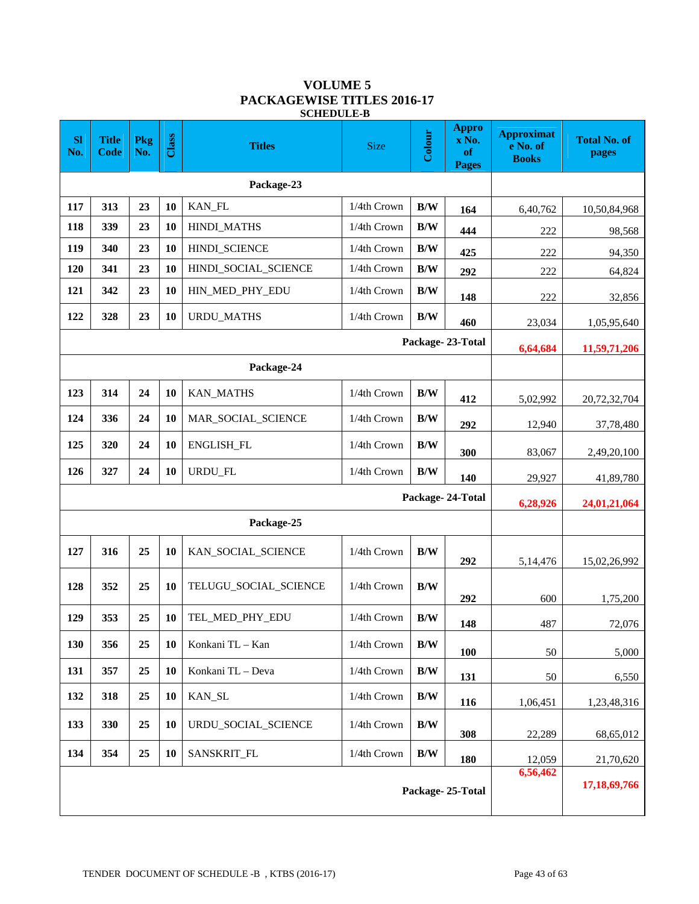# VOLUME 5

## PACKAGEWISE TITLES 2016-17

### SCHEDULE-B

| Sl No. | Title Code | Pkg No. | Class | Titles | Size | Colour | Approx No. of Pages | Approximate No. of Books | Total No. of pages |
|---|---|---|---|---|---|---|---|---|---|
| | | | | **Package-23** | | | | | |
| 117 | 313 | 23 | 10 | KAN_FL | 1/4th Crown | B/W | 164 | 6,40,762 | 10,50,84,968 |
| 118 | 339 | 23 | 10 | HINDI_MATHS | 1/4th Crown | B/W | 444 | 222 | 98,568 |
| 119 | 340 | 23 | 10 | HINDI_SCIENCE | 1/4th Crown | B/W | 425 | 222 | 94,350 |
| 120 | 341 | 23 | 10 | HINDI_SOCIAL_SCIENCE | 1/4th Crown | B/W | 292 | 222 | 64,824 |
| 121 | 342 | 23 | 10 | HIN_MED_PHY_EDU | 1/4th Crown | B/W | 148 | 222 | 32,856 |
| 122 | 328 | 23 | 10 | URDU_MATHS | 1/4th Crown | B/W | 460 | 23,034 | 1,05,95,640 |
| | | | | | | **Package- 23-Total** | | **6,64,684** | **11,59,71,206** |
| | | | | **Package-24** | | | | | |
| 123 | 314 | 24 | 10 | KAN_MATHS | 1/4th Crown | B/W | 412 | 5,02,992 | 20,72,32,704 |
| 124 | 336 | 24 | 10 | MAR_SOCIAL_SCIENCE | 1/4th Crown | B/W | 292 | 12,940 | 37,78,480 |
| 125 | 320 | 24 | 10 | ENGLISH_FL | 1/4th Crown | B/W | 300 | 83,067 | 2,49,20,100 |
| 126 | 327 | 24 | 10 | URDU_FL | 1/4th Crown | B/W | 140 | 29,927 | 41,89,780 |
| | | | | | | **Package- 24-Total** | | **6,28,926** | **24,01,21,064** |
| | | | | **Package-25** | | | | | |
| 127 | 316 | 25 | 10 | KAN_SOCIAL_SCIENCE | 1/4th Crown | B/W | 292 | 5,14,476 | 15,02,26,992 |
| 128 | 352 | 25 | 10 | TELUGU_SOCIAL_SCIENCE | 1/4th Crown | B/W | 292 | 600 | 1,75,200 |
| 129 | 353 | 25 | 10 | TEL_MED_PHY_EDU | 1/4th Crown | B/W | 148 | 487 | 72,076 |
| 130 | 356 | 25 | 10 | Konkani TL – Kan | 1/4th Crown | B/W | 100 | 50 | 5,000 |
| 131 | 357 | 25 | 10 | Konkani TL – Deva | 1/4th Crown | B/W | 131 | 50 | 6,550 |
| 132 | 318 | 25 | 10 | KAN_SL | 1/4th Crown | B/W | 116 | 1,06,451 | 1,23,48,316 |
| 133 | 330 | 25 | 10 | URDU_SOCIAL_SCIENCE | 1/4th Crown | B/W | 308 | 22,289 | 68,65,012 |
| 134 | 354 | 25 | 10 | SANSKRIT_FL | 1/4th Crown | B/W | 180 | 12,059 | 21,70,620 |
| | | | | | | **Package- 25-Total** | | **6,56,462** | **17,18,69,766** |

TENDER DOCUMENT OF SCHEDULE -B , KTBS (2016-17)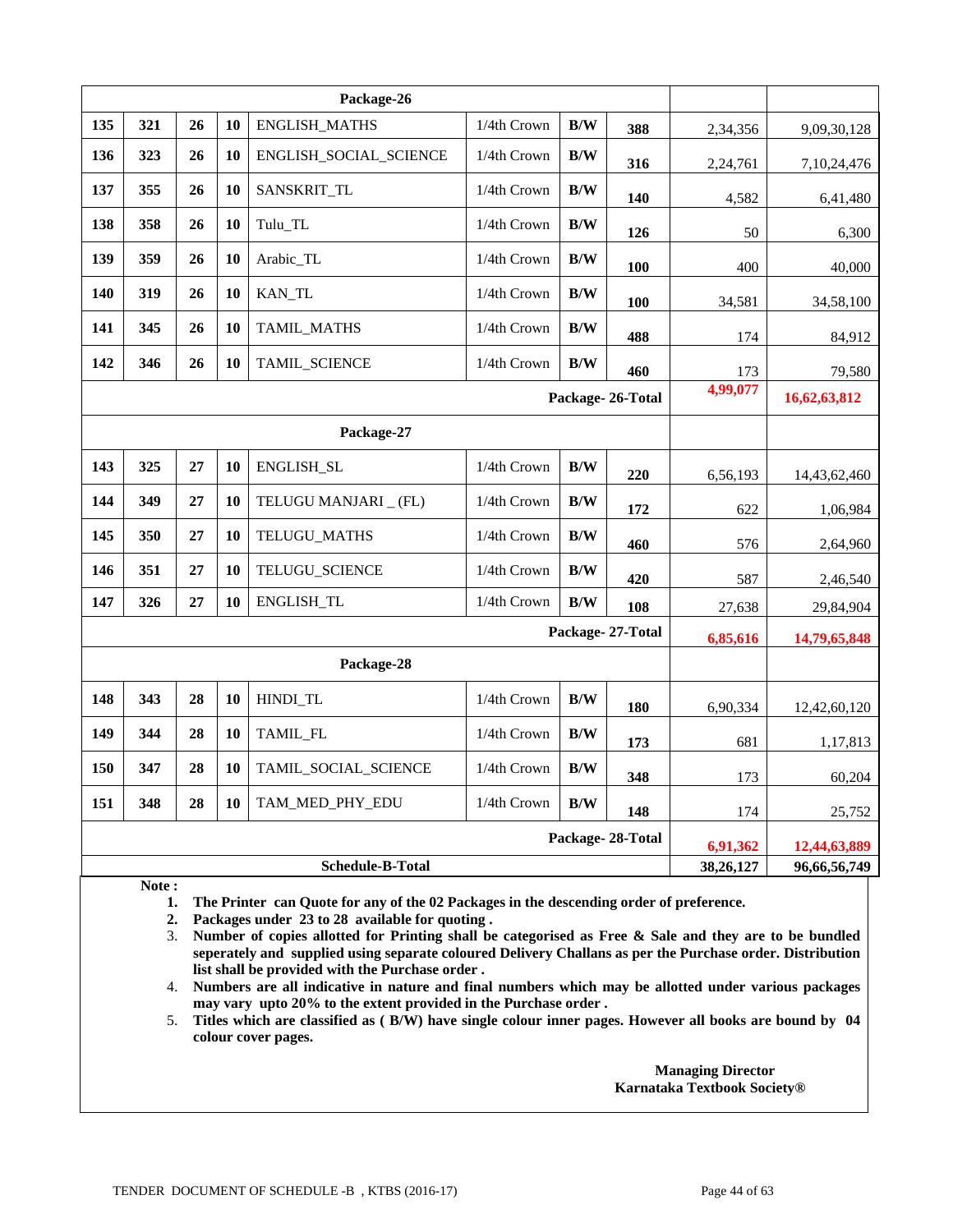| | | | | | | | | | |
|---|---|---|---|---|---|---|---|---|---|
| | | | | **Package-26** | | | | | |
| **135** | **321** | **26** | **10** | ENGLISH_MATHS | 1/4th Crown | **B/W** | **388** | 2,34,356 | 9,09,30,128 |
| **136** | **323** | **26** | **10** | ENGLISH_SOCIAL_SCIENCE | 1/4th Crown | **B/W** | **316** | 2,24,761 | 7,10,24,476 |
| **137** | **355** | **26** | **10** | SANSKRIT_TL | 1/4th Crown | **B/W** | **140** | 4,582 | 6,41,480 |
| **138** | **358** | **26** | **10** | Tulu_TL | 1/4th Crown | **B/W** | **126** | 50 | 6,300 |
| **139** | **359** | **26** | **10** | Arabic_TL | 1/4th Crown | **B/W** | **100** | 400 | 40,000 |
| **140** | **319** | **26** | **10** | KAN_TL | 1/4th Crown | **B/W** | **100** | 34,581 | 34,58,100 |
| **141** | **345** | **26** | **10** | TAMIL_MATHS | 1/4th Crown | **B/W** | **488** | 174 | 84,912 |
| **142** | **346** | **26** | **10** | TAMIL_SCIENCE | 1/4th Crown | **B/W** | **460** | 173 | 79,580 |
| | | | | | | | **Package- 26-Total** | **4,99,077** | **16,62,63,812** |
| | | | | **Package-27** | | | | | |
| **143** | **325** | **27** | **10** | ENGLISH_SL | 1/4th Crown | **B/W** | **220** | 6,56,193 | 14,43,62,460 |
| **144** | **349** | **27** | **10** | TELUGU MANJARI _ (FL) | 1/4th Crown | **B/W** | **172** | 622 | 1,06,984 |
| **145** | **350** | **27** | **10** | TELUGU_MATHS | 1/4th Crown | **B/W** | **460** | 576 | 2,64,960 |
| **146** | **351** | **27** | **10** | TELUGU_SCIENCE | 1/4th Crown | **B/W** | **420** | 587 | 2,46,540 |
| **147** | **326** | **27** | **10** | ENGLISH_TL | 1/4th Crown | **B/W** | **108** | 27,638 | 29,84,904 |
| | | | | | | | **Package- 27-Total** | **6,85,616** | **14,79,65,848** |
| | | | | **Package-28** | | | | | |
| **148** | **343** | **28** | **10** | HINDI_TL | 1/4th Crown | **B/W** | **180** | 6,90,334 | 12,42,60,120 |
| **149** | **344** | **28** | **10** | TAMIL_FL | 1/4th Crown | **B/W** | **173** | 681 | 1,17,813 |
| **150** | **347** | **28** | **10** | TAMIL_SOCIAL_SCIENCE | 1/4th Crown | **B/W** | **348** | 173 | 60,204 |
| **151** | **348** | **28** | **10** | TAM_MED_PHY_EDU | 1/4th Crown | **B/W** | **148** | 174 | 25,752 |
| | | | | | | | **Package- 28-Total** | **6,91,362** | **12,44,63,889** |
| | | | | **Schedule-B-Total** | | | | **38,26,127** | **96,66,56,749** |

**Note :**

1. **The Printer can Quote for any of the 02 Packages in the descending order of preference.**
2. **Packages under 23 to 28 available for quoting .**
3. **Number of copies allotted for Printing shall be categorised as Free & Sale and they are to be bundled seperately and supplied using separate coloured Delivery Challans as per the Purchase order. Distribution list shall be provided with the Purchase order .**
4. **Numbers are all indicative in nature and final numbers which may be allotted under various packages may vary upto 20% to the extent provided in the Purchase order .**
5. **Titles which are classified as ( B/W) have single colour inner pages. However all books are bound by 04 colour cover pages.**

**Managing Director**
**Karnataka Textbook Society®**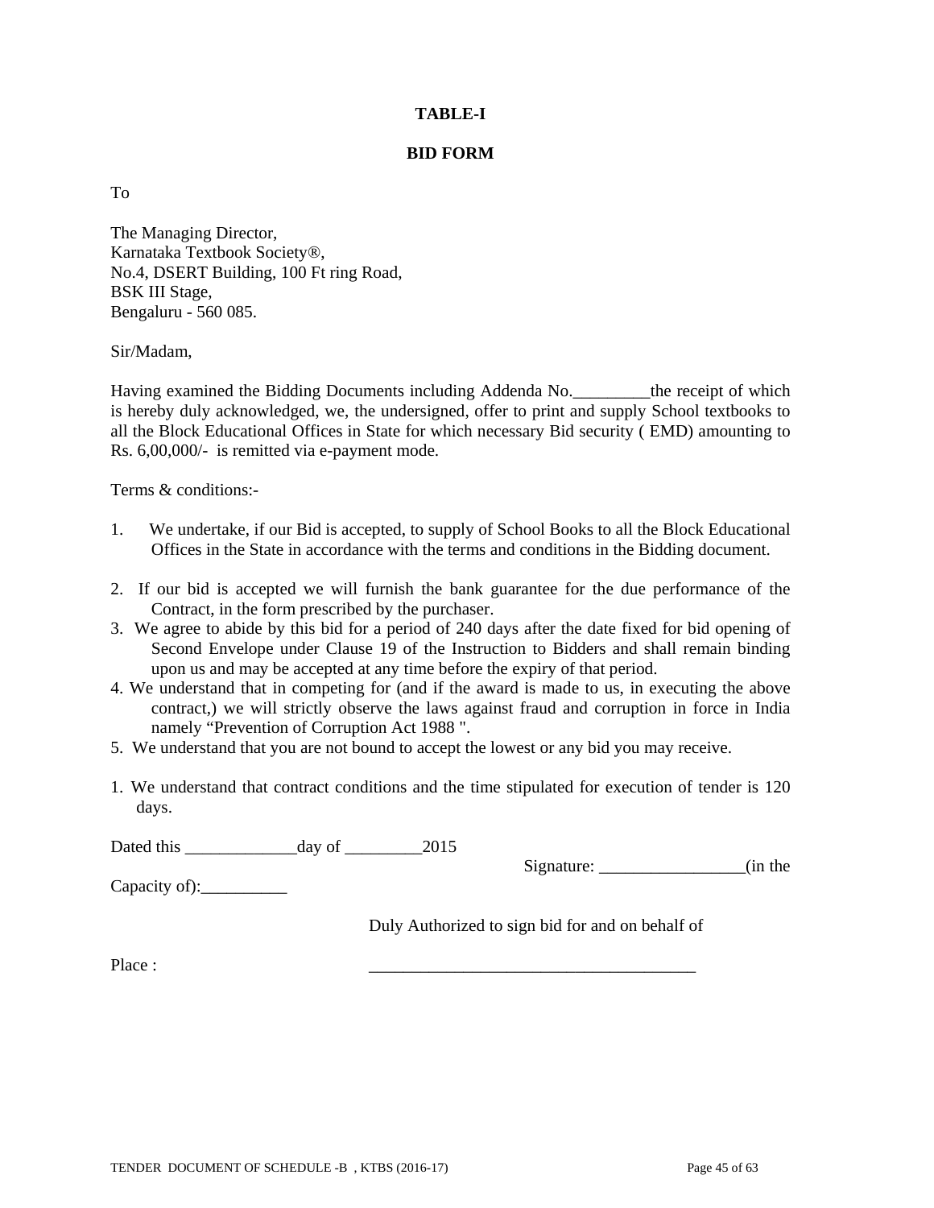## TABLE-I

## BID FORM

To

The Managing Director,
Karnataka Textbook Society®,
No.4, DSERT Building, 100 Ft ring Road,
BSK III Stage,
Bengaluru - 560 085.

Sir/Madam,

Having examined the Bidding Documents including Addenda No.\_\_\_\_\_\_\_\_\_the receipt of which is hereby duly acknowledged, we, the undersigned, offer to print and supply School textbooks to all the Block Educational Offices in State for which necessary Bid security ( EMD) amounting to Rs. 6,00,000/- is remitted via e-payment mode.

Terms & conditions:-

1. We undertake, if our Bid is accepted, to supply of School Books to all the Block Educational Offices in the State in accordance with the terms and conditions in the Bidding document.

2. If our bid is accepted we will furnish the bank guarantee for the due performance of the Contract, in the form prescribed by the purchaser.
3. We agree to abide by this bid for a period of 240 days after the date fixed for bid opening of Second Envelope under Clause 19 of the Instruction to Bidders and shall remain binding upon us and may be accepted at any time before the expiry of that period.
4. We understand that in competing for (and if the award is made to us, in executing the above contract,) we will strictly observe the laws against fraud and corruption in force in India namely "Prevention of Corruption Act 1988 ".
5. We understand that you are not bound to accept the lowest or any bid you may receive.

1. We understand that contract conditions and the time stipulated for execution of tender is 120 days.

Dated this \_\_\_\_\_\_\_\_\_\_\_\_\_day of \_\_\_\_\_\_\_\_\_2015

Signature: \_\_\_\_\_\_\_\_\_\_\_\_\_\_\_\_\_(in the Capacity of):\_\_\_\_\_\_\_\_\_\_

Duly Authorized to sign bid for and on behalf of

Place : \_\_\_\_\_\_\_\_\_\_\_\_\_\_\_\_\_\_\_\_\_\_\_\_\_\_\_\_\_\_\_\_\_\_\_\_\_\_\_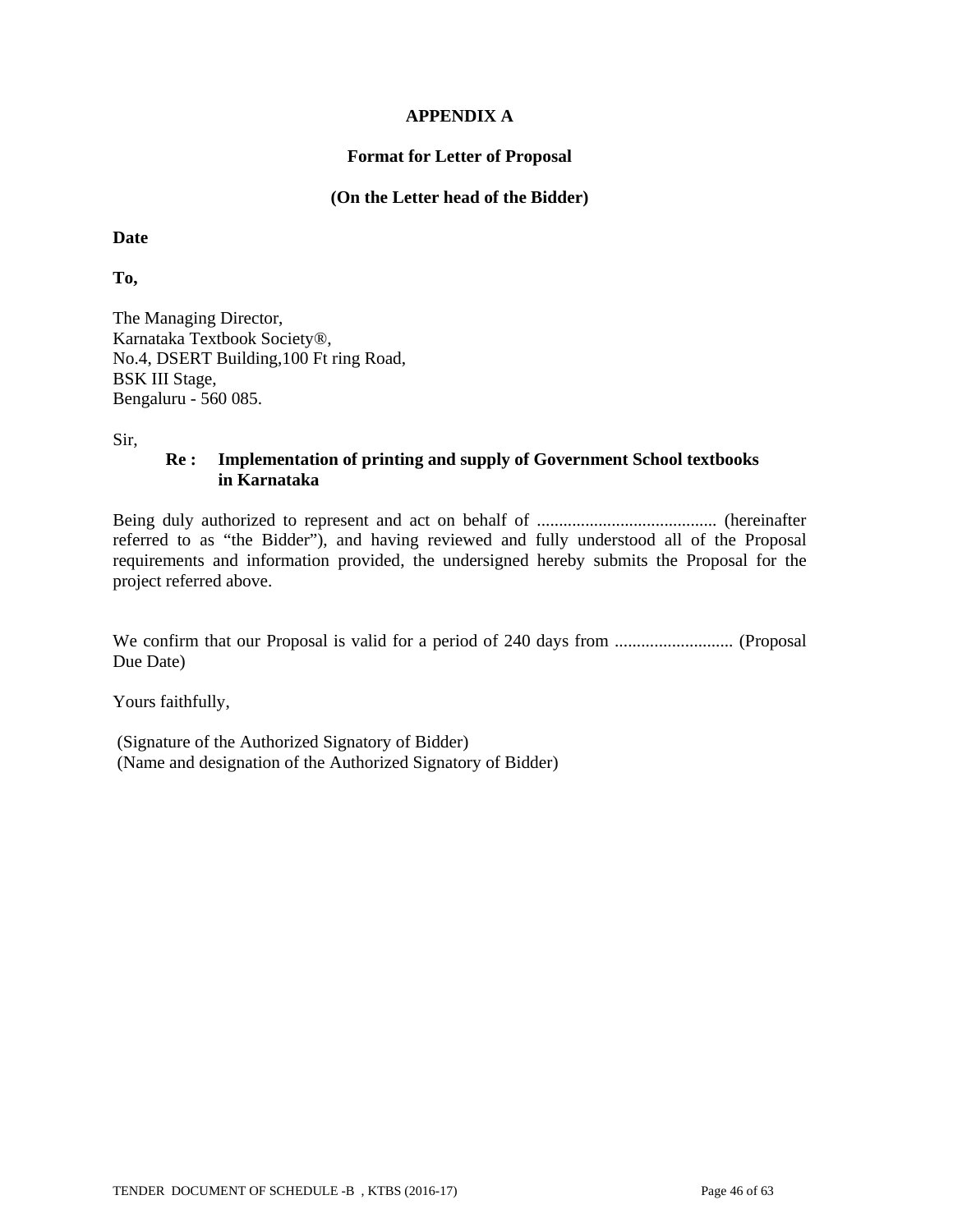## APPENDIX A

### Format for Letter of Proposal

**(On the Letter head of the Bidder)**

**Date**

**To,**

The Managing Director,
Karnataka Textbook Society®,
No.4, DSERT Building,100 Ft ring Road,
BSK III Stage,
Bengaluru - 560 085.

Sir,

**Re : Implementation of printing and supply of Government School textbooks in Karnataka**

Being duly authorized to represent and act on behalf of ......................................... (hereinafter referred to as "the Bidder"), and having reviewed and fully understood all of the Proposal requirements and information provided, the undersigned hereby submits the Proposal for the project referred above.

We confirm that our Proposal is valid for a period of 240 days from ........................... (Proposal Due Date)

Yours faithfully,

(Signature of the Authorized Signatory of Bidder)
(Name and designation of the Authorized Signatory of Bidder)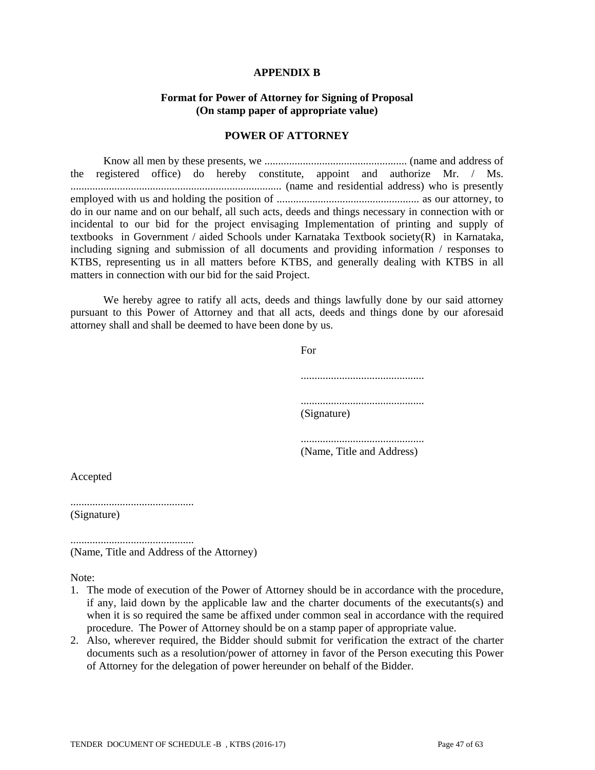**APPENDIX B**

**Format for Power of Attorney for Signing of Proposal**
**(On stamp paper of appropriate value)**

**POWER OF ATTORNEY**

Know all men by these presents, we .................................................... (name and address of the registered office) do hereby constitute, appoint and authorize Mr. / Ms. ............................................................................ (name and residential address) who is presently employed with us and holding the position of .................................................... as our attorney, to do in our name and on our behalf, all such acts, deeds and things necessary in connection with or incidental to our bid for the project envisaging Implementation of printing and supply of textbooks in Government / aided Schools under Karnataka Textbook society(R) in Karnataka, including signing and submission of all documents and providing information / responses to KTBS, representing us in all matters before KTBS, and generally dealing with KTBS in all matters in connection with our bid for the said Project.

We hereby agree to ratify all acts, deeds and things lawfully done by our said attorney pursuant to this Power of Attorney and that all acts, deeds and things done by our aforesaid attorney shall and shall be deemed to have been done by us.

For

.............................................

.............................................
(Signature)

.............................................
(Name, Title and Address)

Accepted

.............................................
(Signature)

.............................................
(Name, Title and Address of the Attorney)

Note:

1. The mode of execution of the Power of Attorney should be in accordance with the procedure, if any, laid down by the applicable law and the charter documents of the executants(s) and when it is so required the same be affixed under common seal in accordance with the required procedure. The Power of Attorney should be on a stamp paper of appropriate value.
2. Also, wherever required, the Bidder should submit for verification the extract of the charter documents such as a resolution/power of attorney in favor of the Person executing this Power of Attorney for the delegation of power hereunder on behalf of the Bidder.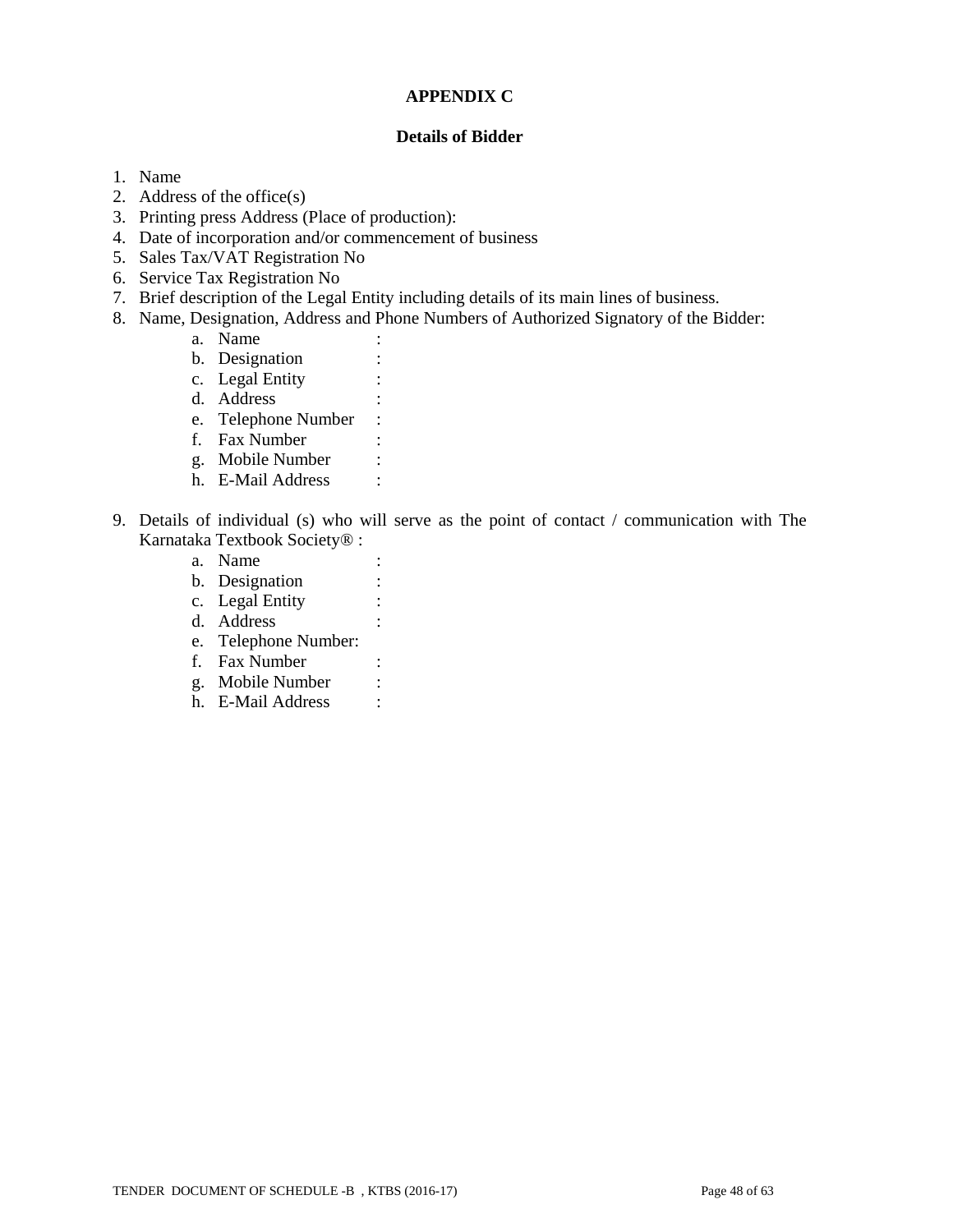# APPENDIX C

## Details of Bidder

1. Name
2. Address of the office(s)
3. Printing press Address (Place of production):
4. Date of incorporation and/or commencement of business
5. Sales Tax/VAT Registration No
6. Service Tax Registration No
7. Brief description of the Legal Entity including details of its main lines of business.
8. Name, Designation, Address and Phone Numbers of Authorized Signatory of the Bidder:
    a. Name :
    b. Designation :
    c. Legal Entity :
    d. Address :
    e. Telephone Number :
    f. Fax Number :
    g. Mobile Number :
    h. E-Mail Address :

9. Details of individual (s) who will serve as the point of contact / communication with The Karnataka Textbook Society® :
    a. Name :
    b. Designation :
    c. Legal Entity :
    d. Address :
    e. Telephone Number:
    f. Fax Number :
    g. Mobile Number :
    h. E-Mail Address :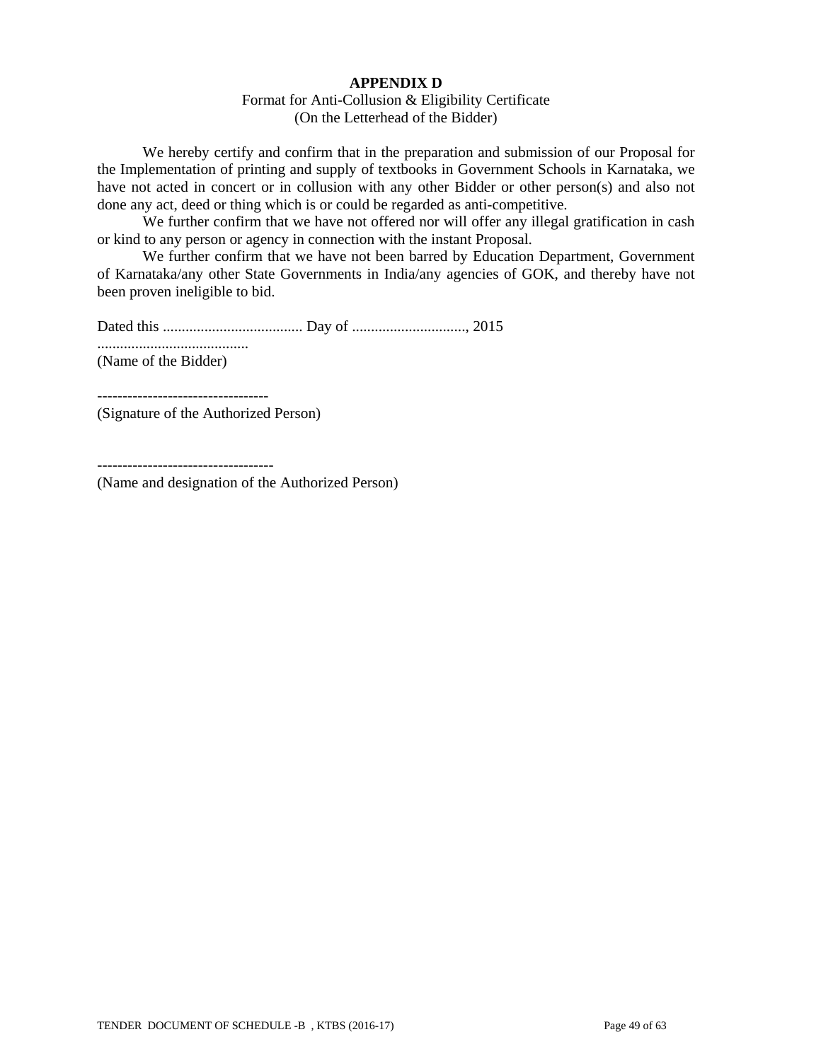**APPENDIX D**

Format for Anti-Collusion & Eligibility Certificate
(On the Letterhead of the Bidder)

We hereby certify and confirm that in the preparation and submission of our Proposal for the Implementation of printing and supply of textbooks in Government Schools in Karnataka, we have not acted in concert or in collusion with any other Bidder or other person(s) and also not done any act, deed or thing which is or could be regarded as anti-competitive.

We further confirm that we have not offered nor will offer any illegal gratification in cash or kind to any person or agency in connection with the instant Proposal.

We further confirm that we have not been barred by Education Department, Government of Karnataka/any other State Governments in India/any agencies of GOK, and thereby have not been proven ineligible to bid.

Dated this ..................................... Day of .............................., 2015

........................................
(Name of the Bidder)

----------------------------------
(Signature of the Authorized Person)

-----------------------------------
(Name and designation of the Authorized Person)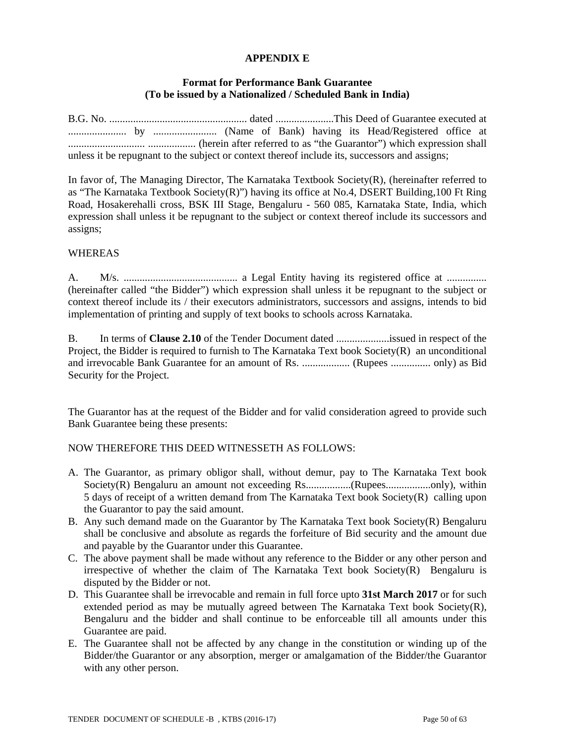**APPENDIX E**

**Format for Performance Bank Guarantee**
**(To be issued by a Nationalized / Scheduled Bank in India)**

B.G. No. .................................................... dated ......................This Deed of Guarantee executed at ...................... by ........................ (Name of Bank) having its Head/Registered office at ............................. .................. (herein after referred to as "the Guarantor") which expression shall unless it be repugnant to the subject or context thereof include its, successors and assigns;

In favor of, The Managing Director, The Karnataka Textbook Society(R), (hereinafter referred to as "The Karnataka Textbook Society(R)") having its office at No.4, DSERT Building,100 Ft Ring Road, Hosakerehalli cross, BSK III Stage, Bengaluru - 560 085, Karnataka State, India, which expression shall unless it be repugnant to the subject or context thereof include its successors and assigns;

WHEREAS

A. M/s. ........................................... a Legal Entity having its registered office at ............... (hereinafter called "the Bidder") which expression shall unless it be repugnant to the subject or context thereof include its / their executors administrators, successors and assigns, intends to bid implementation of printing and supply of text books to schools across Karnataka.

B. In terms of **Clause 2.10** of the Tender Document dated ....................issued in respect of the Project, the Bidder is required to furnish to The Karnataka Text book Society(R) an unconditional and irrevocable Bank Guarantee for an amount of Rs. .................. (Rupees ............... only) as Bid Security for the Project.

The Guarantor has at the request of the Bidder and for valid consideration agreed to provide such Bank Guarantee being these presents:

NOW THEREFORE THIS DEED WITNESSETH AS FOLLOWS:

A. The Guarantor, as primary obligor shall, without demur, pay to The Karnataka Text book Society(R) Bengaluru an amount not exceeding Rs.................(Rupees.................only), within 5 days of receipt of a written demand from The Karnataka Text book Society(R) calling upon the Guarantor to pay the said amount.
B. Any such demand made on the Guarantor by The Karnataka Text book Society(R) Bengaluru shall be conclusive and absolute as regards the forfeiture of Bid security and the amount due and payable by the Guarantor under this Guarantee.
C. The above payment shall be made without any reference to the Bidder or any other person and irrespective of whether the claim of The Karnataka Text book Society(R) Bengaluru is disputed by the Bidder or not.
D. This Guarantee shall be irrevocable and remain in full force upto **31st March 2017** or for such extended period as may be mutually agreed between The Karnataka Text book Society(R), Bengaluru and the bidder and shall continue to be enforceable till all amounts under this Guarantee are paid.
E. The Guarantee shall not be affected by any change in the constitution or winding up of the Bidder/the Guarantor or any absorption, merger or amalgamation of the Bidder/the Guarantor with any other person.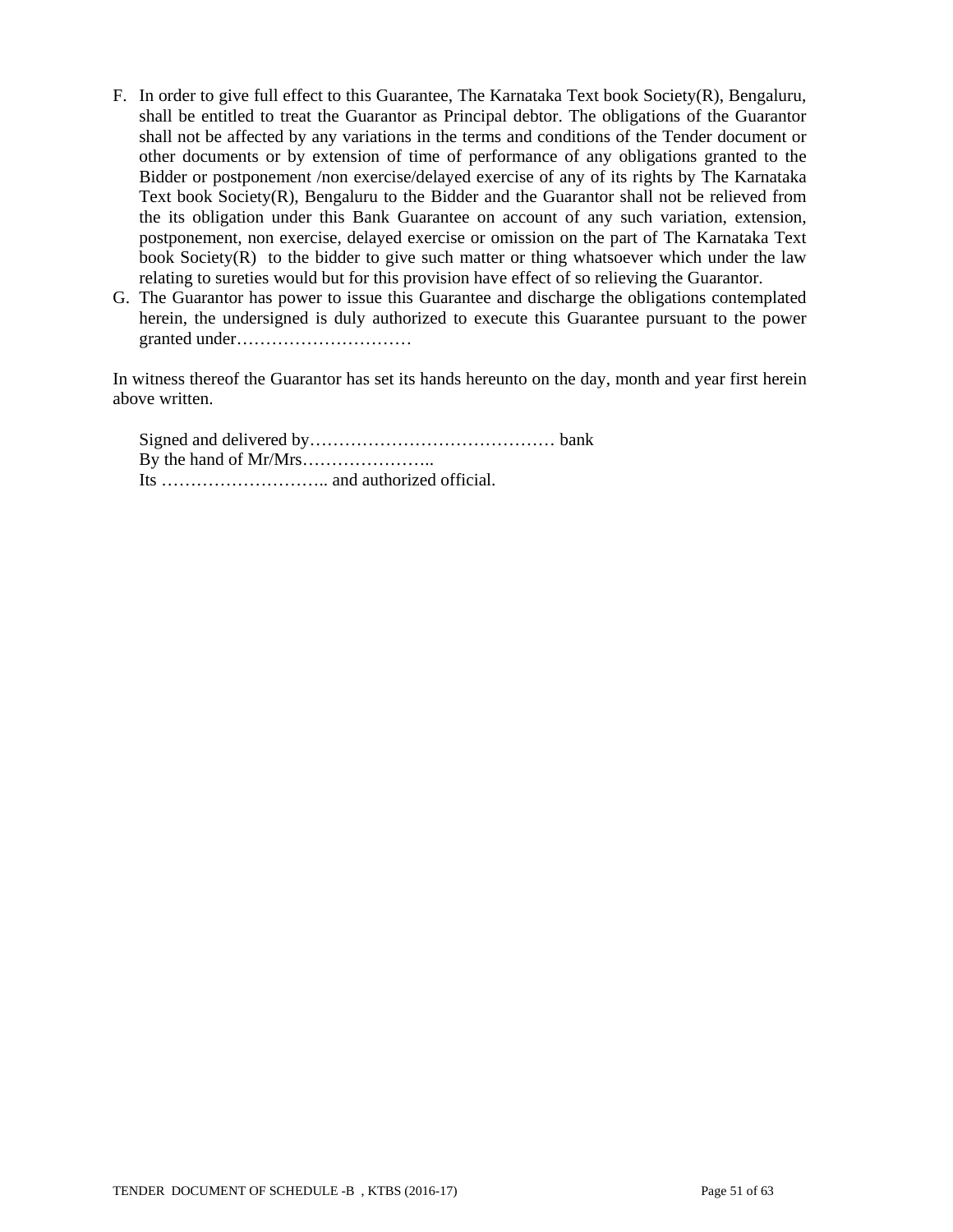F. In order to give full effect to this Guarantee, The Karnataka Text book Society(R), Bengaluru, shall be entitled to treat the Guarantor as Principal debtor. The obligations of the Guarantor shall not be affected by any variations in the terms and conditions of the Tender document or other documents or by extension of time of performance of any obligations granted to the Bidder or postponement /non exercise/delayed exercise of any of its rights by The Karnataka Text book Society(R), Bengaluru to the Bidder and the Guarantor shall not be relieved from the its obligation under this Bank Guarantee on account of any such variation, extension, postponement, non exercise, delayed exercise or omission on the part of The Karnataka Text book Society(R) to the bidder to give such matter or thing whatsoever which under the law relating to sureties would but for this provision have effect of so relieving the Guarantor.

G. The Guarantor has power to issue this Guarantee and discharge the obligations contemplated herein, the undersigned is duly authorized to execute this Guarantee pursuant to the power granted under…………………………

In witness thereof the Guarantor has set its hands hereunto on the day, month and year first herein above written.

Signed and delivered by…………………………………… bank  
By the hand of Mr/Mrs…………………..  
Its ……………………….. and authorized official.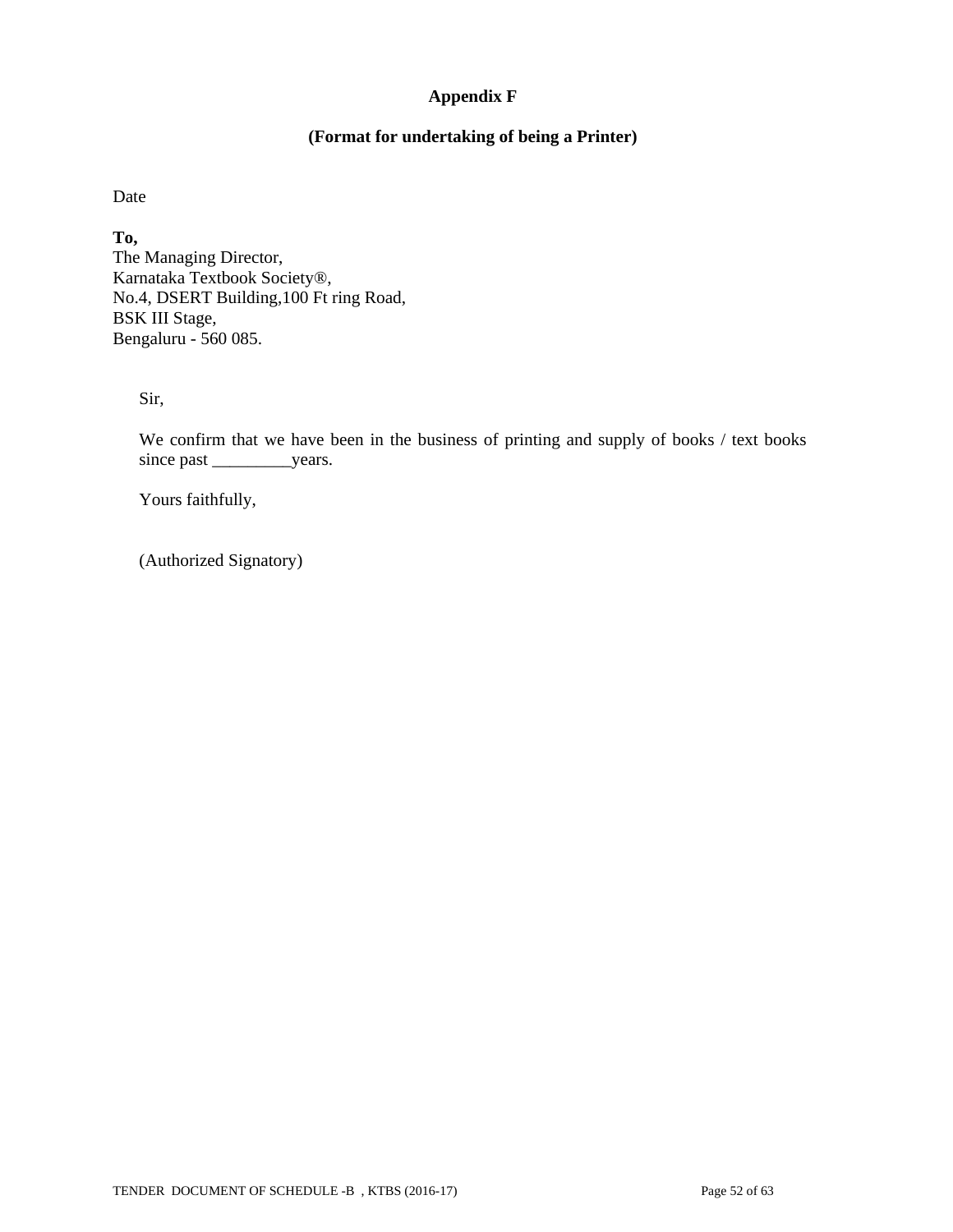# Appendix F

## (Format for undertaking of being a Printer)

Date

**To,**
The Managing Director,
Karnataka Textbook Society®,
No.4, DSERT Building,100 Ft ring Road,
BSK III Stage,
Bengaluru - 560 085.

Sir,

We confirm that we have been in the business of printing and supply of books / text books since past _________years.

Yours faithfully,

(Authorized Signatory)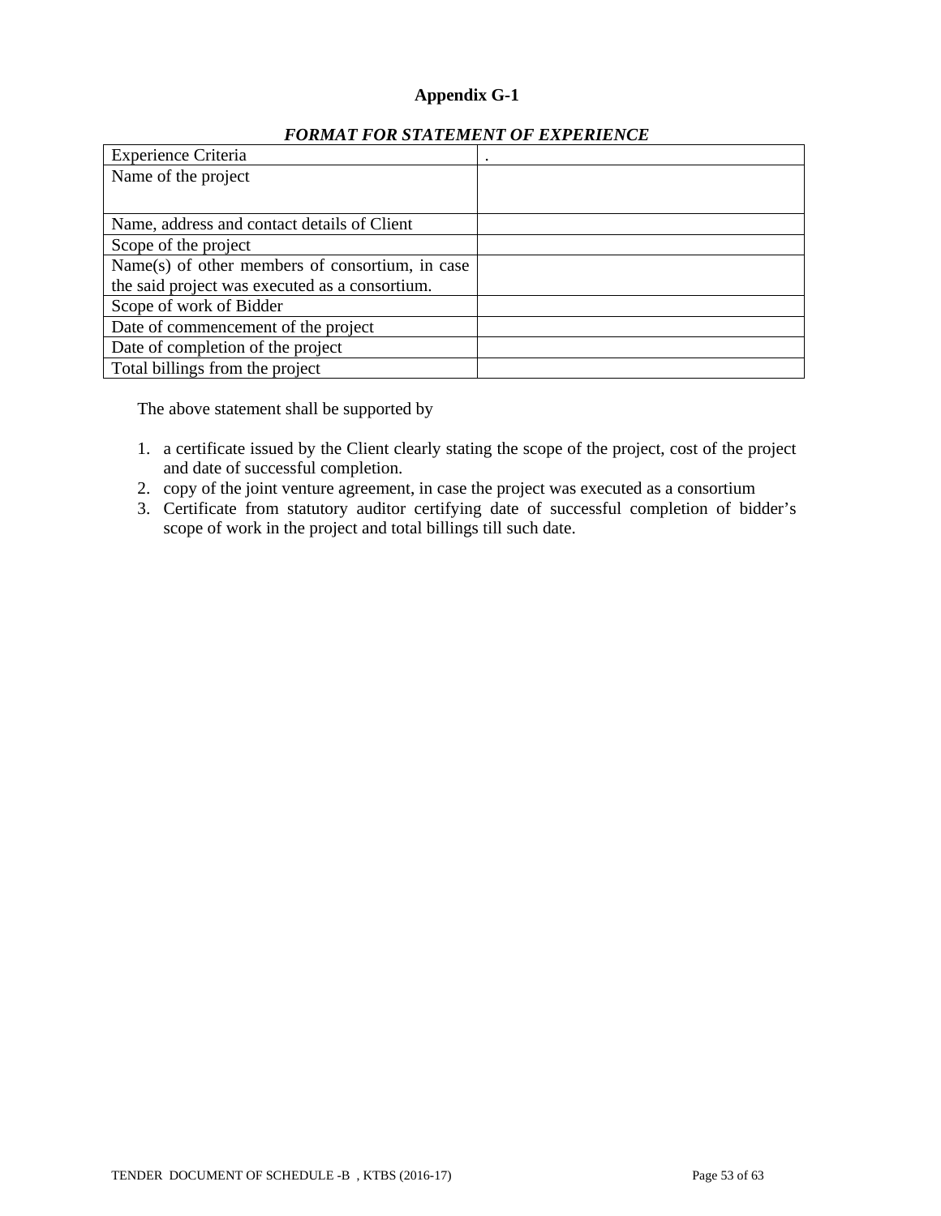### Appendix G-1

***FORMAT FOR STATEMENT OF EXPERIENCE***

| Experience Criteria | . |
|---|---|
| Name of the project | |
| Name, address and contact details of Client | |
| Scope of the project | |
| Name(s) of other members of consortium, in case the said project was executed as a consortium. | |
| Scope of work of Bidder | |
| Date of commencement of the project | |
| Date of completion of the project | |
| Total billings from the project | |

The above statement shall be supported by

1. a certificate issued by the Client clearly stating the scope of the project, cost of the project and date of successful completion.
2. copy of the joint venture agreement, in case the project was executed as a consortium
3. Certificate from statutory auditor certifying date of successful completion of bidder's scope of work in the project and total billings till such date.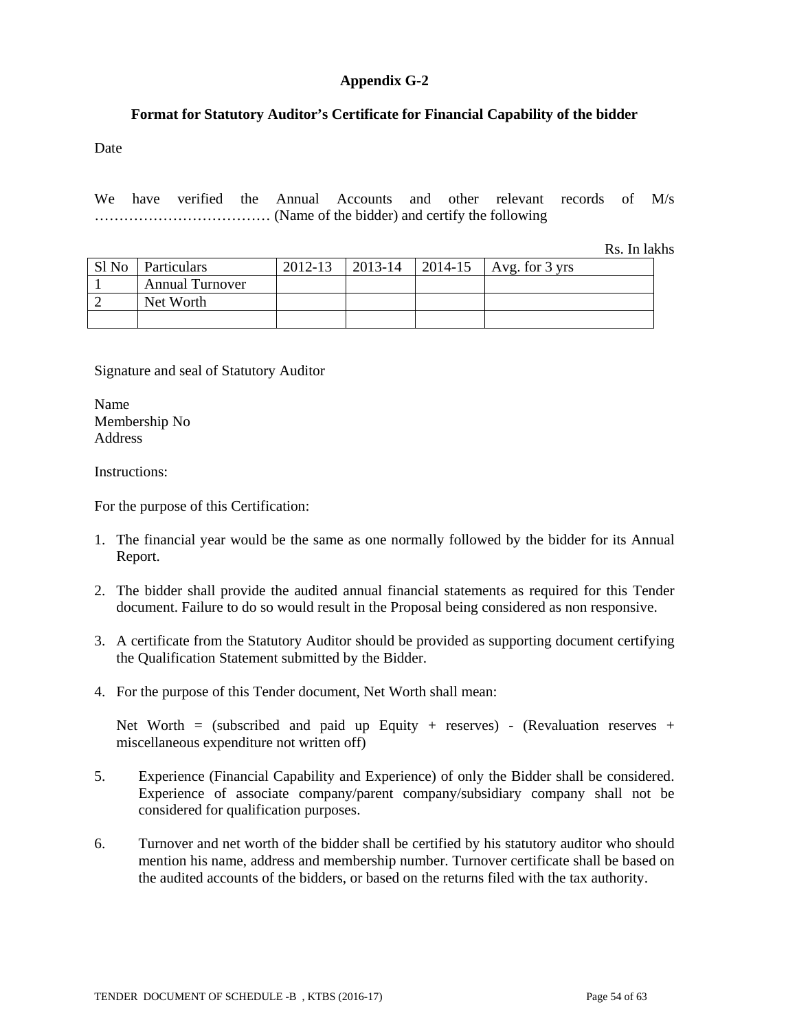**Appendix G-2**

**Format for Statutory Auditor's Certificate for Financial Capability of the bidder**

Date

We have verified the Annual Accounts and other relevant records of M/s ……………………………… (Name of the bidder) and certify the following

Rs. In lakhs

| Sl No | Particulars | 2012-13 | 2013-14 | 2014-15 | Avg. for 3 yrs |
|---|---|---|---|---|---|
| 1 | Annual Turnover | | | | |
| 2 | Net Worth | | | | |
| | | | | | |

Signature and seal of Statutory Auditor

Name
Membership No
Address

Instructions:

For the purpose of this Certification:

1. The financial year would be the same as one normally followed by the bidder for its Annual Report.
2. The bidder shall provide the audited annual financial statements as required for this Tender document. Failure to do so would result in the Proposal being considered as non responsive.
3. A certificate from the Statutory Auditor should be provided as supporting document certifying the Qualification Statement submitted by the Bidder.
4. For the purpose of this Tender document, Net Worth shall mean:

   Net Worth = (subscribed and paid up Equity + reserves) - (Revaluation reserves + miscellaneous expenditure not written off)

5. Experience (Financial Capability and Experience) of only the Bidder shall be considered. Experience of associate company/parent company/subsidiary company shall not be considered for qualification purposes.
6. Turnover and net worth of the bidder shall be certified by his statutory auditor who should mention his name, address and membership number. Turnover certificate shall be based on the audited accounts of the bidders, or based on the returns filed with the tax authority.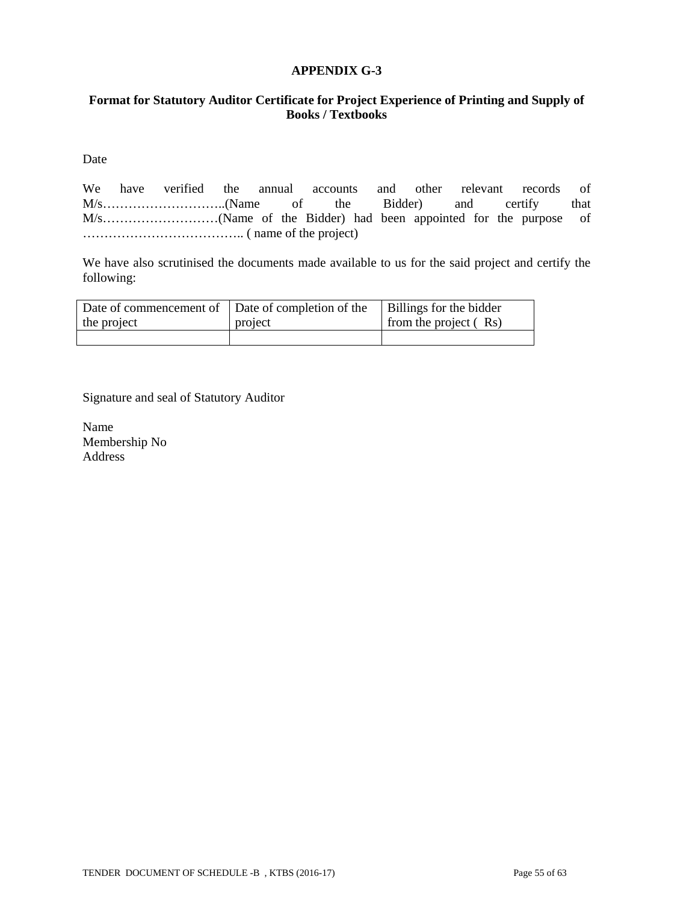# APPENDIX G-3

## Format for Statutory Auditor Certificate for Project Experience of Printing and Supply of Books / Textbooks

Date

We have verified the annual accounts and other relevant records of M/s………………………..(Name of the Bidder) and certify that M/s………………………(Name of the Bidder) had been appointed for the purpose of ……………………………….. ( name of the project)

We have also scrutinised the documents made available to us for the said project and certify the following:

| Date of commencement of the project | Date of completion of the project | Billings for the bidder from the project ( Rs) |
|---|---|---|
| | | |

Signature and seal of Statutory Auditor

Name
Membership No
Address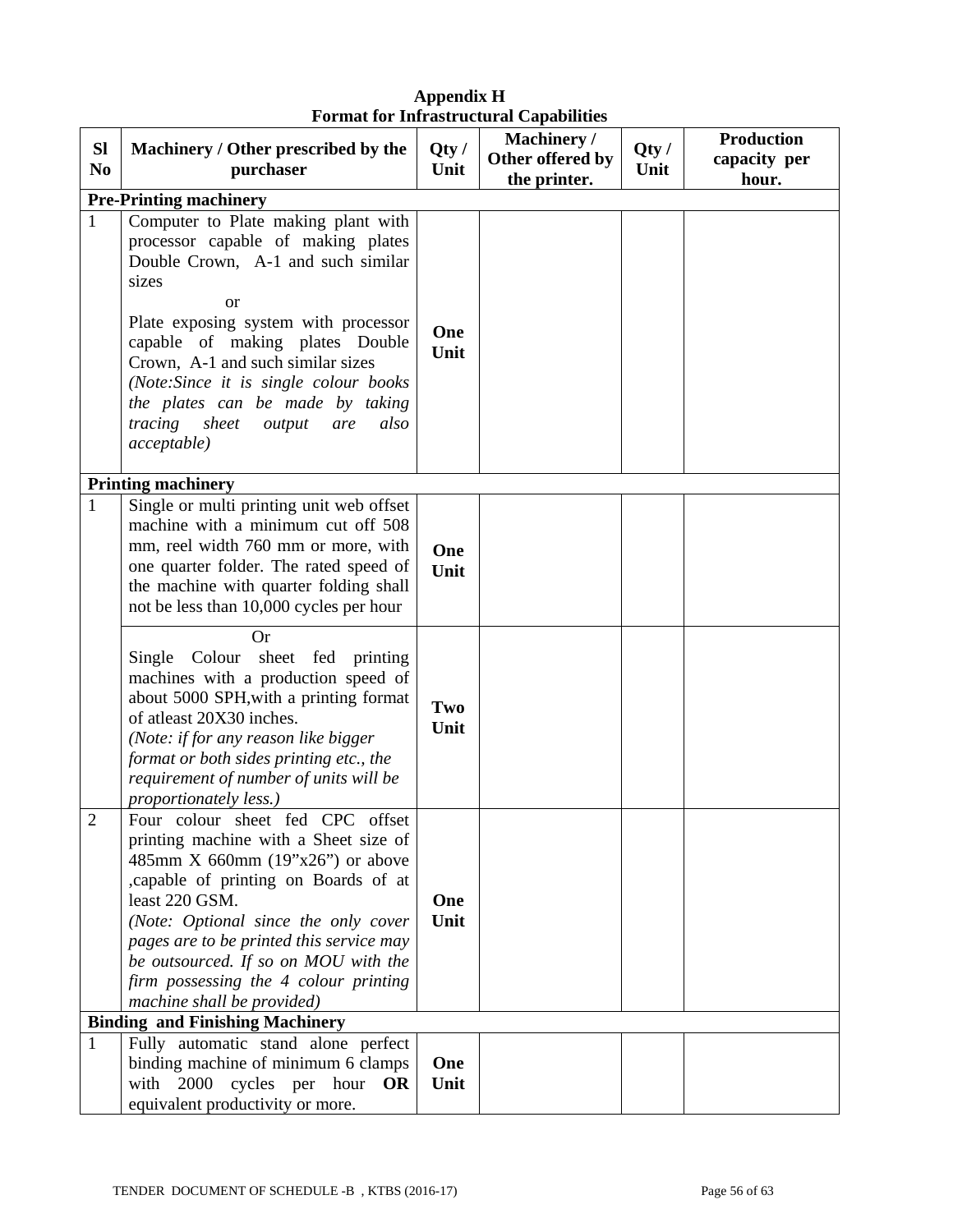**Appendix H**
**Format for Infrastructural Capabilities**

| Sl No | Machinery / Other prescribed by the purchaser | Qty / Unit | Machinery / Other offered by the printer. | Qty / Unit | Production capacity per hour. |
|---|---|---|---|---|---|
| **Pre-Printing machinery** | | | | | |
| 1 | Computer to Plate making plant with processor capable of making plates Double Crown, A-1 and such similar sizes<br>or<br>Plate exposing system with processor capable of making plates Double Crown, A-1 and such similar sizes<br>*(Note:Since it is single colour books the plates can be made by taking tracing sheet output are also acceptable)* | **One Unit** | | | |
| **Printing machinery** | | | | | |
| 1 | Single or multi printing unit web offset machine with a minimum cut off 508 mm, reel width 760 mm or more, with one quarter folder. The rated speed of the machine with quarter folding shall not be less than 10,000 cycles per hour | **One Unit** | | | |
| | Or<br>Single Colour sheet fed printing machines with a production speed of about 5000 SPH,with a printing format of atleast 20X30 inches.<br>*(Note: if for any reason like bigger format or both sides printing etc., the requirement of number of units will be proportionately less.)* | **Two Unit** | | | |
| 2 | Four colour sheet fed CPC offset printing machine with a Sheet size of 485mm X 660mm (19"x26") or above ,capable of printing on Boards of at least 220 GSM.<br>*(Note: Optional since the only cover pages are to be printed this service may be outsourced. If so on MOU with the firm possessing the 4 colour printing machine shall be provided)* | **One Unit** | | | |
| **Binding and Finishing Machinery** | | | | | |
| 1 | Fully automatic stand alone perfect binding machine of minimum 6 clamps with 2000 cycles per hour **OR** equivalent productivity or more. | **One Unit** | | | |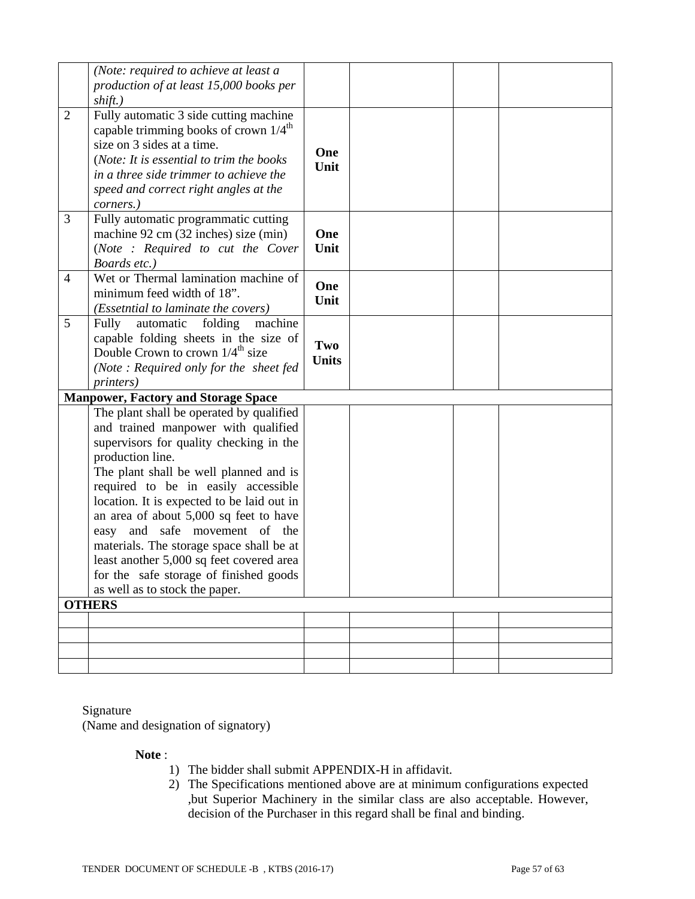| | | | | | |
|---|---|---|---|---|---|
| | *(Note: required to achieve at least a production of at least 15,000 books per shift.)* | | | | |
| 2 | Fully automatic 3 side cutting machine capable trimming books of crown 1/4$^{th}$ size on 3 sides at a time. (*Note: It is essential to trim the books in a three side trimmer to achieve the speed and correct right angles at the corners.)* | **One Unit** | | | |
| 3 | Fully automatic programmatic cutting machine 92 cm (32 inches) size (min) (*Note : Required to cut the Cover Boards etc.)* | **One Unit** | | | |
| 4 | Wet or Thermal lamination machine of minimum feed width of 18". *(Essetntial to laminate the covers)* | **One Unit** | | | |
| 5 | Fully automatic folding machine capable folding sheets in the size of Double Crown to crown 1/4$^{th}$ size *(Note : Required only for the sheet fed printers)* | **Two Units** | | | |
| **Manpower, Factory and Storage Space** | | | | | |
| | The plant shall be operated by qualified and trained manpower with qualified supervisors for quality checking in the production line. The plant shall be well planned and is required to be in easily accessible location. It is expected to be laid out in an area of about 5,000 sq feet to have easy and safe movement of the materials. The storage space shall be at least another 5,000 sq feet covered area for the safe storage of finished goods as well as to stock the paper. | | | | |
| **OTHERS** | | | | | |
| | | | | | |
| | | | | | |
| | | | | | |
| | | | | | |

Signature
(Name and designation of signatory)

**Note** :

1) The bidder shall submit APPENDIX-H in affidavit.
2) The Specifications mentioned above are at minimum configurations expected ,but Superior Machinery in the similar class are also acceptable. However, decision of the Purchaser in this regard shall be final and binding.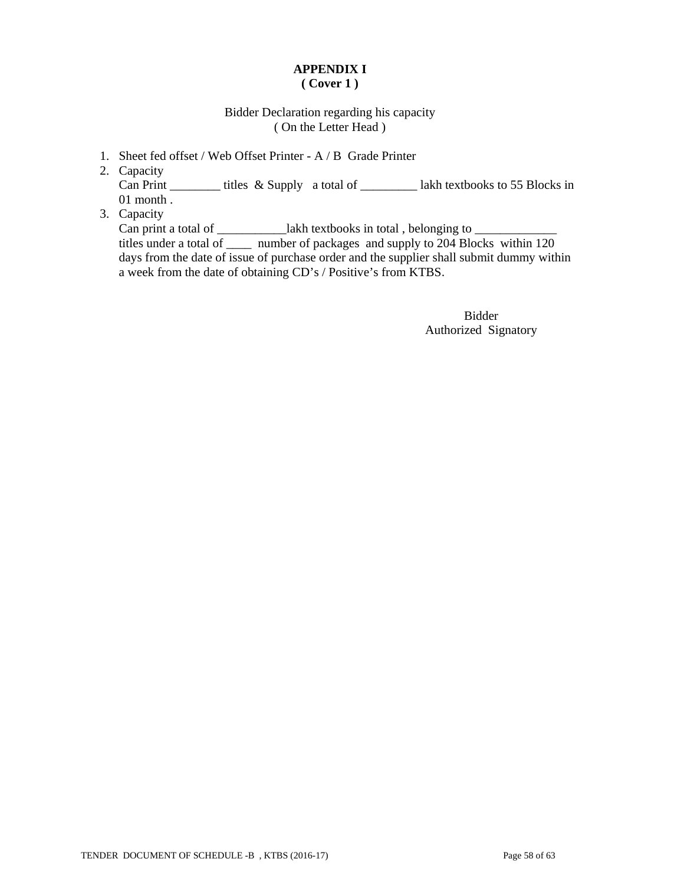# APPENDIX I
**( Cover 1 )**

Bidder Declaration regarding his capacity
( On the Letter Head )

1. Sheet fed offset / Web Offset Printer - A / B Grade Printer
2. Capacity
   Can Print ________ titles & Supply a total of _________ lakh textbooks to 55 Blocks in 01 month .
3. Capacity
   Can print a total of ___________lakh textbooks in total , belonging to _____________ titles under a total of ____ number of packages and supply to 204 Blocks within 120 days from the date of issue of purchase order and the supplier shall submit dummy within a week from the date of obtaining CD's / Positive's from KTBS.

Bidder
Authorized Signatory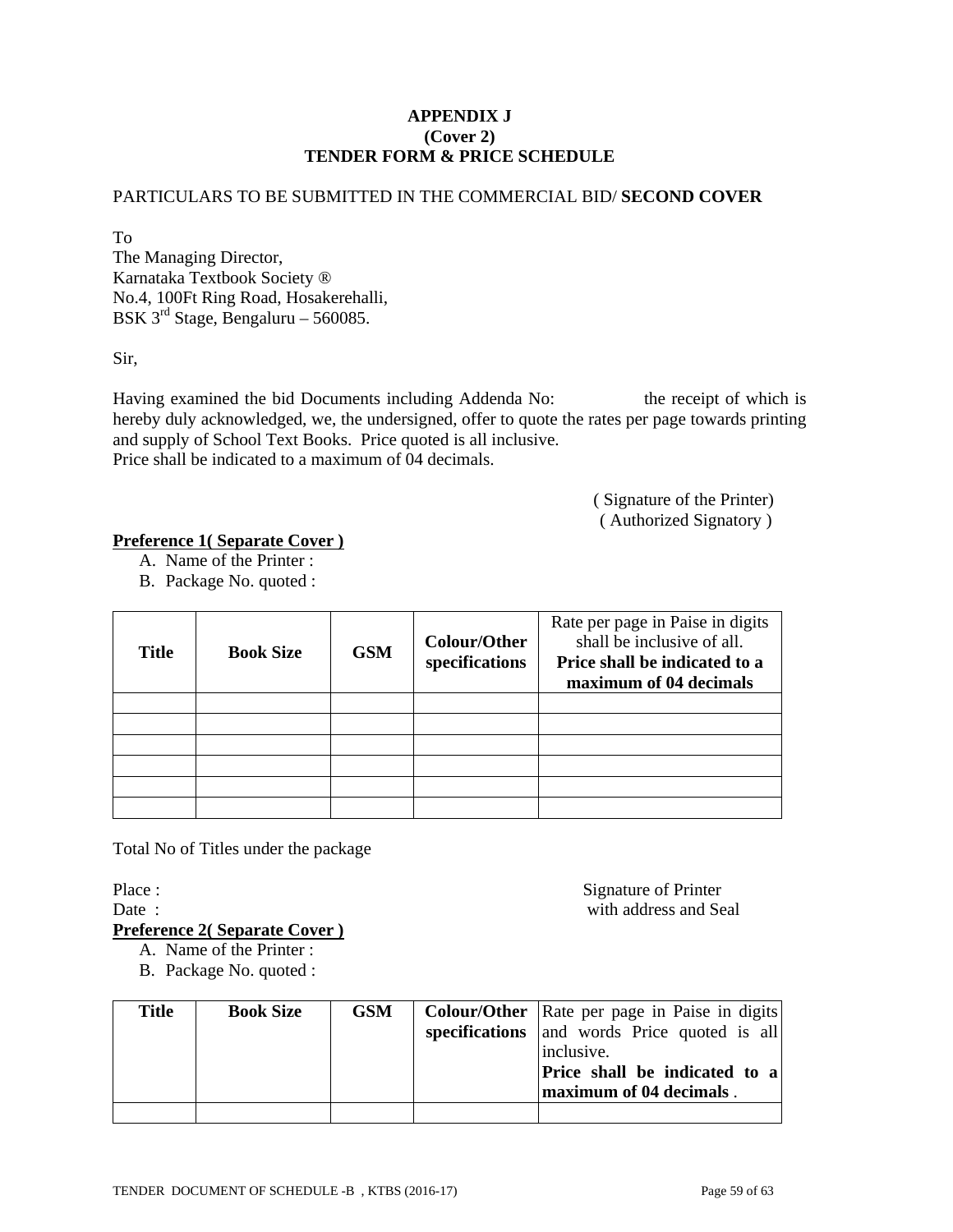**APPENDIX J**
**(Cover 2)**
**TENDER FORM & PRICE SCHEDULE**

PARTICULARS TO BE SUBMITTED IN THE COMMERCIAL BID/ **SECOND COVER**

To
The Managing Director,
Karnataka Textbook Society ®
No.4, 100Ft Ring Road, Hosakerehalli,
BSK 3rd Stage, Bengaluru – 560085.

Sir,

Having examined the bid Documents including Addenda No: the receipt of which is hereby duly acknowledged, we, the undersigned, offer to quote the rates per page towards printing and supply of School Text Books. Price quoted is all inclusive.
Price shall be indicated to a maximum of 04 decimals.

( Signature of the Printer)
( Authorized Signatory )

**Preference 1( Separate Cover )**

A. Name of the Printer :
B. Package No. quoted :

| **Title** | **Book Size** | **GSM** | **Colour/Other specifications** | Rate per page in Paise in digits shall be inclusive of all. **Price shall be indicated to a maximum of 04 decimals** |
|---|---|---|---|---|
| | | | | |
| | | | | |
| | | | | |
| | | | | |
| | | | | |
| | | | | |

Total No of Titles under the package

Place :
Date :

Signature of Printer
with address and Seal

**Preference 2( Separate Cover )**

A. Name of the Printer :
B. Package No. quoted :

| **Title** | **Book Size** | **GSM** | **Colour/Other specifications** | Rate per page in Paise in digits and words Price quoted is all inclusive. **Price shall be indicated to a maximum of 04 decimals** . |
|---|---|---|---|---|
| | | | | |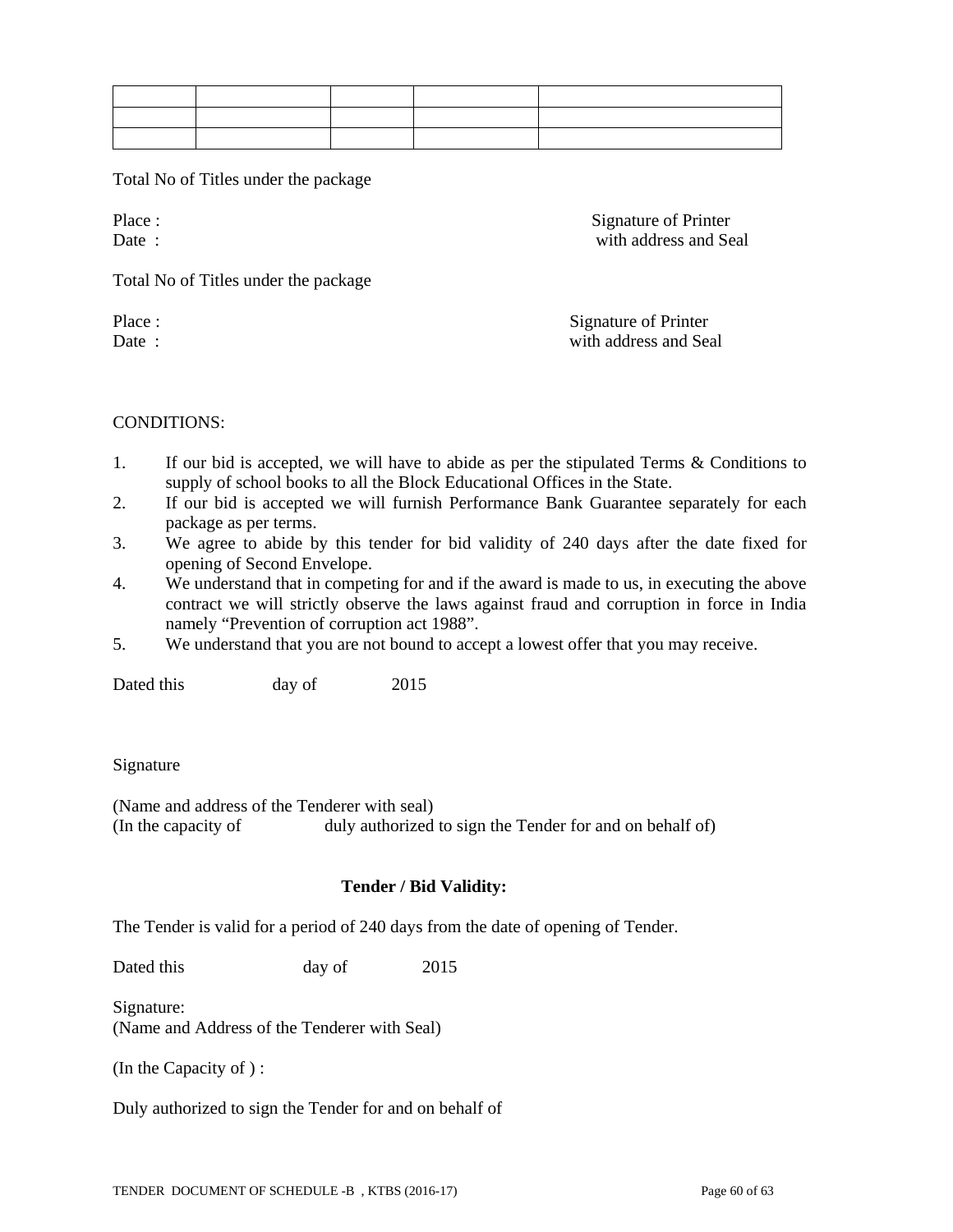| | | | | |
|---|---|---|---|---|
| | | | | |
| | | | | |

Total No of Titles under the package

Place : Signature of Printer
Date : with address and Seal

Total No of Titles under the package

Place : Signature of Printer
Date : with address and Seal

CONDITIONS:

1. If our bid is accepted, we will have to abide as per the stipulated Terms & Conditions to supply of school books to all the Block Educational Offices in the State.
2. If our bid is accepted we will furnish Performance Bank Guarantee separately for each package as per terms.
3. We agree to abide by this tender for bid validity of 240 days after the date fixed for opening of Second Envelope.
4. We understand that in competing for and if the award is made to us, in executing the above contract we will strictly observe the laws against fraud and corruption in force in India namely "Prevention of corruption act 1988".
5. We understand that you are not bound to accept a lowest offer that you may receive.

Dated this day of 2015

Signature

(Name and address of the Tenderer with seal)
(In the capacity of duly authorized to sign the Tender for and on behalf of)

**Tender / Bid Validity:**

The Tender is valid for a period of 240 days from the date of opening of Tender.

Dated this day of 2015

Signature:
(Name and Address of the Tenderer with Seal)

(In the Capacity of ) :

Duly authorized to sign the Tender for and on behalf of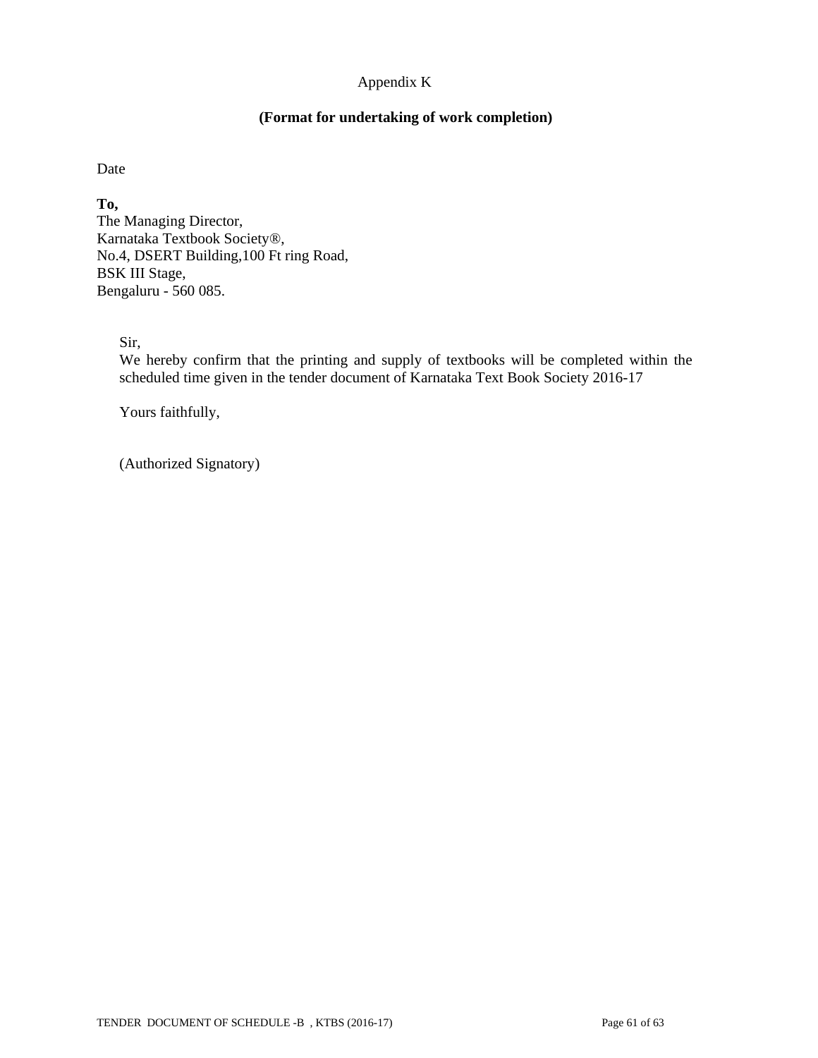Appendix K

**(Format for undertaking of work completion)**

Date

**To,**
The Managing Director,
Karnataka Textbook Society®,
No.4, DSERT Building,100 Ft ring Road,
BSK III Stage,
Bengaluru - 560 085.

Sir,
We hereby confirm that the printing and supply of textbooks will be completed within the scheduled time given in the tender document of Karnataka Text Book Society 2016-17

Yours faithfully,

(Authorized Signatory)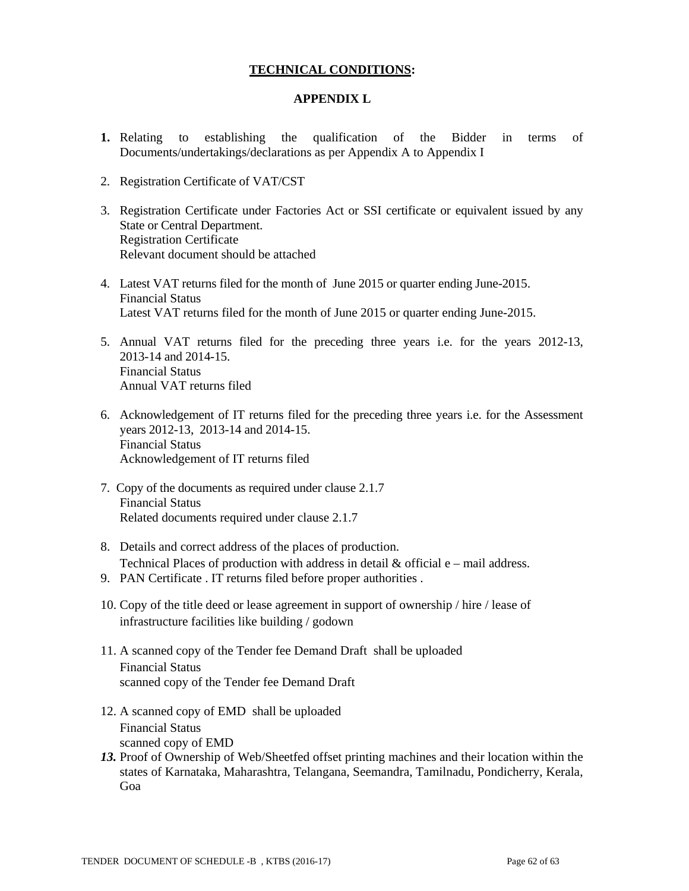## TECHNICAL CONDITIONS:

### APPENDIX L

1. Relating to establishing the qualification of the Bidder in terms of Documents/undertakings/declarations as per Appendix A to Appendix I

2. Registration Certificate of VAT/CST

3. Registration Certificate under Factories Act or SSI certificate or equivalent issued by any State or Central Department.
   Registration Certificate
   Relevant document should be attached

4. Latest VAT returns filed for the month of June 2015 or quarter ending June-2015.
   Financial Status
   Latest VAT returns filed for the month of June 2015 or quarter ending June-2015.

5. Annual VAT returns filed for the preceding three years i.e. for the years 2012-13, 2013-14 and 2014-15.
   Financial Status
   Annual VAT returns filed

6. Acknowledgement of IT returns filed for the preceding three years i.e. for the Assessment years 2012-13, 2013-14 and 2014-15.
   Financial Status
   Acknowledgement of IT returns filed

7. Copy of the documents as required under clause 2.1.7
   Financial Status
   Related documents required under clause 2.1.7

8. Details and correct address of the places of production.
   Technical Places of production with address in detail & official e – mail address.

9. PAN Certificate . IT returns filed before proper authorities .

10. Copy of the title deed or lease agreement in support of ownership / hire / lease of infrastructure facilities like building / godown

11. A scanned copy of the Tender fee Demand Draft shall be uploaded
    Financial Status
    scanned copy of the Tender fee Demand Draft

12. A scanned copy of EMD shall be uploaded
    Financial Status
    scanned copy of EMD

13. Proof of Ownership of Web/Sheetfed offset printing machines and their location within the states of Karnataka, Maharashtra, Telangana, Seemandra, Tamilnadu, Pondicherry, Kerala, Goa